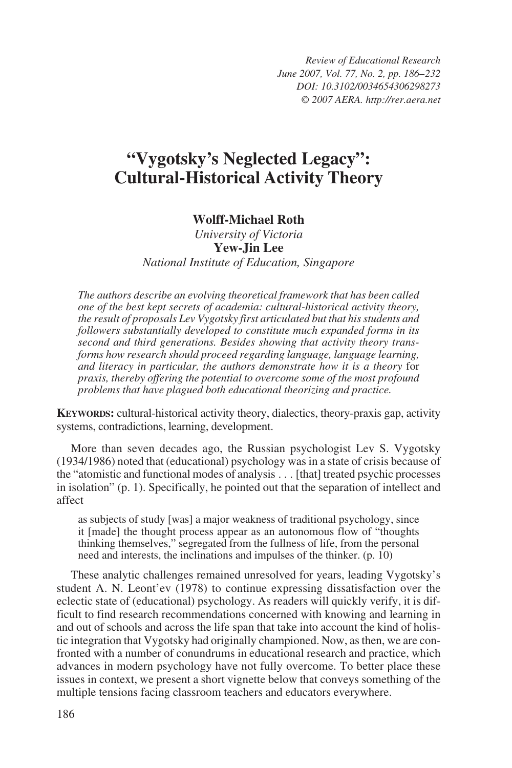*Review of Educational Research*
*June 2007, Vol. 77, No. 2, pp. 186–232*
*DOI: 10.3102/0034654306298273*
*© 2007 AERA. http://rer.aera.net*

# "Vygotsky's Neglected Legacy": Cultural-Historical Activity Theory

**Wolff-Michael Roth**
*University of Victoria*
**Yew-Jin Lee**
*National Institute of Education, Singapore*

*The authors describe an evolving theoretical framework that has been called one of the best kept secrets of academia: cultural-historical activity theory, the result of proposals Lev Vygotsky first articulated but that his students and followers substantially developed to constitute much expanded forms in its second and third generations. Besides showing that activity theory transforms how research should proceed regarding language, language learning, and literacy in particular, the authors demonstrate how it is a theory* for *praxis, thereby offering the potential to overcome some of the most profound problems that have plagued both educational theorizing and practice.*

**KEYWORDS:** cultural-historical activity theory, dialectics, theory-praxis gap, activity systems, contradictions, learning, development.

More than seven decades ago, the Russian psychologist Lev S. Vygotsky (1934/1986) noted that (educational) psychology was in a state of crisis because of the "atomistic and functional modes of analysis . . . [that] treated psychic processes in isolation" (p. 1). Specifically, he pointed out that the separation of intellect and affect

> as subjects of study [was] a major weakness of traditional psychology, since it [made] the thought process appear as an autonomous flow of "thoughts thinking themselves," segregated from the fullness of life, from the personal need and interests, the inclinations and impulses of the thinker. (p. 10)

These analytic challenges remained unresolved for years, leading Vygotsky's student A. N. Leont'ev (1978) to continue expressing dissatisfaction over the eclectic state of (educational) psychology. As readers will quickly verify, it is difficult to find research recommendations concerned with knowing and learning in and out of schools and across the life span that take into account the kind of holistic integration that Vygotsky had originally championed. Now, as then, we are confronted with a number of conundrums in educational research and practice, which advances in modern psychology have not fully overcome. To better place these issues in context, we present a short vignette below that conveys something of the multiple tensions facing classroom teachers and educators everywhere.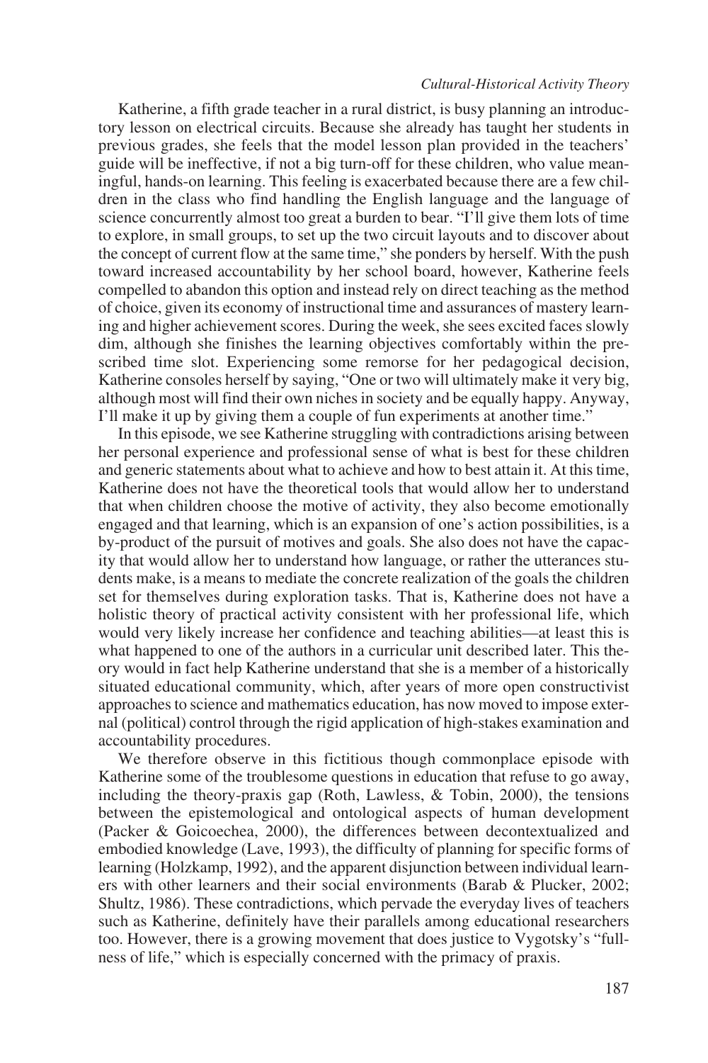Katherine, a fifth grade teacher in a rural district, is busy planning an introductory lesson on electrical circuits. Because she already has taught her students in previous grades, she feels that the model lesson plan provided in the teachers' guide will be ineffective, if not a big turn-off for these children, who value meaningful, hands-on learning. This feeling is exacerbated because there are a few children in the class who find handling the English language and the language of science concurrently almost too great a burden to bear. "I'll give them lots of time to explore, in small groups, to set up the two circuit layouts and to discover about the concept of current flow at the same time," she ponders by herself. With the push toward increased accountability by her school board, however, Katherine feels compelled to abandon this option and instead rely on direct teaching as the method of choice, given its economy of instructional time and assurances of mastery learning and higher achievement scores. During the week, she sees excited faces slowly dim, although she finishes the learning objectives comfortably within the prescribed time slot. Experiencing some remorse for her pedagogical decision, Katherine consoles herself by saying, "One or two will ultimately make it very big, although most will find their own niches in society and be equally happy. Anyway, I'll make it up by giving them a couple of fun experiments at another time."

In this episode, we see Katherine struggling with contradictions arising between her personal experience and professional sense of what is best for these children and generic statements about what to achieve and how to best attain it. At this time, Katherine does not have the theoretical tools that would allow her to understand that when children choose the motive of activity, they also become emotionally engaged and that learning, which is an expansion of one's action possibilities, is a by-product of the pursuit of motives and goals. She also does not have the capacity that would allow her to understand how language, or rather the utterances students make, is a means to mediate the concrete realization of the goals the children set for themselves during exploration tasks. That is, Katherine does not have a holistic theory of practical activity consistent with her professional life, which would very likely increase her confidence and teaching abilities—at least this is what happened to one of the authors in a curricular unit described later. This theory would in fact help Katherine understand that she is a member of a historically situated educational community, which, after years of more open constructivist approaches to science and mathematics education, has now moved to impose external (political) control through the rigid application of high-stakes examination and accountability procedures.

We therefore observe in this fictitious though commonplace episode with Katherine some of the troublesome questions in education that refuse to go away, including the theory-praxis gap (Roth, Lawless, & Tobin, 2000), the tensions between the epistemological and ontological aspects of human development (Packer & Goicoechea, 2000), the differences between decontextualized and embodied knowledge (Lave, 1993), the difficulty of planning for specific forms of learning (Holzkamp, 1992), and the apparent disjunction between individual learners with other learners and their social environments (Barab & Plucker, 2002; Shultz, 1986). These contradictions, which pervade the everyday lives of teachers such as Katherine, definitely have their parallels among educational researchers too. However, there is a growing movement that does justice to Vygotsky's "fullness of life," which is especially concerned with the primacy of praxis.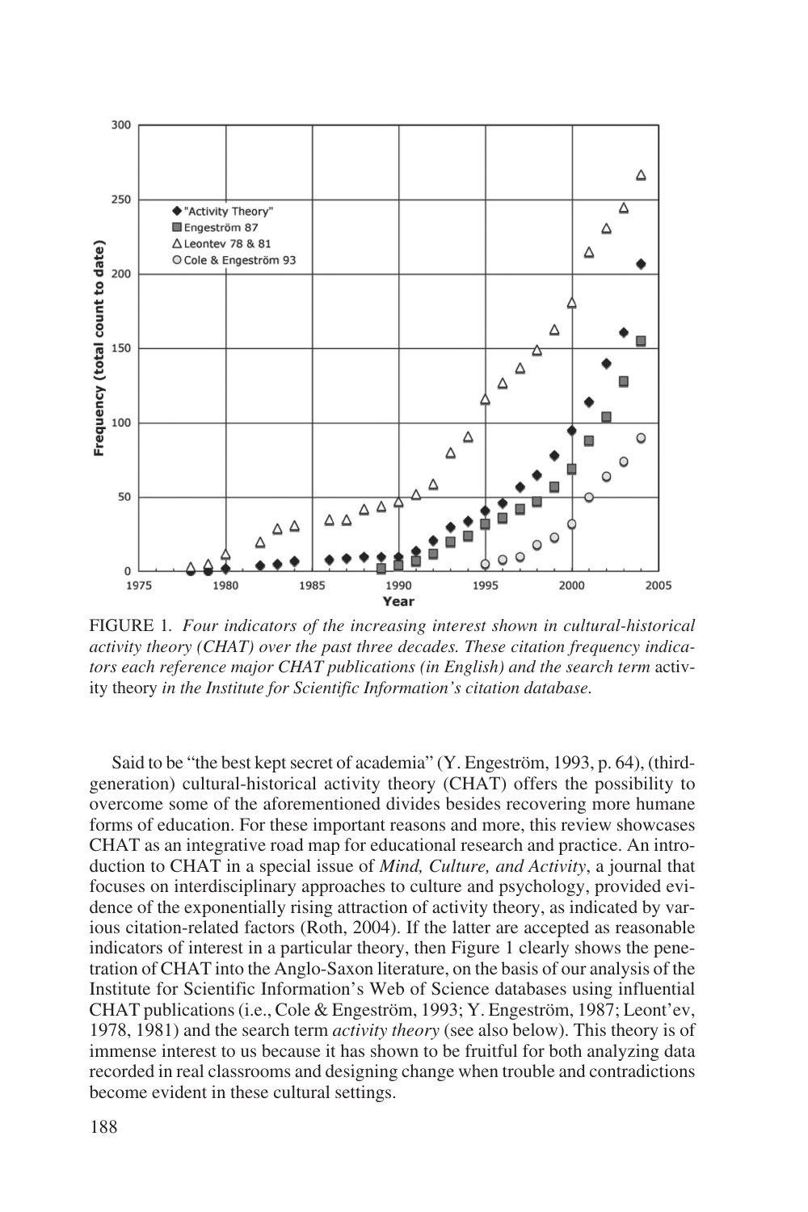FIGURE 1. *Four indicators of the increasing interest shown in cultural-historical activity theory (CHAT) over the past three decades. These citation frequency indicators each reference major CHAT publications (in English) and the search term* activity theory *in the Institute for Scientific Information's citation database.*

Said to be "the best kept secret of academia" (Y. Engeström, 1993, p. 64), (third-generation) cultural-historical activity theory (CHAT) offers the possibility to overcome some of the aforementioned divides besides recovering more humane forms of education. For these important reasons and more, this review showcases CHAT as an integrative road map for educational research and practice. An introduction to CHAT in a special issue of *Mind, Culture, and Activity*, a journal that focuses on interdisciplinary approaches to culture and psychology, provided evidence of the exponentially rising attraction of activity theory, as indicated by various citation-related factors (Roth, 2004). If the latter are accepted as reasonable indicators of interest in a particular theory, then Figure 1 clearly shows the penetration of CHAT into the Anglo-Saxon literature, on the basis of our analysis of the Institute for Scientific Information's Web of Science databases using influential CHAT publications (i.e., Cole & Engeström, 1993; Y. Engeström, 1987; Leont'ev, 1978, 1981) and the search term *activity theory* (see also below). This theory is of immense interest to us because it has shown to be fruitful for both analyzing data recorded in real classrooms and designing change when trouble and contradictions become evident in these cultural settings.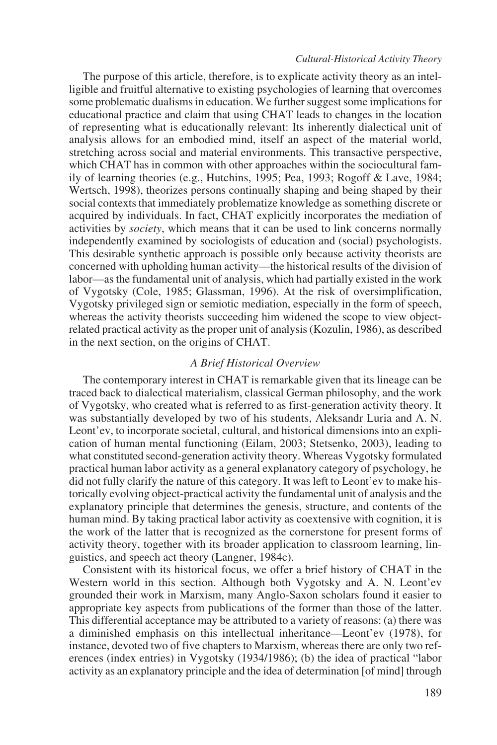The purpose of this article, therefore, is to explicate activity theory as an intelligible and fruitful alternative to existing psychologies of learning that overcomes some problematic dualisms in education. We further suggest some implications for educational practice and claim that using CHAT leads to changes in the location of representing what is educationally relevant: Its inherently dialectical unit of analysis allows for an embodied mind, itself an aspect of the material world, stretching across social and material environments. This transactive perspective, which CHAT has in common with other approaches within the sociocultural family of learning theories (e.g., Hutchins, 1995; Pea, 1993; Rogoff & Lave, 1984; Wertsch, 1998), theorizes persons continually shaping and being shaped by their social contexts that immediately problematize knowledge as something discrete or acquired by individuals. In fact, CHAT explicitly incorporates the mediation of activities by *society*, which means that it can be used to link concerns normally independently examined by sociologists of education and (social) psychologists. This desirable synthetic approach is possible only because activity theorists are concerned with upholding human activity—the historical results of the division of labor—as the fundamental unit of analysis, which had partially existed in the work of Vygotsky (Cole, 1985; Glassman, 1996). At the risk of oversimplification, Vygotsky privileged sign or semiotic mediation, especially in the form of speech, whereas the activity theorists succeeding him widened the scope to view object-related practical activity as the proper unit of analysis (Kozulin, 1986), as described in the next section, on the origins of CHAT.

## *A Brief Historical Overview*

The contemporary interest in CHAT is remarkable given that its lineage can be traced back to dialectical materialism, classical German philosophy, and the work of Vygotsky, who created what is referred to as first-generation activity theory. It was substantially developed by two of his students, Aleksandr Luria and A. N. Leont'ev, to incorporate societal, cultural, and historical dimensions into an explication of human mental functioning (Eilam, 2003; Stetsenko, 2003), leading to what constituted second-generation activity theory. Whereas Vygotsky formulated practical human labor activity as a general explanatory category of psychology, he did not fully clarify the nature of this category. It was left to Leont'ev to make historically evolving object-practical activity the fundamental unit of analysis and the explanatory principle that determines the genesis, structure, and contents of the human mind. By taking practical labor activity as coextensive with cognition, it is the work of the latter that is recognized as the cornerstone for present forms of activity theory, together with its broader application to classroom learning, linguistics, and speech act theory (Langner, 1984c).

Consistent with its historical focus, we offer a brief history of CHAT in the Western world in this section. Although both Vygotsky and A. N. Leont'ev grounded their work in Marxism, many Anglo-Saxon scholars found it easier to appropriate key aspects from publications of the former than those of the latter. This differential acceptance may be attributed to a variety of reasons: (a) there was a diminished emphasis on this intellectual inheritance—Leont'ev (1978), for instance, devoted two of five chapters to Marxism, whereas there are only two references (index entries) in Vygotsky (1934/1986); (b) the idea of practical "labor activity as an explanatory principle and the idea of determination [of mind] through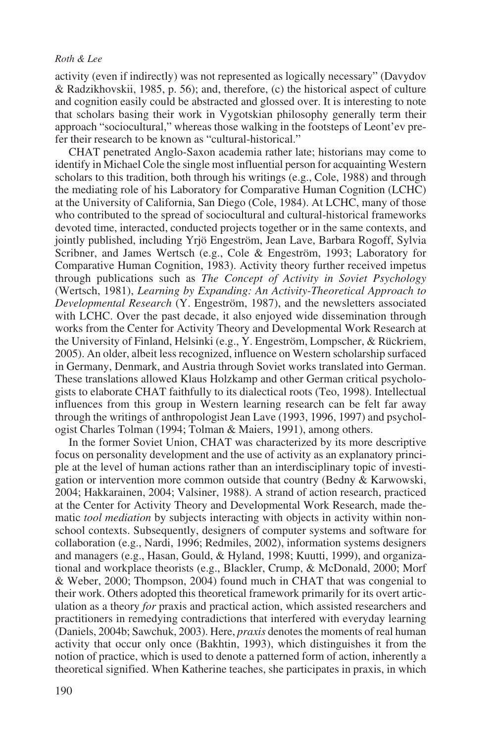activity (even if indirectly) was not represented as logically necessary" (Davydov & Radzikhovskii, 1985, p. 56); and, therefore, (c) the historical aspect of culture and cognition easily could be abstracted and glossed over. It is interesting to note that scholars basing their work in Vygotskian philosophy generally term their approach "sociocultural," whereas those walking in the footsteps of Leont'ev prefer their research to be known as "cultural-historical."

CHAT penetrated Anglo-Saxon academia rather late; historians may come to identify in Michael Cole the single most influential person for acquainting Western scholars to this tradition, both through his writings (e.g., Cole, 1988) and through the mediating role of his Laboratory for Comparative Human Cognition (LCHC) at the University of California, San Diego (Cole, 1984). At LCHC, many of those who contributed to the spread of sociocultural and cultural-historical frameworks devoted time, interacted, conducted projects together or in the same contexts, and jointly published, including Yrjö Engeström, Jean Lave, Barbara Rogoff, Sylvia Scribner, and James Wertsch (e.g., Cole & Engeström, 1993; Laboratory for Comparative Human Cognition, 1983). Activity theory further received impetus through publications such as *The Concept of Activity in Soviet Psychology* (Wertsch, 1981), *Learning by Expanding: An Activity-Theoretical Approach to Developmental Research* (Y. Engeström, 1987), and the newsletters associated with LCHC. Over the past decade, it also enjoyed wide dissemination through works from the Center for Activity Theory and Developmental Work Research at the University of Finland, Helsinki (e.g., Y. Engeström, Lompscher, & Rückriem, 2005). An older, albeit less recognized, influence on Western scholarship surfaced in Germany, Denmark, and Austria through Soviet works translated into German. These translations allowed Klaus Holzkamp and other German critical psychologists to elaborate CHAT faithfully to its dialectical roots (Teo, 1998). Intellectual influences from this group in Western learning research can be felt far away through the writings of anthropologist Jean Lave (1993, 1996, 1997) and psychologist Charles Tolman (1994; Tolman & Maiers, 1991), among others.

In the former Soviet Union, CHAT was characterized by its more descriptive focus on personality development and the use of activity as an explanatory principle at the level of human actions rather than an interdisciplinary topic of investigation or intervention more common outside that country (Bedny & Karwowski, 2004; Hakkarainen, 2004; Valsiner, 1988). A strand of action research, practiced at the Center for Activity Theory and Developmental Work Research, made thematic *tool mediation* by subjects interacting with objects in activity within nonschool contexts. Subsequently, designers of computer systems and software for collaboration (e.g., Nardi, 1996; Redmiles, 2002), information systems designers and managers (e.g., Hasan, Gould, & Hyland, 1998; Kuutti, 1999), and organizational and workplace theorists (e.g., Blackler, Crump, & McDonald, 2000; Morf & Weber, 2000; Thompson, 2004) found much in CHAT that was congenial to their work. Others adopted this theoretical framework primarily for its overt articulation as a theory *for* praxis and practical action, which assisted researchers and practitioners in remedying contradictions that interfered with everyday learning (Daniels, 2004b; Sawchuk, 2003). Here, *praxis* denotes the moments of real human activity that occur only once (Bakhtin, 1993), which distinguishes it from the notion of practice, which is used to denote a patterned form of action, inherently a theoretical signified. When Katherine teaches, she participates in praxis, in which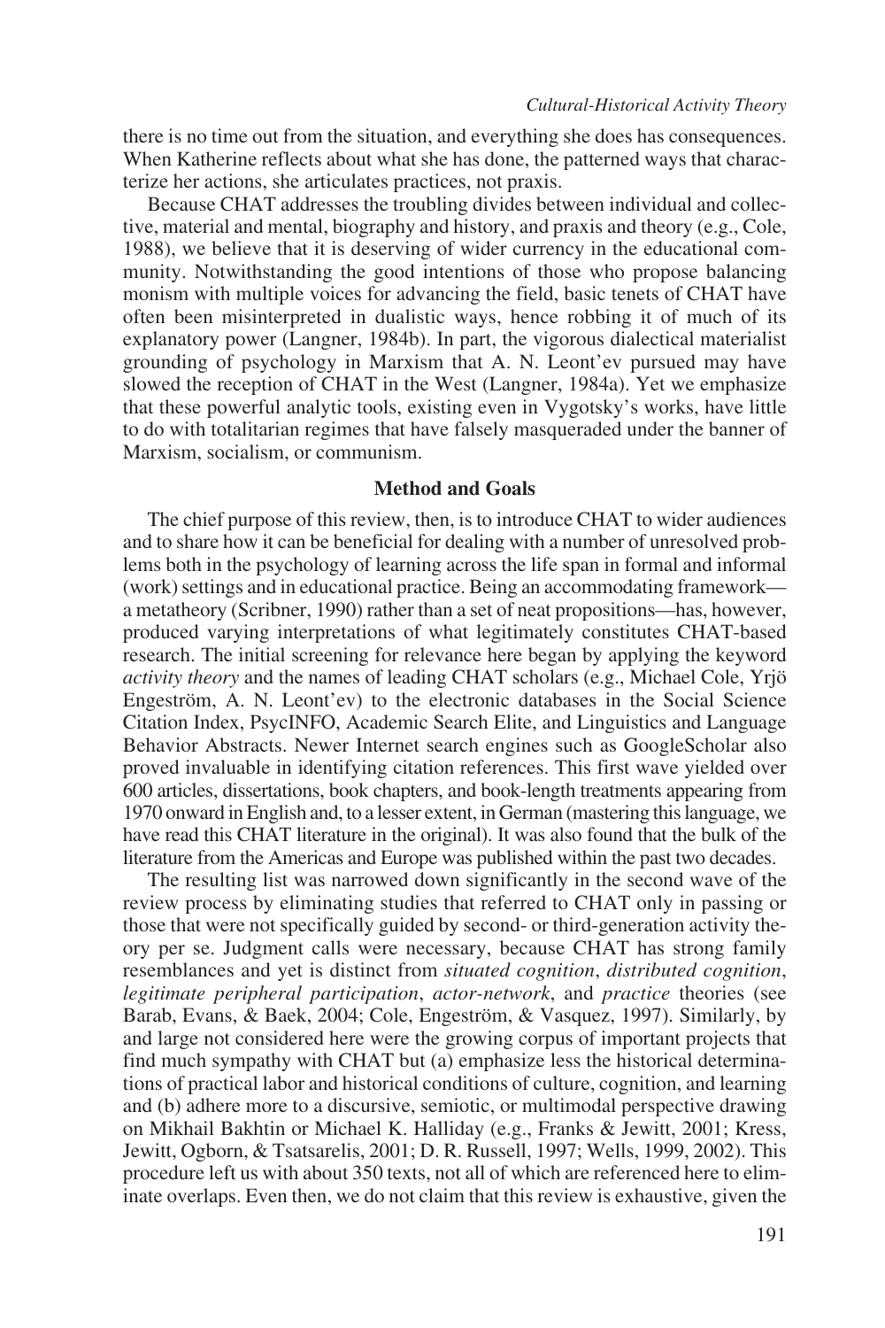there is no time out from the situation, and everything she does has consequences. When Katherine reflects about what she has done, the patterned ways that characterize her actions, she articulates practices, not praxis.

Because CHAT addresses the troubling divides between individual and collective, material and mental, biography and history, and praxis and theory (e.g., Cole, 1988), we believe that it is deserving of wider currency in the educational community. Notwithstanding the good intentions of those who propose balancing monism with multiple voices for advancing the field, basic tenets of CHAT have often been misinterpreted in dualistic ways, hence robbing it of much of its explanatory power (Langner, 1984b). In part, the vigorous dialectical materialist grounding of psychology in Marxism that A. N. Leont'ev pursued may have slowed the reception of CHAT in the West (Langner, 1984a). Yet we emphasize that these powerful analytic tools, existing even in Vygotsky's works, have little to do with totalitarian regimes that have falsely masqueraded under the banner of Marxism, socialism, or communism.

## Method and Goals

The chief purpose of this review, then, is to introduce CHAT to wider audiences and to share how it can be beneficial for dealing with a number of unresolved problems both in the psychology of learning across the life span in formal and informal (work) settings and in educational practice. Being an accommodating framework—a metatheory (Scribner, 1990) rather than a set of neat propositions—has, however, produced varying interpretations of what legitimately constitutes CHAT-based research. The initial screening for relevance here began by applying the keyword *activity theory* and the names of leading CHAT scholars (e.g., Michael Cole, Yrjö Engeström, A. N. Leont'ev) to the electronic databases in the Social Science Citation Index, PsycINFO, Academic Search Elite, and Linguistics and Language Behavior Abstracts. Newer Internet search engines such as GoogleScholar also proved invaluable in identifying citation references. This first wave yielded over 600 articles, dissertations, book chapters, and book-length treatments appearing from 1970 onward in English and, to a lesser extent, in German (mastering this language, we have read this CHAT literature in the original). It was also found that the bulk of the literature from the Americas and Europe was published within the past two decades.

The resulting list was narrowed down significantly in the second wave of the review process by eliminating studies that referred to CHAT only in passing or those that were not specifically guided by second- or third-generation activity theory per se. Judgment calls were necessary, because CHAT has strong family resemblances and yet is distinct from *situated cognition*, *distributed cognition*, *legitimate peripheral participation*, *actor-network*, and *practice* theories (see Barab, Evans, & Baek, 2004; Cole, Engeström, & Vasquez, 1997). Similarly, by and large not considered here were the growing corpus of important projects that find much sympathy with CHAT but (a) emphasize less the historical determinations of practical labor and historical conditions of culture, cognition, and learning and (b) adhere more to a discursive, semiotic, or multimodal perspective drawing on Mikhail Bakhtin or Michael K. Halliday (e.g., Franks & Jewitt, 2001; Kress, Jewitt, Ogborn, & Tsatsarelis, 2001; D. R. Russell, 1997; Wells, 1999, 2002). This procedure left us with about 350 texts, not all of which are referenced here to eliminate overlaps. Even then, we do not claim that this review is exhaustive, given the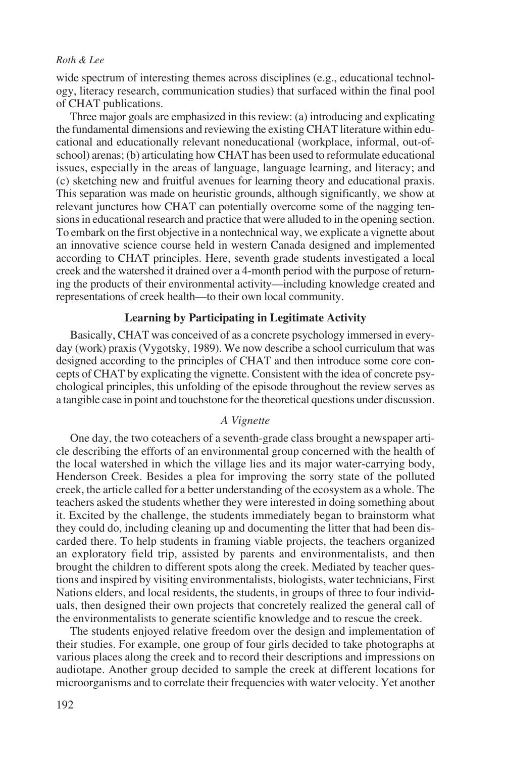wide spectrum of interesting themes across disciplines (e.g., educational technology, literacy research, communication studies) that surfaced within the final pool of CHAT publications.

Three major goals are emphasized in this review: (a) introducing and explicating the fundamental dimensions and reviewing the existing CHAT literature within educational and educationally relevant noneducational (workplace, informal, out-of-school) arenas; (b) articulating how CHAT has been used to reformulate educational issues, especially in the areas of language, language learning, and literacy; and (c) sketching new and fruitful avenues for learning theory and educational praxis. This separation was made on heuristic grounds, although significantly, we show at relevant junctures how CHAT can potentially overcome some of the nagging tensions in educational research and practice that were alluded to in the opening section. To embark on the first objective in a nontechnical way, we explicate a vignette about an innovative science course held in western Canada designed and implemented according to CHAT principles. Here, seventh grade students investigated a local creek and the watershed it drained over a 4-month period with the purpose of returning the products of their environmental activity—including knowledge created and representations of creek health—to their own local community.

## Learning by Participating in Legitimate Activity

Basically, CHAT was conceived of as a concrete psychology immersed in everyday (work) praxis (Vygotsky, 1989). We now describe a school curriculum that was designed according to the principles of CHAT and then introduce some core concepts of CHAT by explicating the vignette. Consistent with the idea of concrete psychological principles, this unfolding of the episode throughout the review serves as a tangible case in point and touchstone for the theoretical questions under discussion.

### *A Vignette*

One day, the two coteachers of a seventh-grade class brought a newspaper article describing the efforts of an environmental group concerned with the health of the local watershed in which the village lies and its major water-carrying body, Henderson Creek. Besides a plea for improving the sorry state of the polluted creek, the article called for a better understanding of the ecosystem as a whole. The teachers asked the students whether they were interested in doing something about it. Excited by the challenge, the students immediately began to brainstorm what they could do, including cleaning up and documenting the litter that had been discarded there. To help students in framing viable projects, the teachers organized an exploratory field trip, assisted by parents and environmentalists, and then brought the children to different spots along the creek. Mediated by teacher questions and inspired by visiting environmentalists, biologists, water technicians, First Nations elders, and local residents, the students, in groups of three to four individuals, then designed their own projects that concretely realized the general call of the environmentalists to generate scientific knowledge and to rescue the creek.

The students enjoyed relative freedom over the design and implementation of their studies. For example, one group of four girls decided to take photographs at various places along the creek and to record their descriptions and impressions on audiotape. Another group decided to sample the creek at different locations for microorganisms and to correlate their frequencies with water velocity. Yet another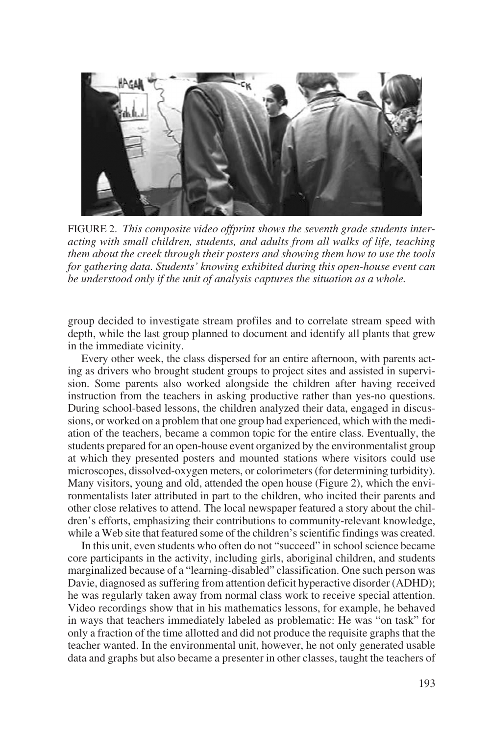FIGURE 2. *This composite video offprint shows the seventh grade students interacting with small children, students, and adults from all walks of life, teaching them about the creek through their posters and showing them how to use the tools for gathering data. Students' knowing exhibited during this open-house event can be understood only if the unit of analysis captures the situation as a whole.*

group decided to investigate stream profiles and to correlate stream speed with depth, while the last group planned to document and identify all plants that grew in the immediate vicinity.

Every other week, the class dispersed for an entire afternoon, with parents acting as drivers who brought student groups to project sites and assisted in supervision. Some parents also worked alongside the children after having received instruction from the teachers in asking productive rather than yes-no questions. During school-based lessons, the children analyzed their data, engaged in discussions, or worked on a problem that one group had experienced, which with the mediation of the teachers, became a common topic for the entire class. Eventually, the students prepared for an open-house event organized by the environmentalist group at which they presented posters and mounted stations where visitors could use microscopes, dissolved-oxygen meters, or colorimeters (for determining turbidity). Many visitors, young and old, attended the open house (Figure 2), which the environmentalists later attributed in part to the children, who incited their parents and other close relatives to attend. The local newspaper featured a story about the children's efforts, emphasizing their contributions to community-relevant knowledge, while a Web site that featured some of the children's scientific findings was created.

In this unit, even students who often do not "succeed" in school science became core participants in the activity, including girls, aboriginal children, and students marginalized because of a "learning-disabled" classification. One such person was Davie, diagnosed as suffering from attention deficit hyperactive disorder (ADHD); he was regularly taken away from normal class work to receive special attention. Video recordings show that in his mathematics lessons, for example, he behaved in ways that teachers immediately labeled as problematic: He was "on task" for only a fraction of the time allotted and did not produce the requisite graphs that the teacher wanted. In the environmental unit, however, he not only generated usable data and graphs but also became a presenter in other classes, taught the teachers of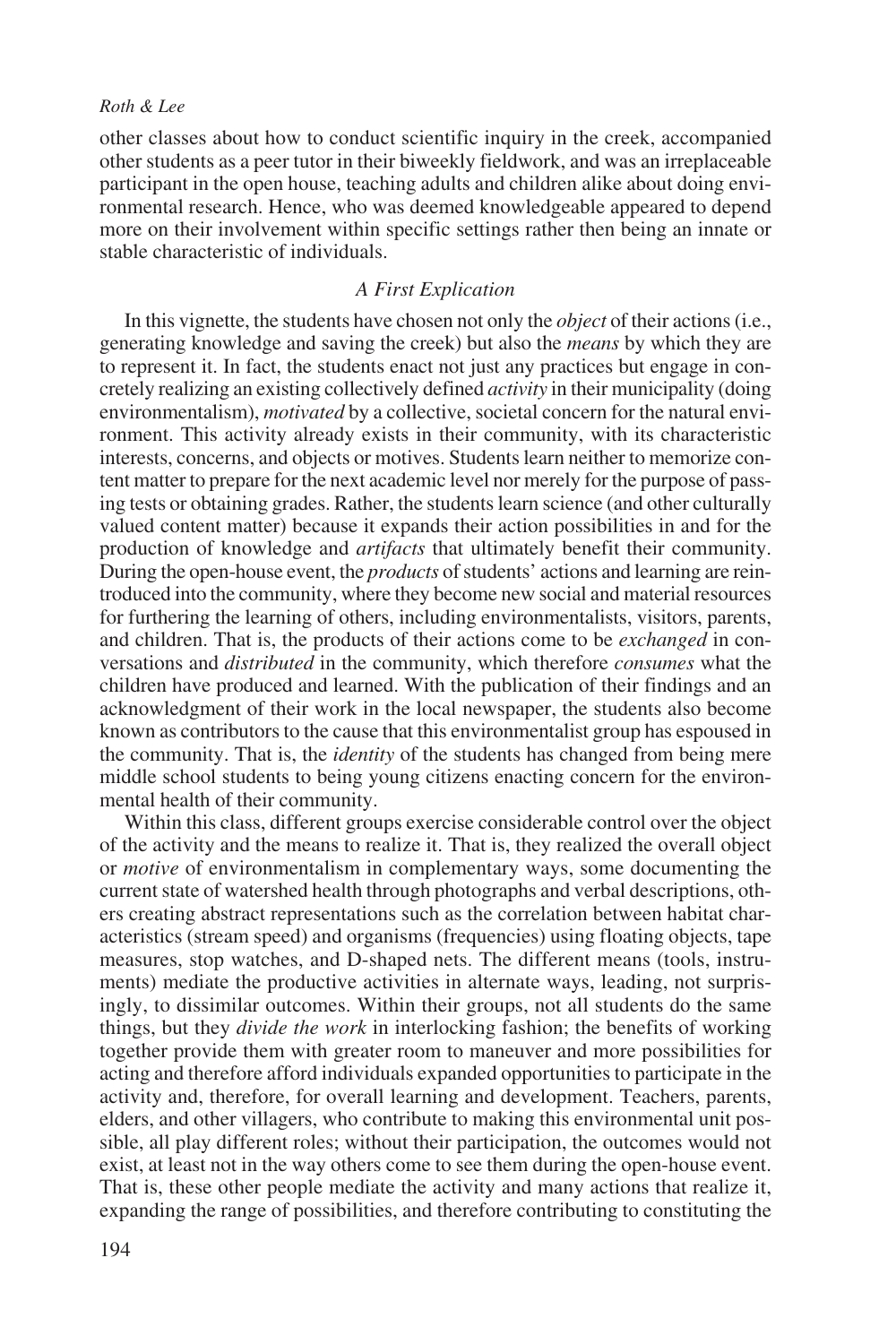other classes about how to conduct scientific inquiry in the creek, accompanied other students as a peer tutor in their biweekly fieldwork, and was an irreplaceable participant in the open house, teaching adults and children alike about doing environmental research. Hence, who was deemed knowledgeable appeared to depend more on their involvement within specific settings rather then being an innate or stable characteristic of individuals.

### *A First Explication*

In this vignette, the students have chosen not only the *object* of their actions (i.e., generating knowledge and saving the creek) but also the *means* by which they are to represent it. In fact, the students enact not just any practices but engage in concretely realizing an existing collectively defined *activity* in their municipality (doing environmentalism), *motivated* by a collective, societal concern for the natural environment. This activity already exists in their community, with its characteristic interests, concerns, and objects or motives. Students learn neither to memorize content matter to prepare for the next academic level nor merely for the purpose of passing tests or obtaining grades. Rather, the students learn science (and other culturally valued content matter) because it expands their action possibilities in and for the production of knowledge and *artifacts* that ultimately benefit their community. During the open-house event, the *products* of students' actions and learning are reintroduced into the community, where they become new social and material resources for furthering the learning of others, including environmentalists, visitors, parents, and children. That is, the products of their actions come to be *exchanged* in conversations and *distributed* in the community, which therefore *consumes* what the children have produced and learned. With the publication of their findings and an acknowledgment of their work in the local newspaper, the students also become known as contributors to the cause that this environmentalist group has espoused in the community. That is, the *identity* of the students has changed from being mere middle school students to being young citizens enacting concern for the environmental health of their community.

Within this class, different groups exercise considerable control over the object of the activity and the means to realize it. That is, they realized the overall object or *motive* of environmentalism in complementary ways, some documenting the current state of watershed health through photographs and verbal descriptions, others creating abstract representations such as the correlation between habitat characteristics (stream speed) and organisms (frequencies) using floating objects, tape measures, stop watches, and D-shaped nets. The different means (tools, instruments) mediate the productive activities in alternate ways, leading, not surprisingly, to dissimilar outcomes. Within their groups, not all students do the same things, but they *divide the work* in interlocking fashion; the benefits of working together provide them with greater room to maneuver and more possibilities for acting and therefore afford individuals expanded opportunities to participate in the activity and, therefore, for overall learning and development. Teachers, parents, elders, and other villagers, who contribute to making this environmental unit possible, all play different roles; without their participation, the outcomes would not exist, at least not in the way others come to see them during the open-house event. That is, these other people mediate the activity and many actions that realize it, expanding the range of possibilities, and therefore contributing to constituting the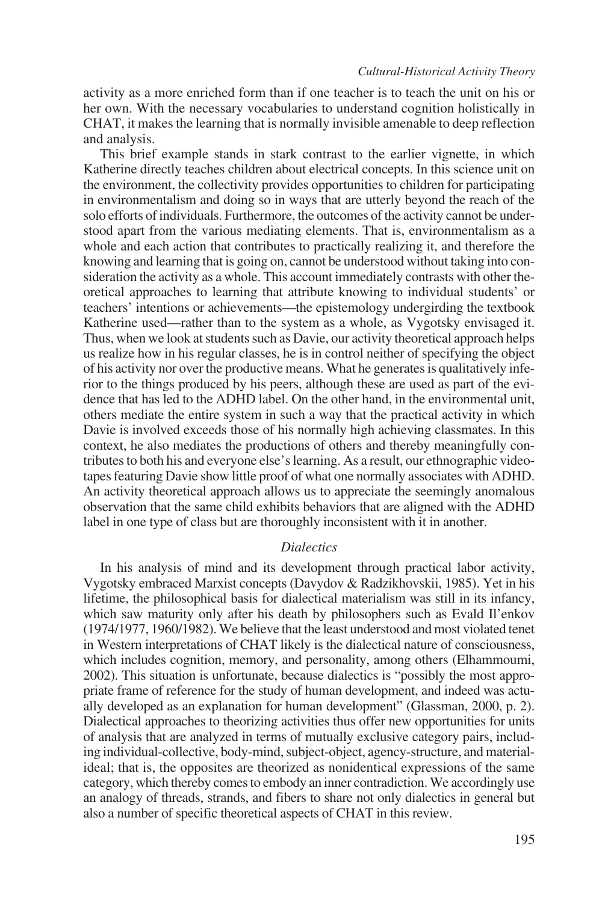activity as a more enriched form than if one teacher is to teach the unit on his or her own. With the necessary vocabularies to understand cognition holistically in CHAT, it makes the learning that is normally invisible amenable to deep reflection and analysis.

This brief example stands in stark contrast to the earlier vignette, in which Katherine directly teaches children about electrical concepts. In this science unit on the environment, the collectivity provides opportunities to children for participating in environmentalism and doing so in ways that are utterly beyond the reach of the solo efforts of individuals. Furthermore, the outcomes of the activity cannot be understood apart from the various mediating elements. That is, environmentalism as a whole and each action that contributes to practically realizing it, and therefore the knowing and learning that is going on, cannot be understood without taking into consideration the activity as a whole. This account immediately contrasts with other theoretical approaches to learning that attribute knowing to individual students' or teachers' intentions or achievements—the epistemology undergirding the textbook Katherine used—rather than to the system as a whole, as Vygotsky envisaged it. Thus, when we look at students such as Davie, our activity theoretical approach helps us realize how in his regular classes, he is in control neither of specifying the object of his activity nor over the productive means. What he generates is qualitatively inferior to the things produced by his peers, although these are used as part of the evidence that has led to the ADHD label. On the other hand, in the environmental unit, others mediate the entire system in such a way that the practical activity in which Davie is involved exceeds those of his normally high achieving classmates. In this context, he also mediates the productions of others and thereby meaningfully contributes to both his and everyone else's learning. As a result, our ethnographic videotapes featuring Davie show little proof of what one normally associates with ADHD. An activity theoretical approach allows us to appreciate the seemingly anomalous observation that the same child exhibits behaviors that are aligned with the ADHD label in one type of class but are thoroughly inconsistent with it in another.

## *Dialectics*

In his analysis of mind and its development through practical labor activity, Vygotsky embraced Marxist concepts (Davydov & Radzikhovskii, 1985). Yet in his lifetime, the philosophical basis for dialectical materialism was still in its infancy, which saw maturity only after his death by philosophers such as Evald Il'enkov (1974/1977, 1960/1982). We believe that the least understood and most violated tenet in Western interpretations of CHAT likely is the dialectical nature of consciousness, which includes cognition, memory, and personality, among others (Elhammoumi, 2002). This situation is unfortunate, because dialectics is "possibly the most appropriate frame of reference for the study of human development, and indeed was actually developed as an explanation for human development" (Glassman, 2000, p. 2). Dialectical approaches to theorizing activities thus offer new opportunities for units of analysis that are analyzed in terms of mutually exclusive category pairs, including individual-collective, body-mind, subject-object, agency-structure, and material-ideal; that is, the opposites are theorized as nonidentical expressions of the same category, which thereby comes to embody an inner contradiction. We accordingly use an analogy of threads, strands, and fibers to share not only dialectics in general but also a number of specific theoretical aspects of CHAT in this review.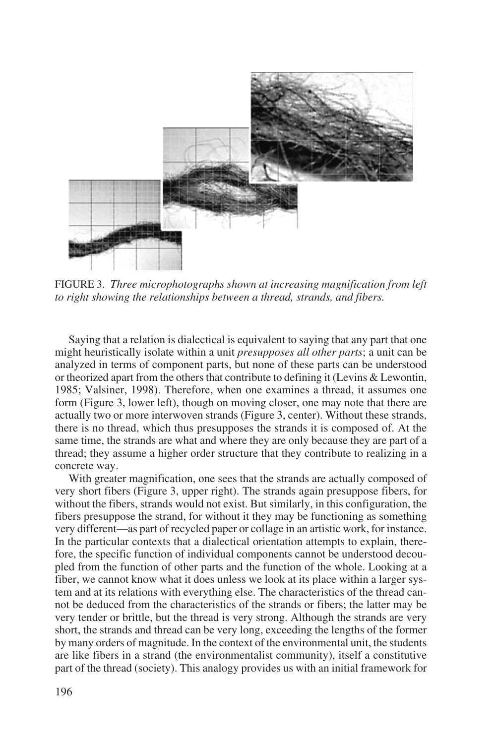FIGURE 3. *Three microphotographs shown at increasing magnification from left to right showing the relationships between a thread, strands, and fibers.*

Saying that a relation is dialectical is equivalent to saying that any part that one might heuristically isolate within a unit *presupposes all other parts*; a unit can be analyzed in terms of component parts, but none of these parts can be understood or theorized apart from the others that contribute to defining it (Levins & Lewontin, 1985; Valsiner, 1998). Therefore, when one examines a thread, it assumes one form (Figure 3, lower left), though on moving closer, one may note that there are actually two or more interwoven strands (Figure 3, center). Without these strands, there is no thread, which thus presupposes the strands it is composed of. At the same time, the strands are what and where they are only because they are part of a thread; they assume a higher order structure that they contribute to realizing in a concrete way.

With greater magnification, one sees that the strands are actually composed of very short fibers (Figure 3, upper right). The strands again presuppose fibers, for without the fibers, strands would not exist. But similarly, in this configuration, the fibers presuppose the strand, for without it they may be functioning as something very different—as part of recycled paper or collage in an artistic work, for instance. In the particular contexts that a dialectical orientation attempts to explain, therefore, the specific function of individual components cannot be understood decoupled from the function of other parts and the function of the whole. Looking at a fiber, we cannot know what it does unless we look at its place within a larger system and at its relations with everything else. The characteristics of the thread cannot be deduced from the characteristics of the strands or fibers; the latter may be very tender or brittle, but the thread is very strong. Although the strands are very short, the strands and thread can be very long, exceeding the lengths of the former by many orders of magnitude. In the context of the environmental unit, the students are like fibers in a strand (the environmentalist community), itself a constitutive part of the thread (society). This analogy provides us with an initial framework for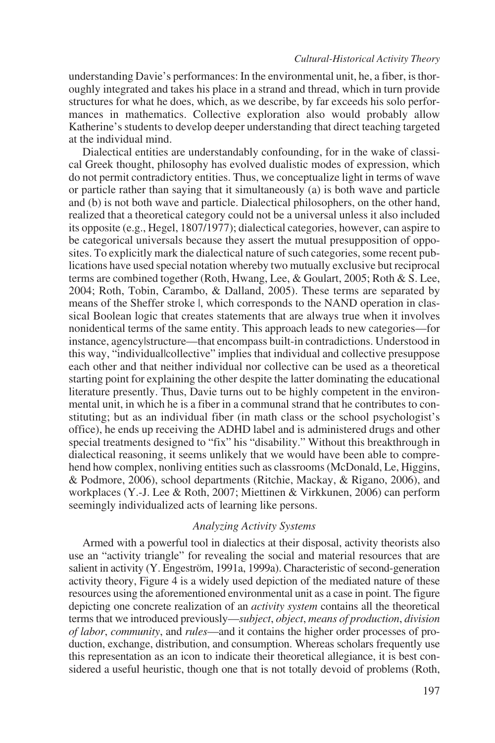understanding Davie's performances: In the environmental unit, he, a fiber, is thoroughly integrated and takes his place in a strand and thread, which in turn provide structures for what he does, which, as we describe, by far exceeds his solo performances in mathematics. Collective exploration also would probably allow Katherine's students to develop deeper understanding that direct teaching targeted at the individual mind.

Dialectical entities are understandably confounding, for in the wake of classical Greek thought, philosophy has evolved dualistic modes of expression, which do not permit contradictory entities. Thus, we conceptualize light in terms of wave or particle rather than saying that it simultaneously (a) is both wave and particle and (b) is not both wave and particle. Dialectical philosophers, on the other hand, realized that a theoretical category could not be a universal unless it also included its opposite (e.g., Hegel, 1807/1977); dialectical categories, however, can aspire to be categorical universals because they assert the mutual presupposition of opposites. To explicitly mark the dialectical nature of such categories, some recent publications have used special notation whereby two mutually exclusive but reciprocal terms are combined together (Roth, Hwang, Lee, & Goulart, 2005; Roth & S. Lee, 2004; Roth, Tobin, Carambo, & Dalland, 2005). These terms are separated by means of the Sheffer stroke |, which corresponds to the NAND operation in classical Boolean logic that creates statements that are always true when it involves nonidentical terms of the same entity. This approach leads to new categories—for instance, agency|structure—that encompass built-in contradictions. Understood in this way, "individual|collective" implies that individual and collective presuppose each other and that neither individual nor collective can be used as a theoretical starting point for explaining the other despite the latter dominating the educational literature presently. Thus, Davie turns out to be highly competent in the environmental unit, in which he is a fiber in a communal strand that he contributes to constituting; but as an individual fiber (in math class or the school psychologist's office), he ends up receiving the ADHD label and is administered drugs and other special treatments designed to "fix" his "disability." Without this breakthrough in dialectical reasoning, it seems unlikely that we would have been able to comprehend how complex, nonliving entities such as classrooms (McDonald, Le, Higgins, & Podmore, 2006), school departments (Ritchie, Mackay, & Rigano, 2006), and workplaces (Y.-J. Lee & Roth, 2007; Miettinen & Virkkunen, 2006) can perform seemingly individualized acts of learning like persons.

### *Analyzing Activity Systems*

Armed with a powerful tool in dialectics at their disposal, activity theorists also use an "activity triangle" for revealing the social and material resources that are salient in activity (Y. Engeström, 1991a, 1999a). Characteristic of second-generation activity theory, Figure 4 is a widely used depiction of the mediated nature of these resources using the aforementioned environmental unit as a case in point. The figure depicting one concrete realization of an *activity system* contains all the theoretical terms that we introduced previously—*subject*, *object*, *means of production*, *division of labor*, *community*, and *rules*—and it contains the higher order processes of production, exchange, distribution, and consumption. Whereas scholars frequently use this representation as an icon to indicate their theoretical allegiance, it is best considered a useful heuristic, though one that is not totally devoid of problems (Roth,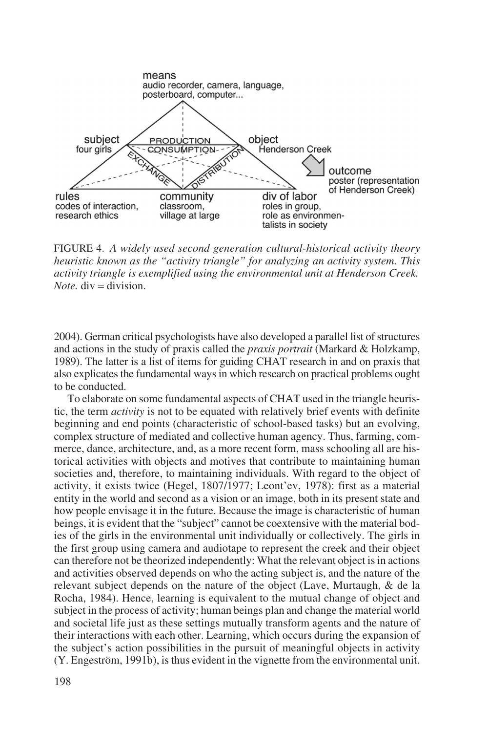means
audio recorder, camera, language, posterboard, computer...

subject
four girls

PRODUCTION

CONSUMPTION

EXCHANGE

DISTRIBUTION

object
Henderson Creek

outcome
poster (representation of Henderson Creek)

rules
codes of interaction, research ethics

community
classroom, village at large

div of labor
roles in group, role as environmentalists in society

FIGURE 4. *A widely used second generation cultural-historical activity theory heuristic known as the "activity triangle" for analyzing an activity system. This activity triangle is exemplified using the environmental unit at Henderson Creek. Note.* div = division.

2004). German critical psychologists have also developed a parallel list of structures and actions in the study of praxis called the *praxis portrait* (Markard & Holzkamp, 1989). The latter is a list of items for guiding CHAT research in and on praxis that also explicates the fundamental ways in which research on practical problems ought to be conducted.

To elaborate on some fundamental aspects of CHAT used in the triangle heuristic, the term *activity* is not to be equated with relatively brief events with definite beginning and end points (characteristic of school-based tasks) but an evolving, complex structure of mediated and collective human agency. Thus, farming, commerce, dance, architecture, and, as a more recent form, mass schooling all are historical activities with objects and motives that contribute to maintaining human societies and, therefore, to maintaining individuals. With regard to the object of activity, it exists twice (Hegel, 1807/1977; Leont'ev, 1978): first as a material entity in the world and second as a vision or an image, both in its present state and how people envisage it in the future. Because the image is characteristic of human beings, it is evident that the "subject" cannot be coextensive with the material bodies of the girls in the environmental unit individually or collectively. The girls in the first group using camera and audiotape to represent the creek and their object can therefore not be theorized independently: What the relevant object is in actions and activities observed depends on who the acting subject is, and the nature of the relevant subject depends on the nature of the object (Lave, Murtaugh, & de la Rocha, 1984). Hence, learning is equivalent to the mutual change of object and subject in the process of activity; human beings plan and change the material world and societal life just as these settings mutually transform agents and the nature of their interactions with each other. Learning, which occurs during the expansion of the subject's action possibilities in the pursuit of meaningful objects in activity (Y. Engeström, 1991b), is thus evident in the vignette from the environmental unit.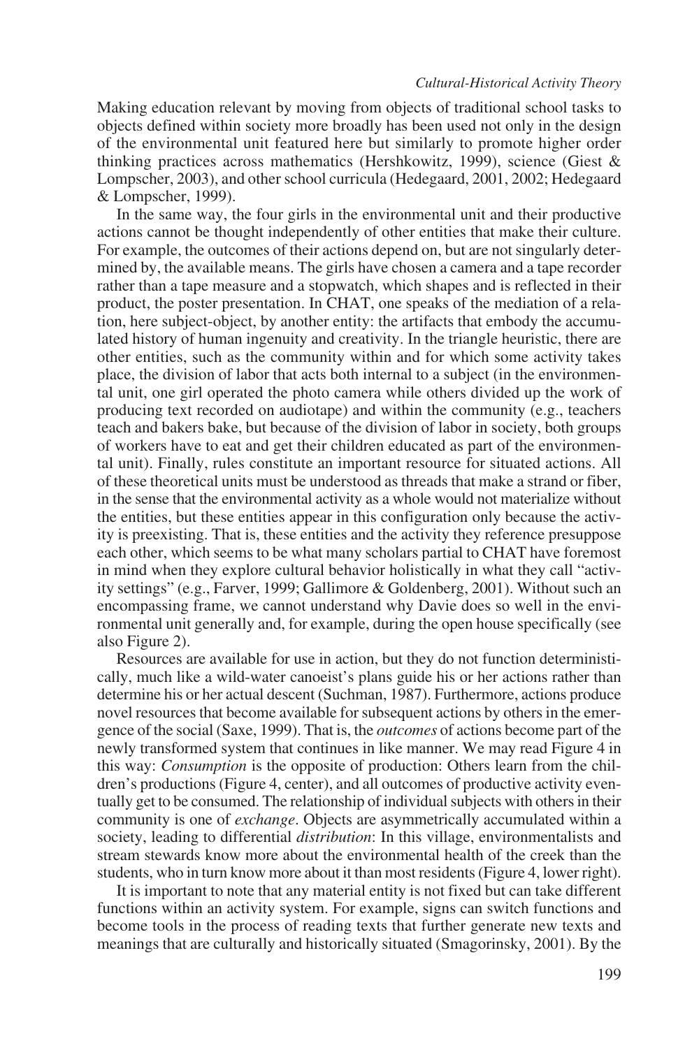Making education relevant by moving from objects of traditional school tasks to objects defined within society more broadly has been used not only in the design of the environmental unit featured here but similarly to promote higher order thinking practices across mathematics (Hershkowitz, 1999), science (Giest & Lompscher, 2003), and other school curricula (Hedegaard, 2001, 2002; Hedegaard & Lompscher, 1999).

In the same way, the four girls in the environmental unit and their productive actions cannot be thought independently of other entities that make their culture. For example, the outcomes of their actions depend on, but are not singularly determined by, the available means. The girls have chosen a camera and a tape recorder rather than a tape measure and a stopwatch, which shapes and is reflected in their product, the poster presentation. In CHAT, one speaks of the mediation of a relation, here subject-object, by another entity: the artifacts that embody the accumulated history of human ingenuity and creativity. In the triangle heuristic, there are other entities, such as the community within and for which some activity takes place, the division of labor that acts both internal to a subject (in the environmental unit, one girl operated the photo camera while others divided up the work of producing text recorded on audiotape) and within the community (e.g., teachers teach and bakers bake, but because of the division of labor in society, both groups of workers have to eat and get their children educated as part of the environmental unit). Finally, rules constitute an important resource for situated actions. All of these theoretical units must be understood as threads that make a strand or fiber, in the sense that the environmental activity as a whole would not materialize without the entities, but these entities appear in this configuration only because the activity is preexisting. That is, these entities and the activity they reference presuppose each other, which seems to be what many scholars partial to CHAT have foremost in mind when they explore cultural behavior holistically in what they call "activity settings" (e.g., Farver, 1999; Gallimore & Goldenberg, 2001). Without such an encompassing frame, we cannot understand why Davie does so well in the environmental unit generally and, for example, during the open house specifically (see also Figure 2).

Resources are available for use in action, but they do not function deterministically, much like a wild-water canoeist's plans guide his or her actions rather than determine his or her actual descent (Suchman, 1987). Furthermore, actions produce novel resources that become available for subsequent actions by others in the emergence of the social (Saxe, 1999). That is, the *outcomes* of actions become part of the newly transformed system that continues in like manner. We may read Figure 4 in this way: *Consumption* is the opposite of production: Others learn from the children's productions (Figure 4, center), and all outcomes of productive activity eventually get to be consumed. The relationship of individual subjects with others in their community is one of *exchange*. Objects are asymmetrically accumulated within a society, leading to differential *distribution*: In this village, environmentalists and stream stewards know more about the environmental health of the creek than the students, who in turn know more about it than most residents (Figure 4, lower right).

It is important to note that any material entity is not fixed but can take different functions within an activity system. For example, signs can switch functions and become tools in the process of reading texts that further generate new texts and meanings that are culturally and historically situated (Smagorinsky, 2001). By the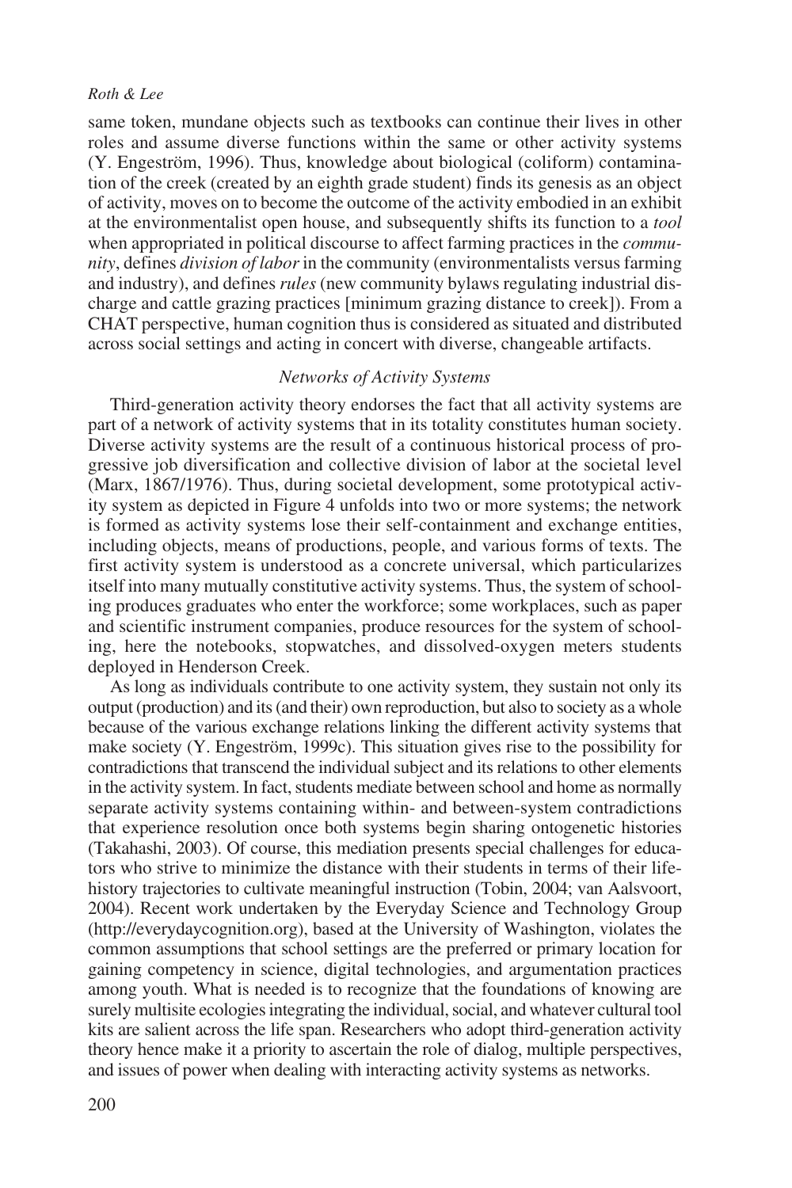same token, mundane objects such as textbooks can continue their lives in other roles and assume diverse functions within the same or other activity systems (Y. Engeström, 1996). Thus, knowledge about biological (coliform) contamination of the creek (created by an eighth grade student) finds its genesis as an object of activity, moves on to become the outcome of the activity embodied in an exhibit at the environmentalist open house, and subsequently shifts its function to a *tool* when appropriated in political discourse to affect farming practices in the *community*, defines *division of labor* in the community (environmentalists versus farming and industry), and defines *rules* (new community bylaws regulating industrial discharge and cattle grazing practices [minimum grazing distance to creek]). From a CHAT perspective, human cognition thus is considered as situated and distributed across social settings and acting in concert with diverse, changeable artifacts.

### *Networks of Activity Systems*

Third-generation activity theory endorses the fact that all activity systems are part of a network of activity systems that in its totality constitutes human society. Diverse activity systems are the result of a continuous historical process of progressive job diversification and collective division of labor at the societal level (Marx, 1867/1976). Thus, during societal development, some prototypical activity system as depicted in Figure 4 unfolds into two or more systems; the network is formed as activity systems lose their self-containment and exchange entities, including objects, means of productions, people, and various forms of texts. The first activity system is understood as a concrete universal, which particularizes itself into many mutually constitutive activity systems. Thus, the system of schooling produces graduates who enter the workforce; some workplaces, such as paper and scientific instrument companies, produce resources for the system of schooling, here the notebooks, stopwatches, and dissolved-oxygen meters students deployed in Henderson Creek.

As long as individuals contribute to one activity system, they sustain not only its output (production) and its (and their) own reproduction, but also to society as a whole because of the various exchange relations linking the different activity systems that make society (Y. Engeström, 1999c). This situation gives rise to the possibility for contradictions that transcend the individual subject and its relations to other elements in the activity system. In fact, students mediate between school and home as normally separate activity systems containing within- and between-system contradictions that experience resolution once both systems begin sharing ontogenetic histories (Takahashi, 2003). Of course, this mediation presents special challenges for educators who strive to minimize the distance with their students in terms of their life-history trajectories to cultivate meaningful instruction (Tobin, 2004; van Aalsvoort, 2004). Recent work undertaken by the Everyday Science and Technology Group (http://everydaycognition.org), based at the University of Washington, violates the common assumptions that school settings are the preferred or primary location for gaining competency in science, digital technologies, and argumentation practices among youth. What is needed is to recognize that the foundations of knowing are surely multisite ecologies integrating the individual, social, and whatever cultural tool kits are salient across the life span. Researchers who adopt third-generation activity theory hence make it a priority to ascertain the role of dialog, multiple perspectives, and issues of power when dealing with interacting activity systems as networks.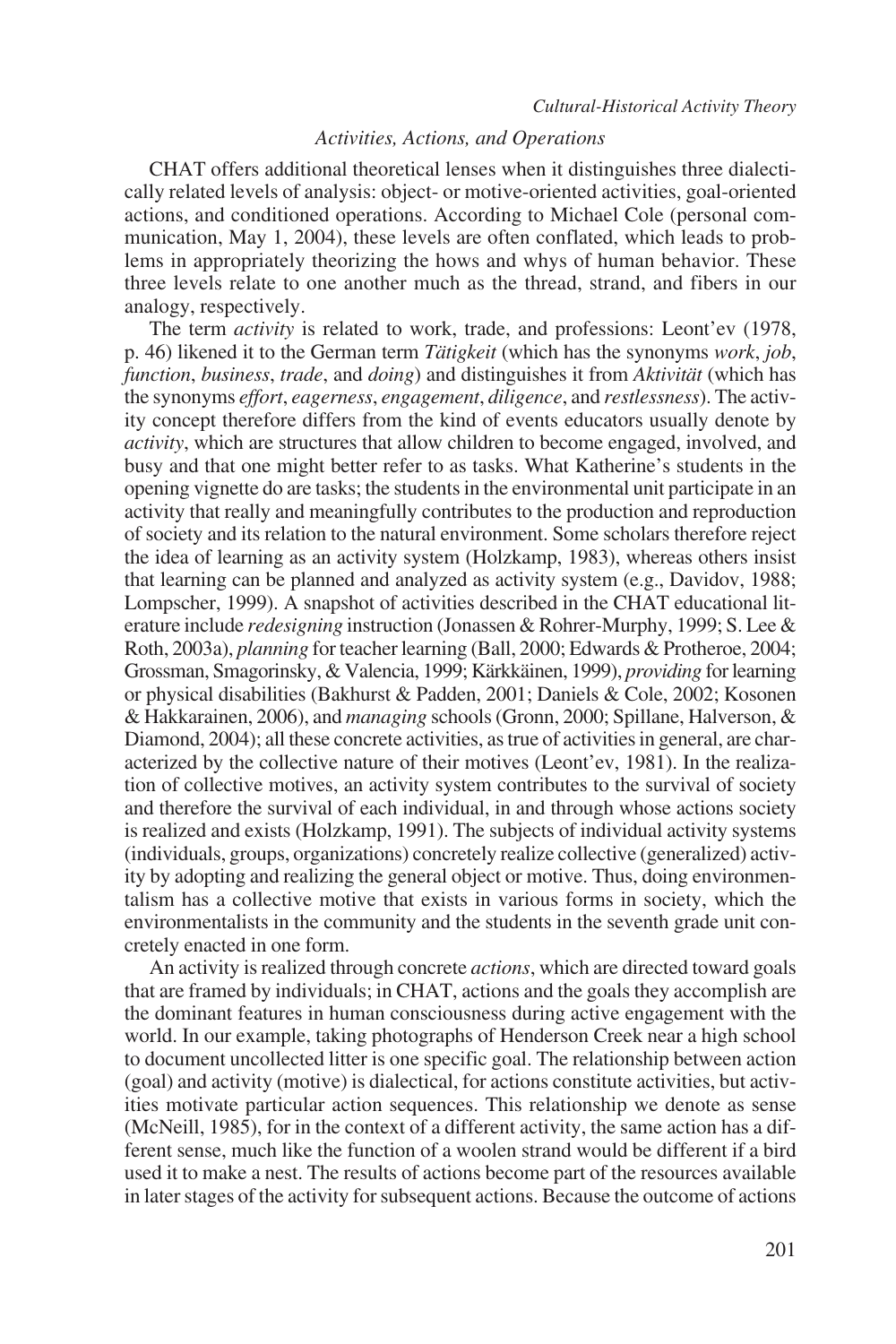### *Activities, Actions, and Operations*

CHAT offers additional theoretical lenses when it distinguishes three dialectically related levels of analysis: object- or motive-oriented activities, goal-oriented actions, and conditioned operations. According to Michael Cole (personal communication, May 1, 2004), these levels are often conflated, which leads to problems in appropriately theorizing the hows and whys of human behavior. These three levels relate to one another much as the thread, strand, and fibers in our analogy, respectively.

The term *activity* is related to work, trade, and professions: Leont'ev (1978, p. 46) likened it to the German term *Tätigkeit* (which has the synonyms *work*, *job*, *function*, *business*, *trade*, and *doing*) and distinguishes it from *Aktivität* (which has the synonyms *effort*, *eagerness*, *engagement*, *diligence*, and *restlessness*). The activity concept therefore differs from the kind of events educators usually denote by *activity*, which are structures that allow children to become engaged, involved, and busy and that one might better refer to as tasks. What Katherine's students in the opening vignette do are tasks; the students in the environmental unit participate in an activity that really and meaningfully contributes to the production and reproduction of society and its relation to the natural environment. Some scholars therefore reject the idea of learning as an activity system (Holzkamp, 1983), whereas others insist that learning can be planned and analyzed as activity system (e.g., Davidov, 1988; Lompscher, 1999). A snapshot of activities described in the CHAT educational literature include *redesigning* instruction (Jonassen & Rohrer-Murphy, 1999; S. Lee & Roth, 2003a), *planning* for teacher learning (Ball, 2000; Edwards & Protheroe, 2004; Grossman, Smagorinsky, & Valencia, 1999; Kärkkäinen, 1999), *providing* for learning or physical disabilities (Bakhurst & Padden, 2001; Daniels & Cole, 2002; Kosonen & Hakkarainen, 2006), and *managing* schools (Gronn, 2000; Spillane, Halverson, & Diamond, 2004); all these concrete activities, as true of activities in general, are characterized by the collective nature of their motives (Leont'ev, 1981). In the realization of collective motives, an activity system contributes to the survival of society and therefore the survival of each individual, in and through whose actions society is realized and exists (Holzkamp, 1991). The subjects of individual activity systems (individuals, groups, organizations) concretely realize collective (generalized) activity by adopting and realizing the general object or motive. Thus, doing environmentalism has a collective motive that exists in various forms in society, which the environmentalists in the community and the students in the seventh grade unit concretely enacted in one form.

An activity is realized through concrete *actions*, which are directed toward goals that are framed by individuals; in CHAT, actions and the goals they accomplish are the dominant features in human consciousness during active engagement with the world. In our example, taking photographs of Henderson Creek near a high school to document uncollected litter is one specific goal. The relationship between action (goal) and activity (motive) is dialectical, for actions constitute activities, but activities motivate particular action sequences. This relationship we denote as sense (McNeill, 1985), for in the context of a different activity, the same action has a different sense, much like the function of a woolen strand would be different if a bird used it to make a nest. The results of actions become part of the resources available in later stages of the activity for subsequent actions. Because the outcome of actions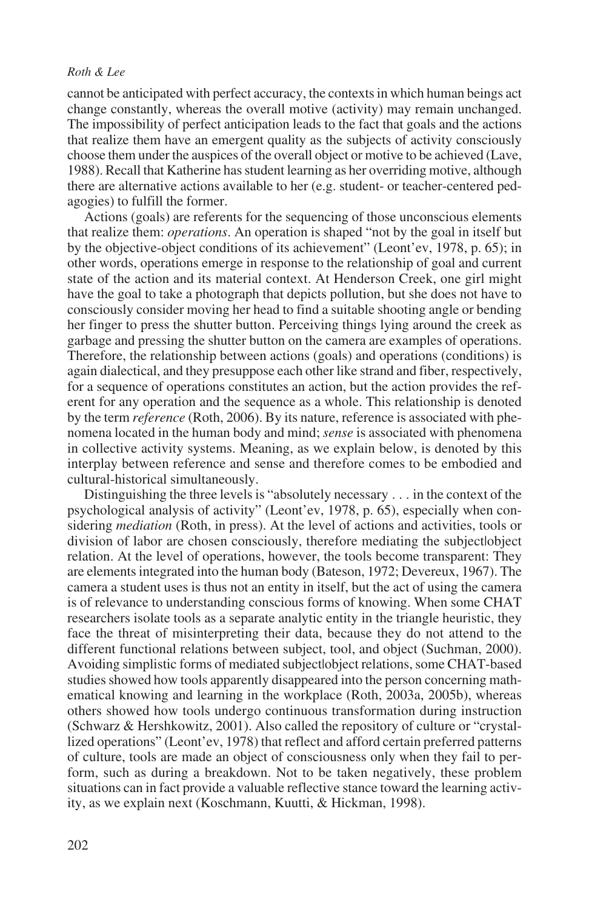cannot be anticipated with perfect accuracy, the contexts in which human beings act change constantly, whereas the overall motive (activity) may remain unchanged. The impossibility of perfect anticipation leads to the fact that goals and the actions that realize them have an emergent quality as the subjects of activity consciously choose them under the auspices of the overall object or motive to be achieved (Lave, 1988). Recall that Katherine has student learning as her overriding motive, although there are alternative actions available to her (e.g. student- or teacher-centered pedagogies) to fulfill the former.

Actions (goals) are referents for the sequencing of those unconscious elements that realize them: *operations*. An operation is shaped "not by the goal in itself but by the objective-object conditions of its achievement" (Leont'ev, 1978, p. 65); in other words, operations emerge in response to the relationship of goal and current state of the action and its material context. At Henderson Creek, one girl might have the goal to take a photograph that depicts pollution, but she does not have to consciously consider moving her head to find a suitable shooting angle or bending her finger to press the shutter button. Perceiving things lying around the creek as garbage and pressing the shutter button on the camera are examples of operations. Therefore, the relationship between actions (goals) and operations (conditions) is again dialectical, and they presuppose each other like strand and fiber, respectively, for a sequence of operations constitutes an action, but the action provides the referent for any operation and the sequence as a whole. This relationship is denoted by the term *reference* (Roth, 2006). By its nature, reference is associated with phenomena located in the human body and mind; *sense* is associated with phenomena in collective activity systems. Meaning, as we explain below, is denoted by this interplay between reference and sense and therefore comes to be embodied and cultural-historical simultaneously.

Distinguishing the three levels is "absolutely necessary . . . in the context of the psychological analysis of activity" (Leont'ev, 1978, p. 65), especially when considering *mediation* (Roth, in press). At the level of actions and activities, tools or division of labor are chosen consciously, therefore mediating the subject|object relation. At the level of operations, however, the tools become transparent: They are elements integrated into the human body (Bateson, 1972; Devereux, 1967). The camera a student uses is thus not an entity in itself, but the act of using the camera is of relevance to understanding conscious forms of knowing. When some CHAT researchers isolate tools as a separate analytic entity in the triangle heuristic, they face the threat of misinterpreting their data, because they do not attend to the different functional relations between subject, tool, and object (Suchman, 2000). Avoiding simplistic forms of mediated subject|object relations, some CHAT-based studies showed how tools apparently disappeared into the person concerning mathematical knowing and learning in the workplace (Roth, 2003a, 2005b), whereas others showed how tools undergo continuous transformation during instruction (Schwarz & Hershkowitz, 2001). Also called the repository of culture or "crystallized operations" (Leont'ev, 1978) that reflect and afford certain preferred patterns of culture, tools are made an object of consciousness only when they fail to perform, such as during a breakdown. Not to be taken negatively, these problem situations can in fact provide a valuable reflective stance toward the learning activity, as we explain next (Koschmann, Kuutti, & Hickman, 1998).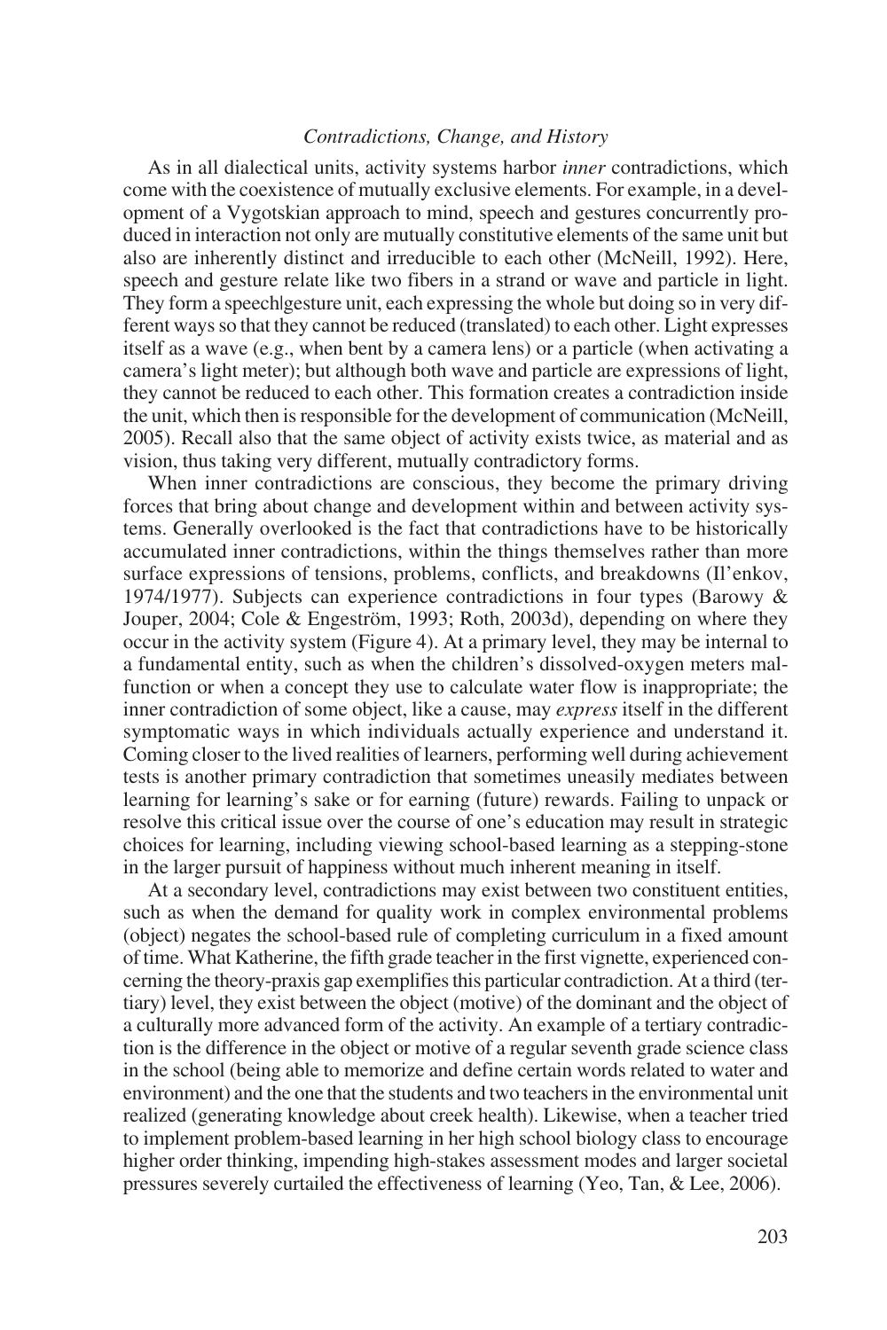## Contradictions, Change, and History

As in all dialectical units, activity systems harbor *inner* contradictions, which come with the coexistence of mutually exclusive elements. For example, in a development of a Vygotskian approach to mind, speech and gestures concurrently produced in interaction not only are mutually constitutive elements of the same unit but also are inherently distinct and irreducible to each other (McNeill, 1992). Here, speech and gesture relate like two fibers in a strand or wave and particle in light. They form a speech|gesture unit, each expressing the whole but doing so in very different ways so that they cannot be reduced (translated) to each other. Light expresses itself as a wave (e.g., when bent by a camera lens) or a particle (when activating a camera's light meter); but although both wave and particle are expressions of light, they cannot be reduced to each other. This formation creates a contradiction inside the unit, which then is responsible for the development of communication (McNeill, 2005). Recall also that the same object of activity exists twice, as material and as vision, thus taking very different, mutually contradictory forms.

When inner contradictions are conscious, they become the primary driving forces that bring about change and development within and between activity systems. Generally overlooked is the fact that contradictions have to be historically accumulated inner contradictions, within the things themselves rather than more surface expressions of tensions, problems, conflicts, and breakdowns (Il'enkov, 1974/1977). Subjects can experience contradictions in four types (Barowy & Jouper, 2004; Cole & Engeström, 1993; Roth, 2003d), depending on where they occur in the activity system (Figure 4). At a primary level, they may be internal to a fundamental entity, such as when the children's dissolved-oxygen meters malfunction or when a concept they use to calculate water flow is inappropriate; the inner contradiction of some object, like a cause, may *express* itself in the different symptomatic ways in which individuals actually experience and understand it. Coming closer to the lived realities of learners, performing well during achievement tests is another primary contradiction that sometimes uneasily mediates between learning for learning's sake or for earning (future) rewards. Failing to unpack or resolve this critical issue over the course of one's education may result in strategic choices for learning, including viewing school-based learning as a stepping-stone in the larger pursuit of happiness without much inherent meaning in itself.

At a secondary level, contradictions may exist between two constituent entities, such as when the demand for quality work in complex environmental problems (object) negates the school-based rule of completing curriculum in a fixed amount of time. What Katherine, the fifth grade teacher in the first vignette, experienced concerning the theory-praxis gap exemplifies this particular contradiction. At a third (tertiary) level, they exist between the object (motive) of the dominant and the object of a culturally more advanced form of the activity. An example of a tertiary contradiction is the difference in the object or motive of a regular seventh grade science class in the school (being able to memorize and define certain words related to water and environment) and the one that the students and two teachers in the environmental unit realized (generating knowledge about creek health). Likewise, when a teacher tried to implement problem-based learning in her high school biology class to encourage higher order thinking, impending high-stakes assessment modes and larger societal pressures severely curtailed the effectiveness of learning (Yeo, Tan, & Lee, 2006).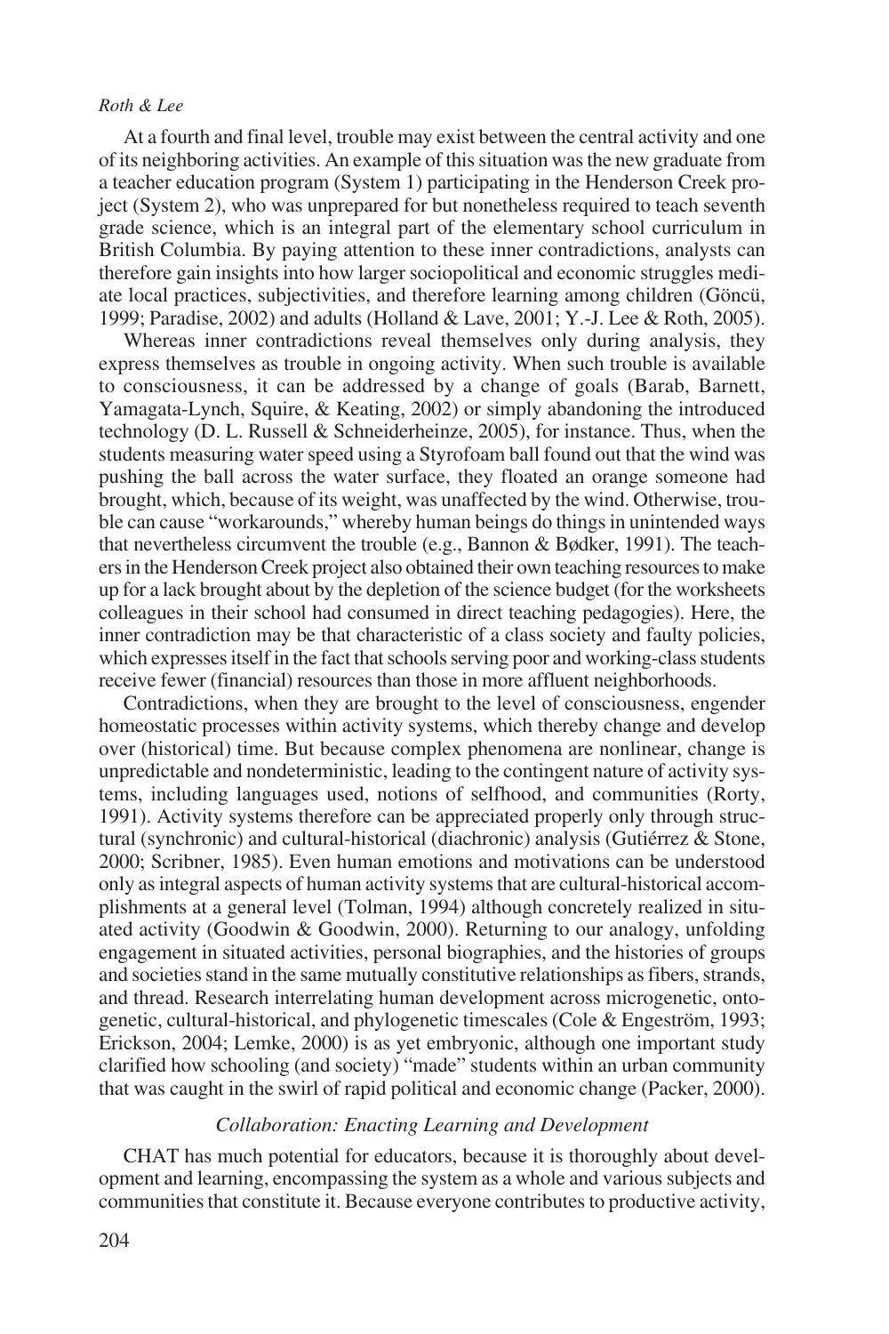At a fourth and final level, trouble may exist between the central activity and one of its neighboring activities. An example of this situation was the new graduate from a teacher education program (System 1) participating in the Henderson Creek project (System 2), who was unprepared for but nonetheless required to teach seventh grade science, which is an integral part of the elementary school curriculum in British Columbia. By paying attention to these inner contradictions, analysts can therefore gain insights into how larger sociopolitical and economic struggles mediate local practices, subjectivities, and therefore learning among children (Göncü, 1999; Paradise, 2002) and adults (Holland & Lave, 2001; Y.-J. Lee & Roth, 2005).

Whereas inner contradictions reveal themselves only during analysis, they express themselves as trouble in ongoing activity. When such trouble is available to consciousness, it can be addressed by a change of goals (Barab, Barnett, Yamagata-Lynch, Squire, & Keating, 2002) or simply abandoning the introduced technology (D. L. Russell & Schneiderheinze, 2005), for instance. Thus, when the students measuring water speed using a Styrofoam ball found out that the wind was pushing the ball across the water surface, they floated an orange someone had brought, which, because of its weight, was unaffected by the wind. Otherwise, trouble can cause "workarounds," whereby human beings do things in unintended ways that nevertheless circumvent the trouble (e.g., Bannon & Bødker, 1991). The teachers in the Henderson Creek project also obtained their own teaching resources to make up for a lack brought about by the depletion of the science budget (for the worksheets colleagues in their school had consumed in direct teaching pedagogies). Here, the inner contradiction may be that characteristic of a class society and faulty policies, which expresses itself in the fact that schools serving poor and working-class students receive fewer (financial) resources than those in more affluent neighborhoods.

Contradictions, when they are brought to the level of consciousness, engender homeostatic processes within activity systems, which thereby change and develop over (historical) time. But because complex phenomena are nonlinear, change is unpredictable and nondeterministic, leading to the contingent nature of activity systems, including languages used, notions of selfhood, and communities (Rorty, 1991). Activity systems therefore can be appreciated properly only through structural (synchronic) and cultural-historical (diachronic) analysis (Gutiérrez & Stone, 2000; Scribner, 1985). Even human emotions and motivations can be understood only as integral aspects of human activity systems that are cultural-historical accomplishments at a general level (Tolman, 1994) although concretely realized in situated activity (Goodwin & Goodwin, 2000). Returning to our analogy, unfolding engagement in situated activities, personal biographies, and the histories of groups and societies stand in the same mutually constitutive relationships as fibers, strands, and thread. Research interrelating human development across microgenetic, ontogenetic, cultural-historical, and phylogenetic timescales (Cole & Engeström, 1993; Erickson, 2004; Lemke, 2000) is as yet embryonic, although one important study clarified how schooling (and society) "made" students within an urban community that was caught in the swirl of rapid political and economic change (Packer, 2000).

### *Collaboration: Enacting Learning and Development*

CHAT has much potential for educators, because it is thoroughly about development and learning, encompassing the system as a whole and various subjects and communities that constitute it. Because everyone contributes to productive activity,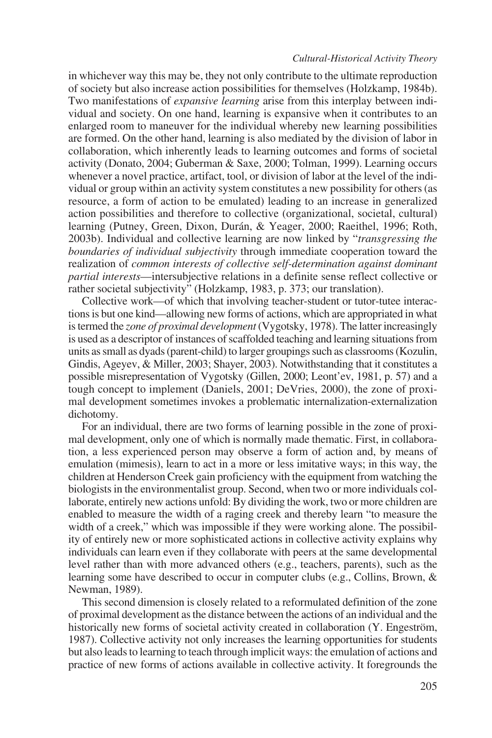in whichever way this may be, they not only contribute to the ultimate reproduction of society but also increase action possibilities for themselves (Holzkamp, 1984b). Two manifestations of *expansive learning* arise from this interplay between individual and society. On one hand, learning is expansive when it contributes to an enlarged room to maneuver for the individual whereby new learning possibilities are formed. On the other hand, learning is also mediated by the division of labor in collaboration, which inherently leads to learning outcomes and forms of societal activity (Donato, 2004; Guberman & Saxe, 2000; Tolman, 1999). Learning occurs whenever a novel practice, artifact, tool, or division of labor at the level of the individual or group within an activity system constitutes a new possibility for others (as resource, a form of action to be emulated) leading to an increase in generalized action possibilities and therefore to collective (organizational, societal, cultural) learning (Putney, Green, Dixon, Durán, & Yeager, 2000; Raeithel, 1996; Roth, 2003b). Individual and collective learning are now linked by "*transgressing the boundaries of individual subjectivity* through immediate cooperation toward the realization of *common interests of collective self-determination against dominant partial interests*—intersubjective relations in a definite sense reflect collective or rather societal subjectivity" (Holzkamp, 1983, p. 373; our translation).

Collective work—of which that involving teacher-student or tutor-tutee interactions is but one kind—allowing new forms of actions, which are appropriated in what is termed the *zone of proximal development* (Vygotsky, 1978). The latter increasingly is used as a descriptor of instances of scaffolded teaching and learning situations from units as small as dyads (parent-child) to larger groupings such as classrooms (Kozulin, Gindis, Ageyev, & Miller, 2003; Shayer, 2003). Notwithstanding that it constitutes a possible misrepresentation of Vygotsky (Gillen, 2000; Leont'ev, 1981, p. 57) and a tough concept to implement (Daniels, 2001; DeVries, 2000), the zone of proximal development sometimes invokes a problematic internalization-externalization dichotomy.

For an individual, there are two forms of learning possible in the zone of proximal development, only one of which is normally made thematic. First, in collaboration, a less experienced person may observe a form of action and, by means of emulation (mimesis), learn to act in a more or less imitative ways; in this way, the children at Henderson Creek gain proficiency with the equipment from watching the biologists in the environmentalist group. Second, when two or more individuals collaborate, entirely new actions unfold: By dividing the work, two or more children are enabled to measure the width of a raging creek and thereby learn "to measure the width of a creek," which was impossible if they were working alone. The possibility of entirely new or more sophisticated actions in collective activity explains why individuals can learn even if they collaborate with peers at the same developmental level rather than with more advanced others (e.g., teachers, parents), such as the learning some have described to occur in computer clubs (e.g., Collins, Brown, & Newman, 1989).

This second dimension is closely related to a reformulated definition of the zone of proximal development as the distance between the actions of an individual and the historically new forms of societal activity created in collaboration (Y. Engeström, 1987). Collective activity not only increases the learning opportunities for students but also leads to learning to teach through implicit ways: the emulation of actions and practice of new forms of actions available in collective activity. It foregrounds the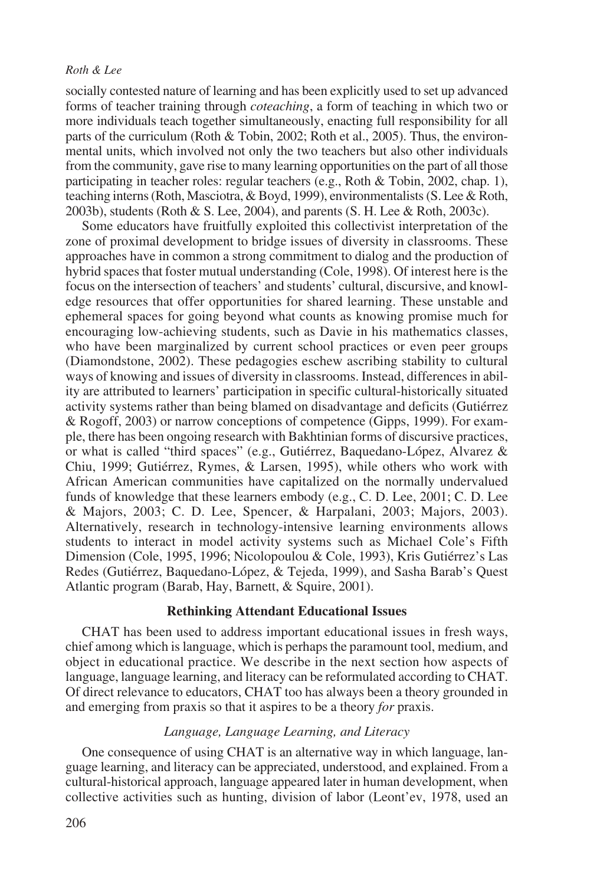socially contested nature of learning and has been explicitly used to set up advanced forms of teacher training through *coteaching*, a form of teaching in which two or more individuals teach together simultaneously, enacting full responsibility for all parts of the curriculum (Roth & Tobin, 2002; Roth et al., 2005). Thus, the environmental units, which involved not only the two teachers but also other individuals from the community, gave rise to many learning opportunities on the part of all those participating in teacher roles: regular teachers (e.g., Roth & Tobin, 2002, chap. 1), teaching interns (Roth, Masciotra, & Boyd, 1999), environmentalists (S. Lee & Roth, 2003b), students (Roth & S. Lee, 2004), and parents (S. H. Lee & Roth, 2003c).

Some educators have fruitfully exploited this collectivist interpretation of the zone of proximal development to bridge issues of diversity in classrooms. These approaches have in common a strong commitment to dialog and the production of hybrid spaces that foster mutual understanding (Cole, 1998). Of interest here is the focus on the intersection of teachers' and students' cultural, discursive, and knowledge resources that offer opportunities for shared learning. These unstable and ephemeral spaces for going beyond what counts as knowing promise much for encouraging low-achieving students, such as Davie in his mathematics classes, who have been marginalized by current school practices or even peer groups (Diamondstone, 2002). These pedagogies eschew ascribing stability to cultural ways of knowing and issues of diversity in classrooms. Instead, differences in ability are attributed to learners' participation in specific cultural-historically situated activity systems rather than being blamed on disadvantage and deficits (Gutiérrez & Rogoff, 2003) or narrow conceptions of competence (Gipps, 1999). For example, there has been ongoing research with Bakhtinian forms of discursive practices, or what is called "third spaces" (e.g., Gutiérrez, Baquedano-López, Alvarez & Chiu, 1999; Gutiérrez, Rymes, & Larsen, 1995), while others who work with African American communities have capitalized on the normally undervalued funds of knowledge that these learners embody (e.g., C. D. Lee, 2001; C. D. Lee & Majors, 2003; C. D. Lee, Spencer, & Harpalani, 2003; Majors, 2003). Alternatively, research in technology-intensive learning environments allows students to interact in model activity systems such as Michael Cole's Fifth Dimension (Cole, 1995, 1996; Nicolopoulou & Cole, 1993), Kris Gutiérrez's Las Redes (Gutiérrez, Baquedano-López, & Tejeda, 1999), and Sasha Barab's Quest Atlantic program (Barab, Hay, Barnett, & Squire, 2001).

## Rethinking Attendant Educational Issues

CHAT has been used to address important educational issues in fresh ways, chief among which is language, which is perhaps the paramount tool, medium, and object in educational practice. We describe in the next section how aspects of language, language learning, and literacy can be reformulated according to CHAT. Of direct relevance to educators, CHAT too has always been a theory grounded in and emerging from praxis so that it aspires to be a theory *for* praxis.

### *Language, Language Learning, and Literacy*

One consequence of using CHAT is an alternative way in which language, language learning, and literacy can be appreciated, understood, and explained. From a cultural-historical approach, language appeared later in human development, when collective activities such as hunting, division of labor (Leont'ev, 1978, used an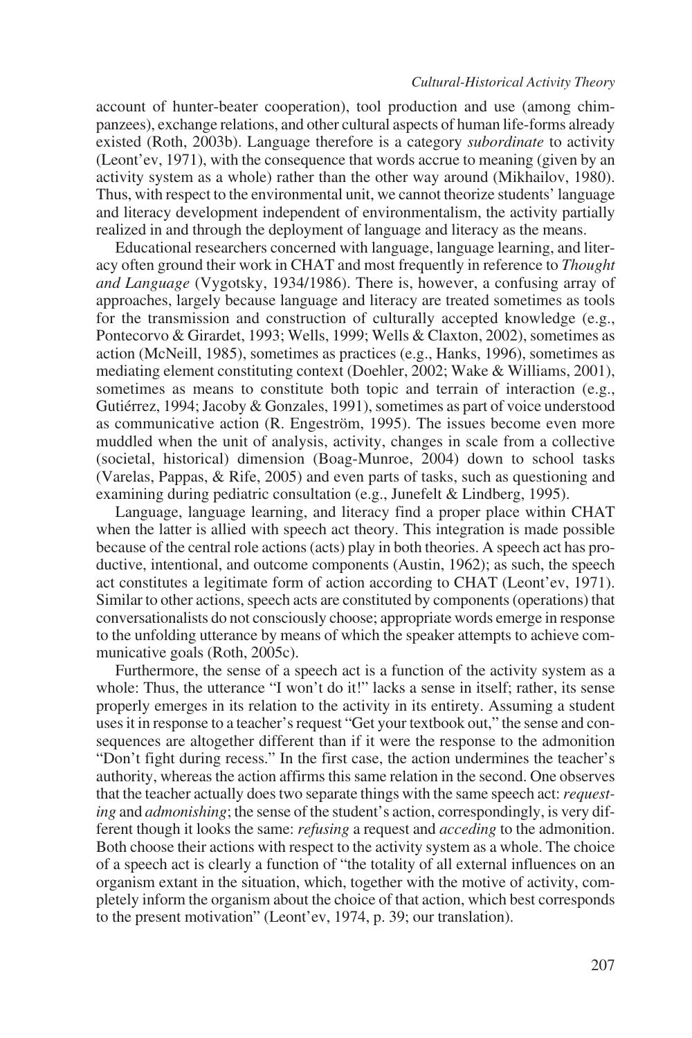account of hunter-beater cooperation), tool production and use (among chimpanzees), exchange relations, and other cultural aspects of human life-forms already existed (Roth, 2003b). Language therefore is a category *subordinate* to activity (Leont'ev, 1971), with the consequence that words accrue to meaning (given by an activity system as a whole) rather than the other way around (Mikhailov, 1980). Thus, with respect to the environmental unit, we cannot theorize students' language and literacy development independent of environmentalism, the activity partially realized in and through the deployment of language and literacy as the means.

Educational researchers concerned with language, language learning, and literacy often ground their work in CHAT and most frequently in reference to *Thought and Language* (Vygotsky, 1934/1986). There is, however, a confusing array of approaches, largely because language and literacy are treated sometimes as tools for the transmission and construction of culturally accepted knowledge (e.g., Pontecorvo & Girardet, 1993; Wells, 1999; Wells & Claxton, 2002), sometimes as action (McNeill, 1985), sometimes as practices (e.g., Hanks, 1996), sometimes as mediating element constituting context (Doehler, 2002; Wake & Williams, 2001), sometimes as means to constitute both topic and terrain of interaction (e.g., Gutiérrez, 1994; Jacoby & Gonzales, 1991), sometimes as part of voice understood as communicative action (R. Engeström, 1995). The issues become even more muddled when the unit of analysis, activity, changes in scale from a collective (societal, historical) dimension (Boag-Munroe, 2004) down to school tasks (Varelas, Pappas, & Rife, 2005) and even parts of tasks, such as questioning and examining during pediatric consultation (e.g., Junefelt & Lindberg, 1995).

Language, language learning, and literacy find a proper place within CHAT when the latter is allied with speech act theory. This integration is made possible because of the central role actions (acts) play in both theories. A speech act has productive, intentional, and outcome components (Austin, 1962); as such, the speech act constitutes a legitimate form of action according to CHAT (Leont'ev, 1971). Similar to other actions, speech acts are constituted by components (operations) that conversationalists do not consciously choose; appropriate words emerge in response to the unfolding utterance by means of which the speaker attempts to achieve communicative goals (Roth, 2005c).

Furthermore, the sense of a speech act is a function of the activity system as a whole: Thus, the utterance "I won't do it!" lacks a sense in itself; rather, its sense properly emerges in its relation to the activity in its entirety. Assuming a student uses it in response to a teacher's request "Get your textbook out," the sense and consequences are altogether different than if it were the response to the admonition "Don't fight during recess." In the first case, the action undermines the teacher's authority, whereas the action affirms this same relation in the second. One observes that the teacher actually does two separate things with the same speech act: *requesting* and *admonishing*; the sense of the student's action, correspondingly, is very different though it looks the same: *refusing* a request and *acceding* to the admonition. Both choose their actions with respect to the activity system as a whole. The choice of a speech act is clearly a function of "the totality of all external influences on an organism extant in the situation, which, together with the motive of activity, completely inform the organism about the choice of that action, which best corresponds to the present motivation" (Leont'ev, 1974, p. 39; our translation).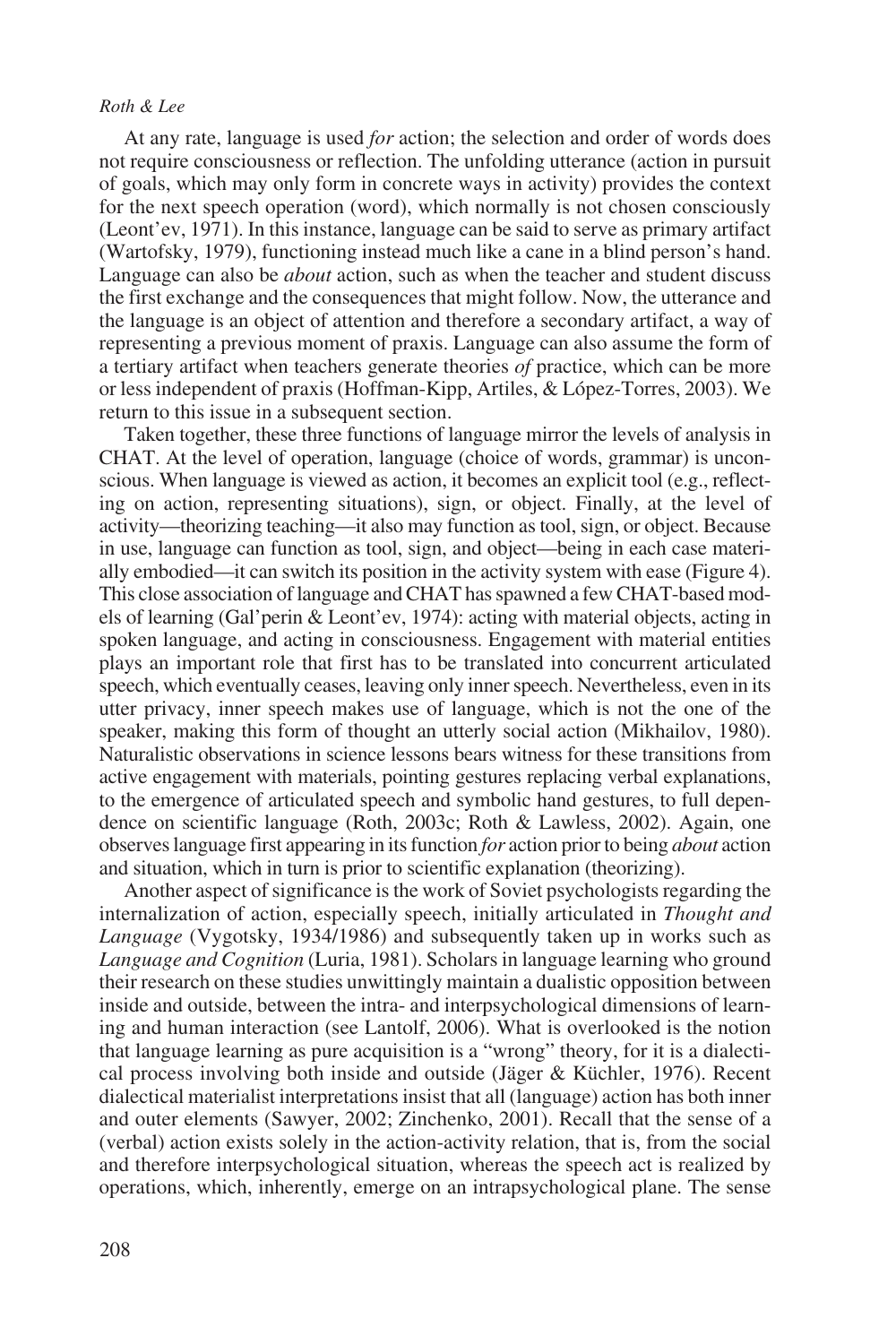At any rate, language is used *for* action; the selection and order of words does not require consciousness or reflection. The unfolding utterance (action in pursuit of goals, which may only form in concrete ways in activity) provides the context for the next speech operation (word), which normally is not chosen consciously (Leont'ev, 1971). In this instance, language can be said to serve as primary artifact (Wartofsky, 1979), functioning instead much like a cane in a blind person's hand. Language can also be *about* action, such as when the teacher and student discuss the first exchange and the consequences that might follow. Now, the utterance and the language is an object of attention and therefore a secondary artifact, a way of representing a previous moment of praxis. Language can also assume the form of a tertiary artifact when teachers generate theories *of* practice, which can be more or less independent of praxis (Hoffman-Kipp, Artiles, & López-Torres, 2003). We return to this issue in a subsequent section.

Taken together, these three functions of language mirror the levels of analysis in CHAT. At the level of operation, language (choice of words, grammar) is unconscious. When language is viewed as action, it becomes an explicit tool (e.g., reflecting on action, representing situations), sign, or object. Finally, at the level of activity—theorizing teaching—it also may function as tool, sign, or object. Because in use, language can function as tool, sign, and object—being in each case materially embodied—it can switch its position in the activity system with ease (Figure 4). This close association of language and CHAT has spawned a few CHAT-based models of learning (Gal'perin & Leont'ev, 1974): acting with material objects, acting in spoken language, and acting in consciousness. Engagement with material entities plays an important role that first has to be translated into concurrent articulated speech, which eventually ceases, leaving only inner speech. Nevertheless, even in its utter privacy, inner speech makes use of language, which is not the one of the speaker, making this form of thought an utterly social action (Mikhailov, 1980). Naturalistic observations in science lessons bears witness for these transitions from active engagement with materials, pointing gestures replacing verbal explanations, to the emergence of articulated speech and symbolic hand gestures, to full dependence on scientific language (Roth, 2003c; Roth & Lawless, 2002). Again, one observes language first appearing in its function *for* action prior to being *about* action and situation, which in turn is prior to scientific explanation (theorizing).

Another aspect of significance is the work of Soviet psychologists regarding the internalization of action, especially speech, initially articulated in *Thought and Language* (Vygotsky, 1934/1986) and subsequently taken up in works such as *Language and Cognition* (Luria, 1981). Scholars in language learning who ground their research on these studies unwittingly maintain a dualistic opposition between inside and outside, between the intra- and interpsychological dimensions of learning and human interaction (see Lantolf, 2006). What is overlooked is the notion that language learning as pure acquisition is a "wrong" theory, for it is a dialectical process involving both inside and outside (Jäger & Küchler, 1976). Recent dialectical materialist interpretations insist that all (language) action has both inner and outer elements (Sawyer, 2002; Zinchenko, 2001). Recall that the sense of a (verbal) action exists solely in the action-activity relation, that is, from the social and therefore interpsychological situation, whereas the speech act is realized by operations, which, inherently, emerge on an intrapsychological plane. The sense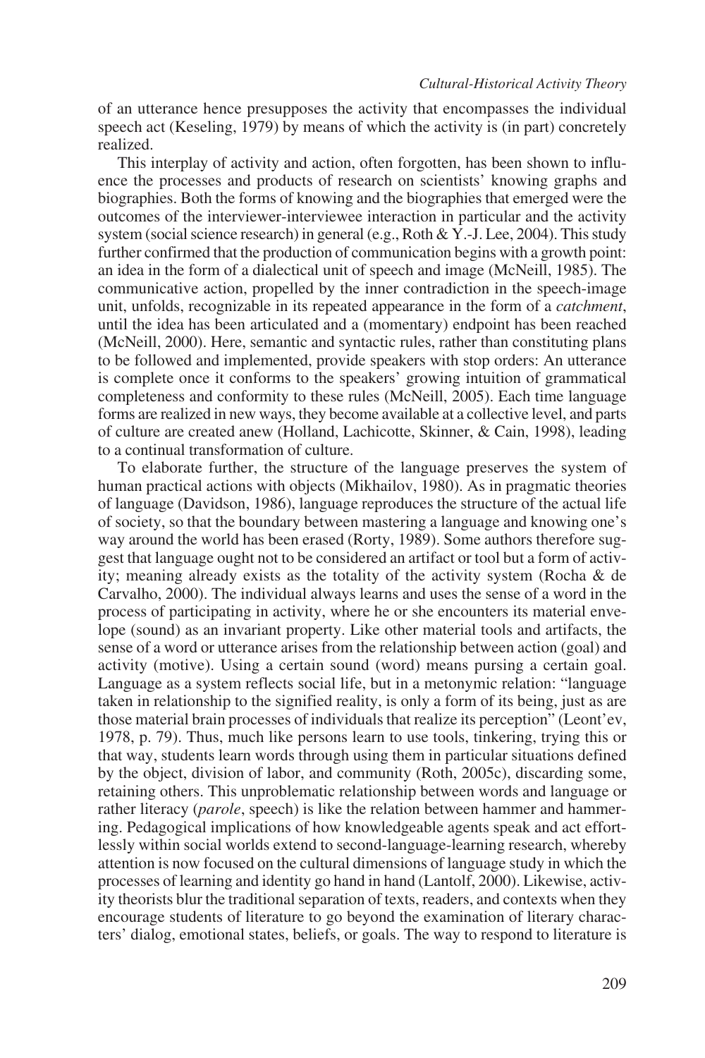of an utterance hence presupposes the activity that encompasses the individual speech act (Keseling, 1979) by means of which the activity is (in part) concretely realized.

This interplay of activity and action, often forgotten, has been shown to influence the processes and products of research on scientists' knowing graphs and biographies. Both the forms of knowing and the biographies that emerged were the outcomes of the interviewer-interviewee interaction in particular and the activity system (social science research) in general (e.g., Roth & Y.-J. Lee, 2004). This study further confirmed that the production of communication begins with a growth point: an idea in the form of a dialectical unit of speech and image (McNeill, 1985). The communicative action, propelled by the inner contradiction in the speech-image unit, unfolds, recognizable in its repeated appearance in the form of a *catchment*, until the idea has been articulated and a (momentary) endpoint has been reached (McNeill, 2000). Here, semantic and syntactic rules, rather than constituting plans to be followed and implemented, provide speakers with stop orders: An utterance is complete once it conforms to the speakers' growing intuition of grammatical completeness and conformity to these rules (McNeill, 2005). Each time language forms are realized in new ways, they become available at a collective level, and parts of culture are created anew (Holland, Lachicotte, Skinner, & Cain, 1998), leading to a continual transformation of culture.

To elaborate further, the structure of the language preserves the system of human practical actions with objects (Mikhailov, 1980). As in pragmatic theories of language (Davidson, 1986), language reproduces the structure of the actual life of society, so that the boundary between mastering a language and knowing one's way around the world has been erased (Rorty, 1989). Some authors therefore suggest that language ought not to be considered an artifact or tool but a form of activity; meaning already exists as the totality of the activity system (Rocha & de Carvalho, 2000). The individual always learns and uses the sense of a word in the process of participating in activity, where he or she encounters its material envelope (sound) as an invariant property. Like other material tools and artifacts, the sense of a word or utterance arises from the relationship between action (goal) and activity (motive). Using a certain sound (word) means pursing a certain goal. Language as a system reflects social life, but in a metonymic relation: "language taken in relationship to the signified reality, is only a form of its being, just as are those material brain processes of individuals that realize its perception" (Leont'ev, 1978, p. 79). Thus, much like persons learn to use tools, tinkering, trying this or that way, students learn words through using them in particular situations defined by the object, division of labor, and community (Roth, 2005c), discarding some, retaining others. This unproblematic relationship between words and language or rather literacy (*parole*, speech) is like the relation between hammer and hammering. Pedagogical implications of how knowledgeable agents speak and act effortlessly within social worlds extend to second-language-learning research, whereby attention is now focused on the cultural dimensions of language study in which the processes of learning and identity go hand in hand (Lantolf, 2000). Likewise, activity theorists blur the traditional separation of texts, readers, and contexts when they encourage students of literature to go beyond the examination of literary characters' dialog, emotional states, beliefs, or goals. The way to respond to literature is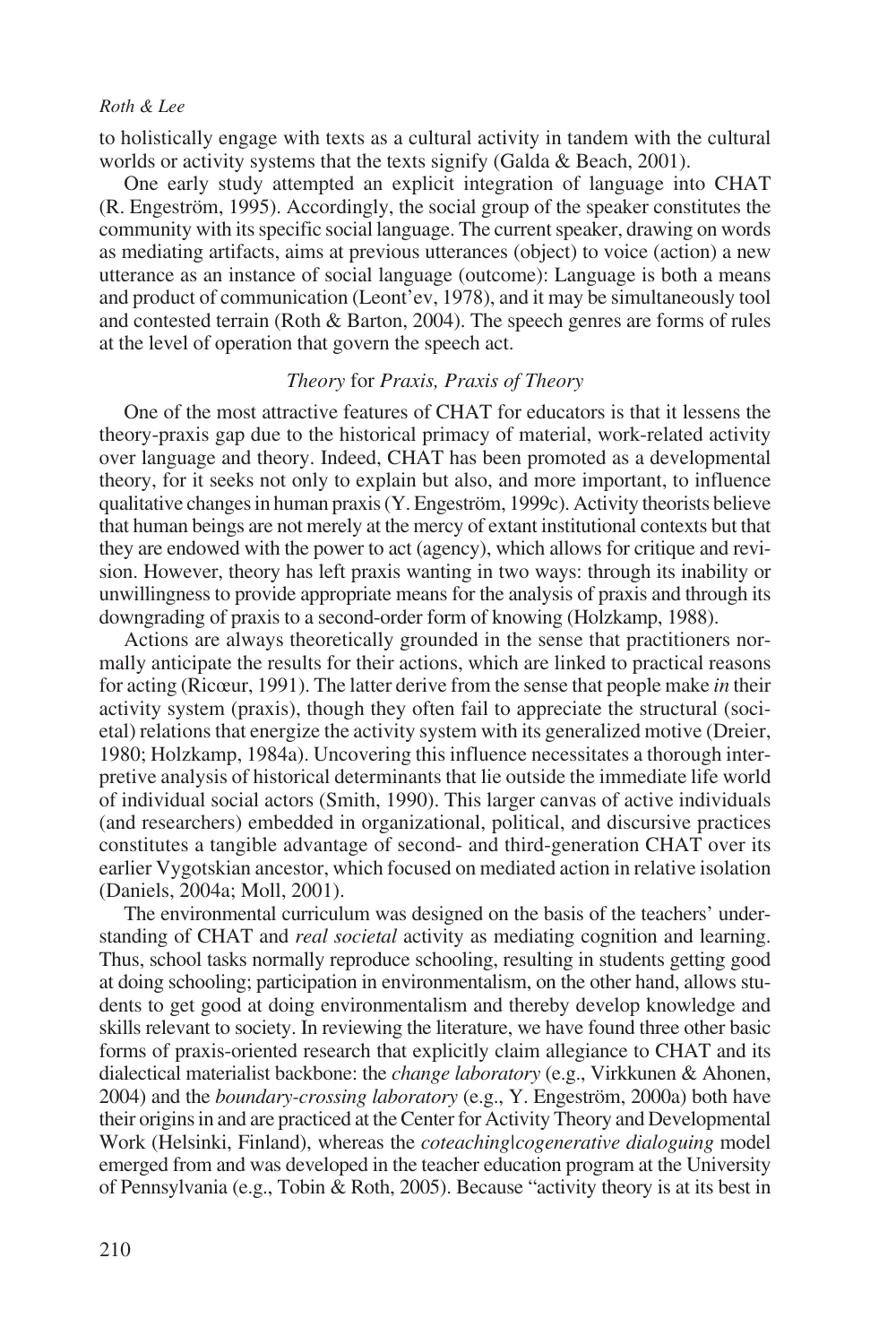to holistically engage with texts as a cultural activity in tandem with the cultural worlds or activity systems that the texts signify (Galda & Beach, 2001).

One early study attempted an explicit integration of language into CHAT (R. Engeström, 1995). Accordingly, the social group of the speaker constitutes the community with its specific social language. The current speaker, drawing on words as mediating artifacts, aims at previous utterances (object) to voice (action) a new utterance as an instance of social language (outcome): Language is both a means and product of communication (Leont'ev, 1978), and it may be simultaneously tool and contested terrain (Roth & Barton, 2004). The speech genres are forms of rules at the level of operation that govern the speech act.

### *Theory* for *Praxis, Praxis of Theory*

One of the most attractive features of CHAT for educators is that it lessens the theory-praxis gap due to the historical primacy of material, work-related activity over language and theory. Indeed, CHAT has been promoted as a developmental theory, for it seeks not only to explain but also, and more important, to influence qualitative changes in human praxis (Y. Engeström, 1999c). Activity theorists believe that human beings are not merely at the mercy of extant institutional contexts but that they are endowed with the power to act (agency), which allows for critique and revision. However, theory has left praxis wanting in two ways: through its inability or unwillingness to provide appropriate means for the analysis of praxis and through its downgrading of praxis to a second-order form of knowing (Holzkamp, 1988).

Actions are always theoretically grounded in the sense that practitioners normally anticipate the results for their actions, which are linked to practical reasons for acting (Ricœur, 1991). The latter derive from the sense that people make *in* their activity system (praxis), though they often fail to appreciate the structural (societal) relations that energize the activity system with its generalized motive (Dreier, 1980; Holzkamp, 1984a). Uncovering this influence necessitates a thorough interpretive analysis of historical determinants that lie outside the immediate life world of individual social actors (Smith, 1990). This larger canvas of active individuals (and researchers) embedded in organizational, political, and discursive practices constitutes a tangible advantage of second- and third-generation CHAT over its earlier Vygotskian ancestor, which focused on mediated action in relative isolation (Daniels, 2004a; Moll, 2001).

The environmental curriculum was designed on the basis of the teachers' understanding of CHAT and *real societal* activity as mediating cognition and learning. Thus, school tasks normally reproduce schooling, resulting in students getting good at doing schooling; participation in environmentalism, on the other hand, allows students to get good at doing environmentalism and thereby develop knowledge and skills relevant to society. In reviewing the literature, we have found three other basic forms of praxis-oriented research that explicitly claim allegiance to CHAT and its dialectical materialist backbone: the *change laboratory* (e.g., Virkkunen & Ahonen, 2004) and the *boundary-crossing laboratory* (e.g., Y. Engeström, 2000a) both have their origins in and are practiced at the Center for Activity Theory and Developmental Work (Helsinki, Finland), whereas the *coteaching|cogenerative dialoguing* model emerged from and was developed in the teacher education program at the University of Pennsylvania (e.g., Tobin & Roth, 2005). Because "activity theory is at its best in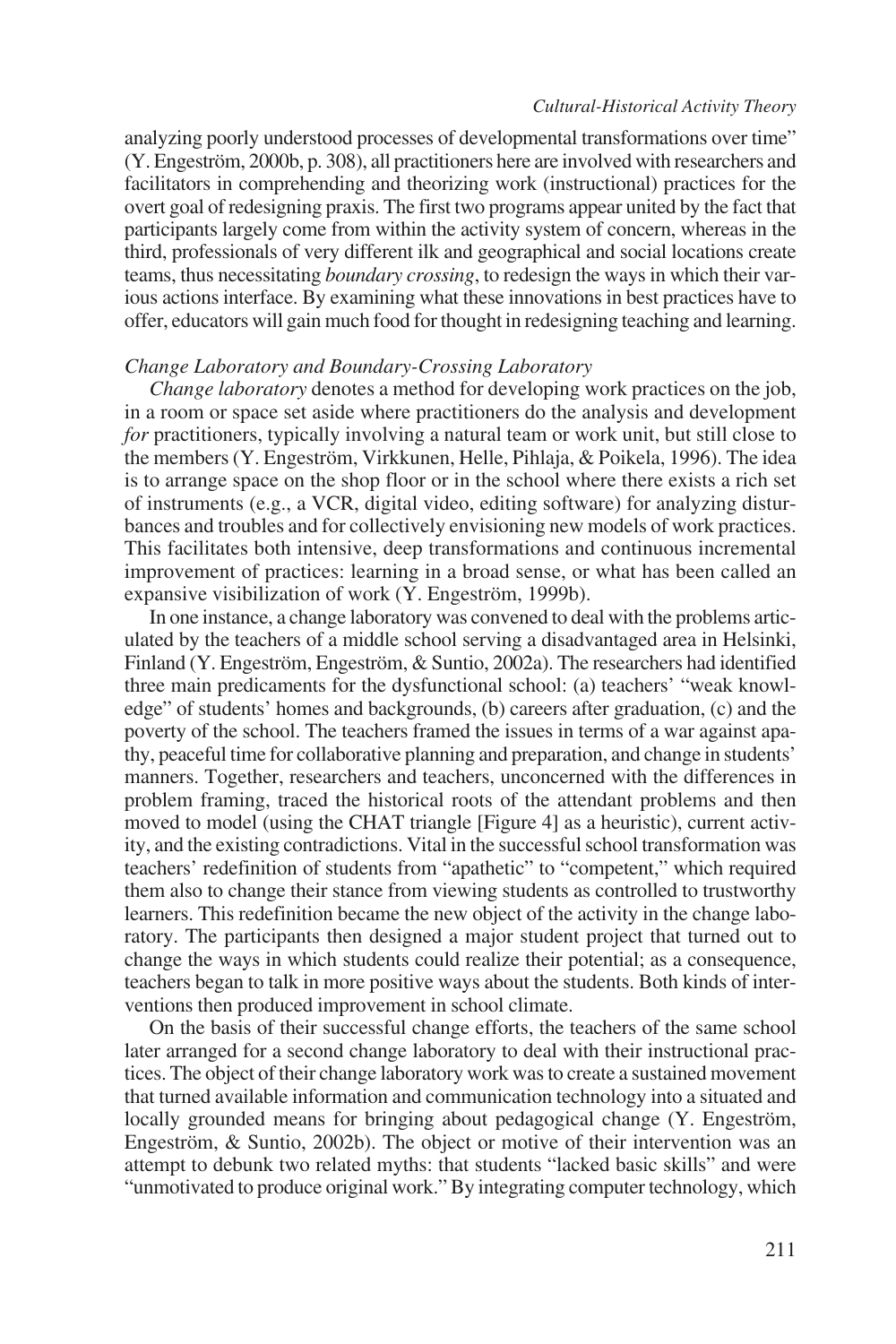analyzing poorly understood processes of developmental transformations over time" (Y. Engeström, 2000b, p. 308), all practitioners here are involved with researchers and facilitators in comprehending and theorizing work (instructional) practices for the overt goal of redesigning praxis. The first two programs appear united by the fact that participants largely come from within the activity system of concern, whereas in the third, professionals of very different ilk and geographical and social locations create teams, thus necessitating *boundary crossing*, to redesign the ways in which their various actions interface. By examining what these innovations in best practices have to offer, educators will gain much food for thought in redesigning teaching and learning.

### *Change Laboratory and Boundary-Crossing Laboratory*

*Change laboratory* denotes a method for developing work practices on the job, in a room or space set aside where practitioners do the analysis and development *for* practitioners, typically involving a natural team or work unit, but still close to the members (Y. Engeström, Virkkunen, Helle, Pihlaja, & Poikela, 1996). The idea is to arrange space on the shop floor or in the school where there exists a rich set of instruments (e.g., a VCR, digital video, editing software) for analyzing disturbances and troubles and for collectively envisioning new models of work practices. This facilitates both intensive, deep transformations and continuous incremental improvement of practices: learning in a broad sense, or what has been called an expansive visibilization of work (Y. Engeström, 1999b).

In one instance, a change laboratory was convened to deal with the problems articulated by the teachers of a middle school serving a disadvantaged area in Helsinki, Finland (Y. Engeström, Engeström, & Suntio, 2002a). The researchers had identified three main predicaments for the dysfunctional school: (a) teachers' "weak knowledge" of students' homes and backgrounds, (b) careers after graduation, (c) and the poverty of the school. The teachers framed the issues in terms of a war against apathy, peaceful time for collaborative planning and preparation, and change in students' manners. Together, researchers and teachers, unconcerned with the differences in problem framing, traced the historical roots of the attendant problems and then moved to model (using the CHAT triangle [Figure 4] as a heuristic), current activity, and the existing contradictions. Vital in the successful school transformation was teachers' redefinition of students from "apathetic" to "competent," which required them also to change their stance from viewing students as controlled to trustworthy learners. This redefinition became the new object of the activity in the change laboratory. The participants then designed a major student project that turned out to change the ways in which students could realize their potential; as a consequence, teachers began to talk in more positive ways about the students. Both kinds of interventions then produced improvement in school climate.

On the basis of their successful change efforts, the teachers of the same school later arranged for a second change laboratory to deal with their instructional practices. The object of their change laboratory work was to create a sustained movement that turned available information and communication technology into a situated and locally grounded means for bringing about pedagogical change (Y. Engeström, Engeström, & Suntio, 2002b). The object or motive of their intervention was an attempt to debunk two related myths: that students "lacked basic skills" and were "unmotivated to produce original work." By integrating computer technology, which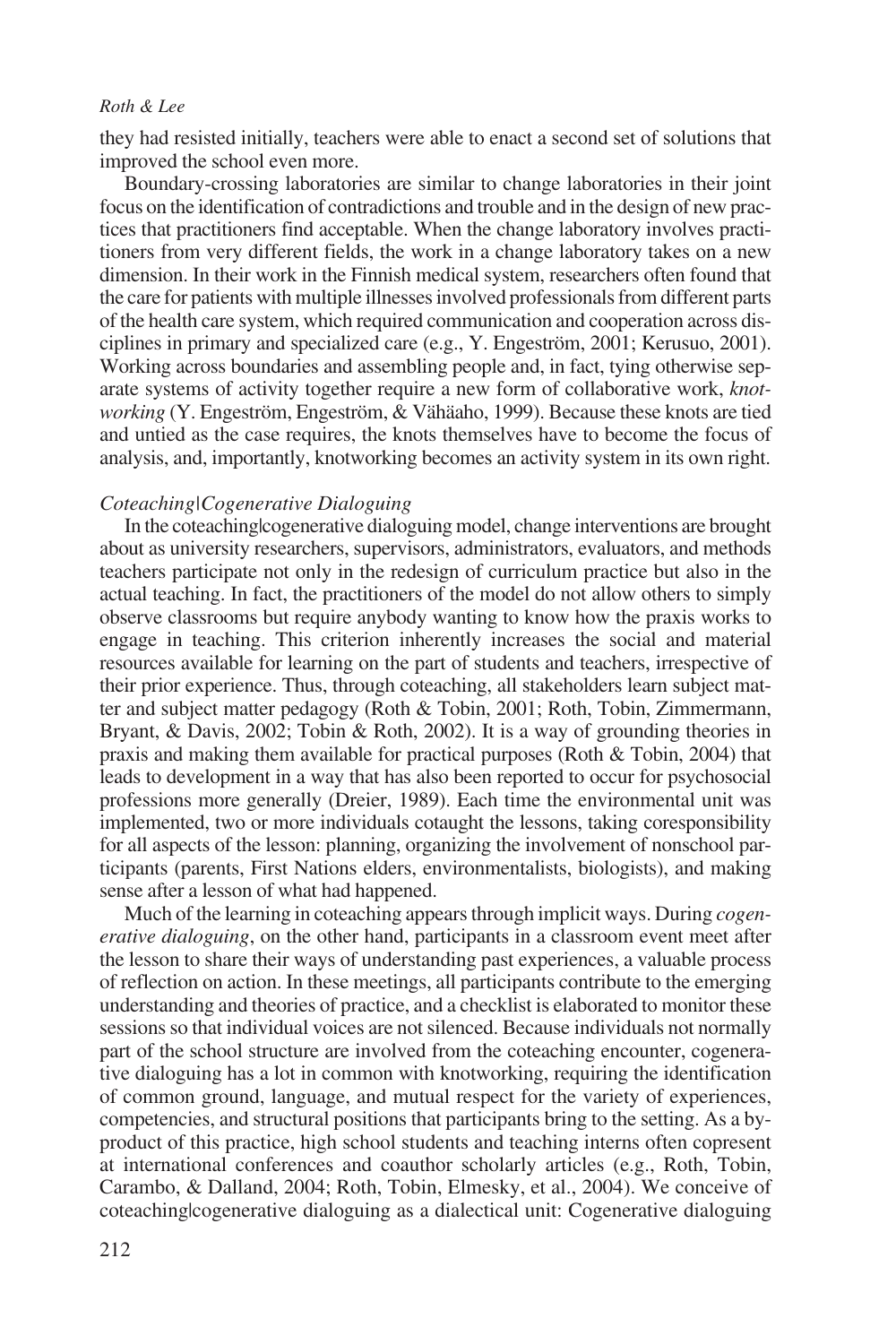they had resisted initially, teachers were able to enact a second set of solutions that improved the school even more.

Boundary-crossing laboratories are similar to change laboratories in their joint focus on the identification of contradictions and trouble and in the design of new practices that practitioners find acceptable. When the change laboratory involves practitioners from very different fields, the work in a change laboratory takes on a new dimension. In their work in the Finnish medical system, researchers often found that the care for patients with multiple illnesses involved professionals from different parts of the health care system, which required communication and cooperation across disciplines in primary and specialized care (e.g., Y. Engeström, 2001; Kerusuo, 2001). Working across boundaries and assembling people and, in fact, tying otherwise separate systems of activity together require a new form of collaborative work, *knotworking* (Y. Engeström, Engeström, & Vähäaho, 1999). Because these knots are tied and untied as the case requires, the knots themselves have to become the focus of analysis, and, importantly, knotworking becomes an activity system in its own right.

### *Coteaching|Cogenerative Dialoguing*

In the coteaching|cogenerative dialoguing model, change interventions are brought about as university researchers, supervisors, administrators, evaluators, and methods teachers participate not only in the redesign of curriculum practice but also in the actual teaching. In fact, the practitioners of the model do not allow others to simply observe classrooms but require anybody wanting to know how the praxis works to engage in teaching. This criterion inherently increases the social and material resources available for learning on the part of students and teachers, irrespective of their prior experience. Thus, through coteaching, all stakeholders learn subject matter and subject matter pedagogy (Roth & Tobin, 2001; Roth, Tobin, Zimmermann, Bryant, & Davis, 2002; Tobin & Roth, 2002). It is a way of grounding theories in praxis and making them available for practical purposes (Roth & Tobin, 2004) that leads to development in a way that has also been reported to occur for psychosocial professions more generally (Dreier, 1989). Each time the environmental unit was implemented, two or more individuals cotaught the lessons, taking coresponsibility for all aspects of the lesson: planning, organizing the involvement of nonschool participants (parents, First Nations elders, environmentalists, biologists), and making sense after a lesson of what had happened.

Much of the learning in coteaching appears through implicit ways. During *cogenerative dialoguing*, on the other hand, participants in a classroom event meet after the lesson to share their ways of understanding past experiences, a valuable process of reflection on action. In these meetings, all participants contribute to the emerging understanding and theories of practice, and a checklist is elaborated to monitor these sessions so that individual voices are not silenced. Because individuals not normally part of the school structure are involved from the coteaching encounter, cogenerative dialoguing has a lot in common with knotworking, requiring the identification of common ground, language, and mutual respect for the variety of experiences, competencies, and structural positions that participants bring to the setting. As a byproduct of this practice, high school students and teaching interns often copresent at international conferences and coauthor scholarly articles (e.g., Roth, Tobin, Carambo, & Dalland, 2004; Roth, Tobin, Elmesky, et al., 2004). We conceive of coteaching|cogenerative dialoguing as a dialectical unit: Cogenerative dialoguing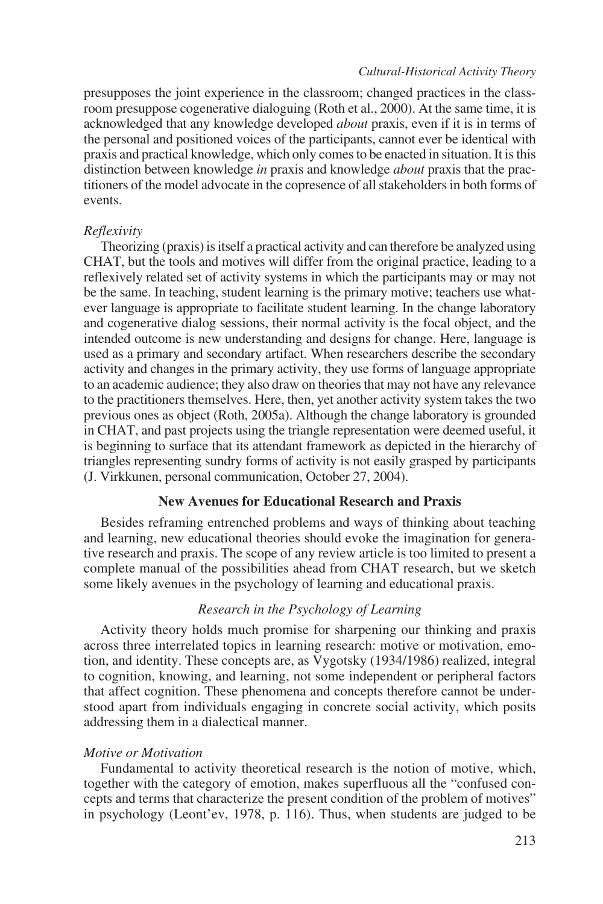presupposes the joint experience in the classroom; changed practices in the classroom presuppose cogenerative dialoguing (Roth et al., 2000). At the same time, it is acknowledged that any knowledge developed *about* praxis, even if it is in terms of the personal and positioned voices of the participants, cannot ever be identical with praxis and practical knowledge, which only comes to be enacted in situation. It is this distinction between knowledge *in* praxis and knowledge *about* praxis that the practitioners of the model advocate in the copresence of all stakeholders in both forms of events.

#### *Reflexivity*

Theorizing (praxis) is itself a practical activity and can therefore be analyzed using CHAT, but the tools and motives will differ from the original practice, leading to a reflexively related set of activity systems in which the participants may or may not be the same. In teaching, student learning is the primary motive; teachers use whatever language is appropriate to facilitate student learning. In the change laboratory and cogenerative dialog sessions, their normal activity is the focal object, and the intended outcome is new understanding and designs for change. Here, language is used as a primary and secondary artifact. When researchers describe the secondary activity and changes in the primary activity, they use forms of language appropriate to an academic audience; they also draw on theories that may not have any relevance to the practitioners themselves. Here, then, yet another activity system takes the two previous ones as object (Roth, 2005a). Although the change laboratory is grounded in CHAT, and past projects using the triangle representation were deemed useful, it is beginning to surface that its attendant framework as depicted in the hierarchy of triangles representing sundry forms of activity is not easily grasped by participants (J. Virkkunen, personal communication, October 27, 2004).

## New Avenues for Educational Research and Praxis

Besides reframing entrenched problems and ways of thinking about teaching and learning, new educational theories should evoke the imagination for generative research and praxis. The scope of any review article is too limited to present a complete manual of the possibilities ahead from CHAT research, but we sketch some likely avenues in the psychology of learning and educational praxis.

### *Research in the Psychology of Learning*

Activity theory holds much promise for sharpening our thinking and praxis across three interrelated topics in learning research: motive or motivation, emotion, and identity. These concepts are, as Vygotsky (1934/1986) realized, integral to cognition, knowing, and learning, not some independent or peripheral factors that affect cognition. These phenomena and concepts therefore cannot be understood apart from individuals engaging in concrete social activity, which posits addressing them in a dialectical manner.

#### *Motive or Motivation*

Fundamental to activity theoretical research is the notion of motive, which, together with the category of emotion, makes superfluous all the "confused concepts and terms that characterize the present condition of the problem of motives" in psychology (Leont'ev, 1978, p. 116). Thus, when students are judged to be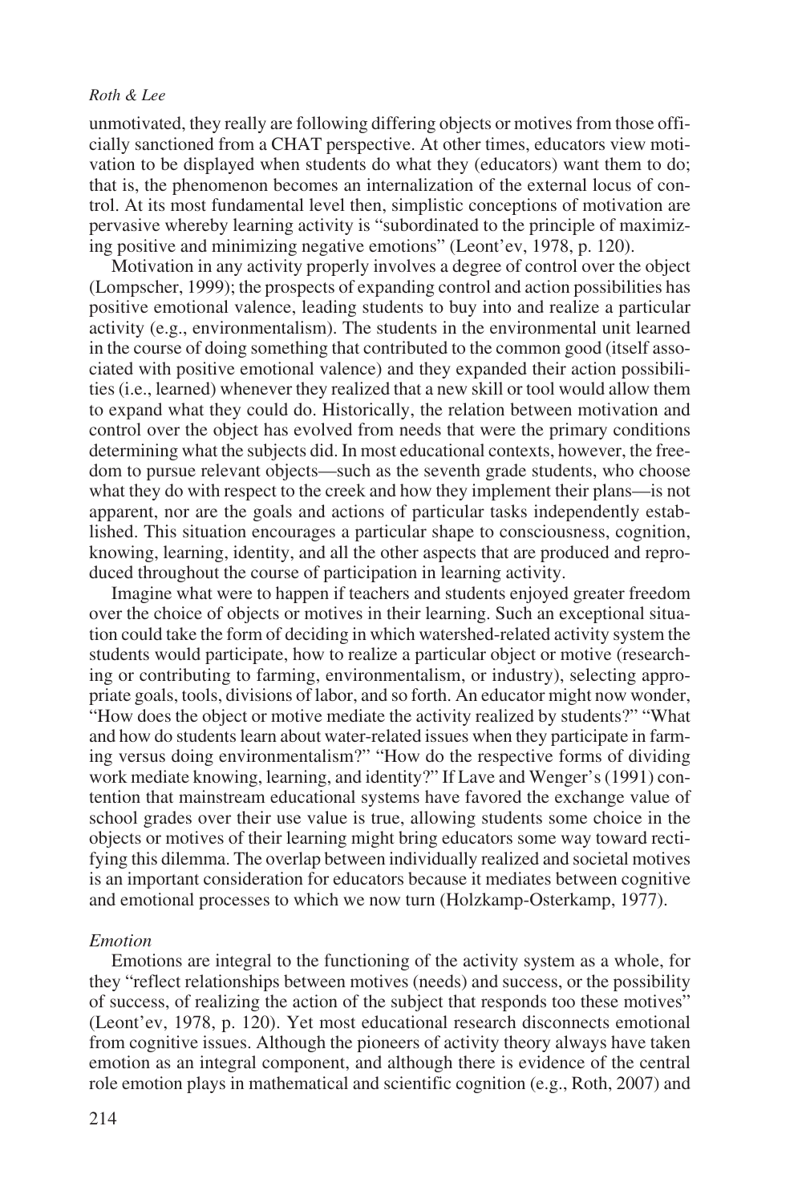unmotivated, they really are following differing objects or motives from those officially sanctioned from a CHAT perspective. At other times, educators view motivation to be displayed when students do what they (educators) want them to do; that is, the phenomenon becomes an internalization of the external locus of control. At its most fundamental level then, simplistic conceptions of motivation are pervasive whereby learning activity is "subordinated to the principle of maximizing positive and minimizing negative emotions" (Leont'ev, 1978, p. 120).

Motivation in any activity properly involves a degree of control over the object (Lompscher, 1999); the prospects of expanding control and action possibilities has positive emotional valence, leading students to buy into and realize a particular activity (e.g., environmentalism). The students in the environmental unit learned in the course of doing something that contributed to the common good (itself associated with positive emotional valence) and they expanded their action possibilities (i.e., learned) whenever they realized that a new skill or tool would allow them to expand what they could do. Historically, the relation between motivation and control over the object has evolved from needs that were the primary conditions determining what the subjects did. In most educational contexts, however, the freedom to pursue relevant objects—such as the seventh grade students, who choose what they do with respect to the creek and how they implement their plans—is not apparent, nor are the goals and actions of particular tasks independently established. This situation encourages a particular shape to consciousness, cognition, knowing, learning, identity, and all the other aspects that are produced and reproduced throughout the course of participation in learning activity.

Imagine what were to happen if teachers and students enjoyed greater freedom over the choice of objects or motives in their learning. Such an exceptional situation could take the form of deciding in which watershed-related activity system the students would participate, how to realize a particular object or motive (researching or contributing to farming, environmentalism, or industry), selecting appropriate goals, tools, divisions of labor, and so forth. An educator might now wonder, "How does the object or motive mediate the activity realized by students?" "What and how do students learn about water-related issues when they participate in farming versus doing environmentalism?" "How do the respective forms of dividing work mediate knowing, learning, and identity?" If Lave and Wenger's (1991) contention that mainstream educational systems have favored the exchange value of school grades over their use value is true, allowing students some choice in the objects or motives of their learning might bring educators some way toward rectifying this dilemma. The overlap between individually realized and societal motives is an important consideration for educators because it mediates between cognitive and emotional processes to which we now turn (Holzkamp-Osterkamp, 1977).

### *Emotion*

Emotions are integral to the functioning of the activity system as a whole, for they "reflect relationships between motives (needs) and success, or the possibility of success, of realizing the action of the subject that responds too these motives" (Leont'ev, 1978, p. 120). Yet most educational research disconnects emotional from cognitive issues. Although the pioneers of activity theory always have taken emotion as an integral component, and although there is evidence of the central role emotion plays in mathematical and scientific cognition (e.g., Roth, 2007) and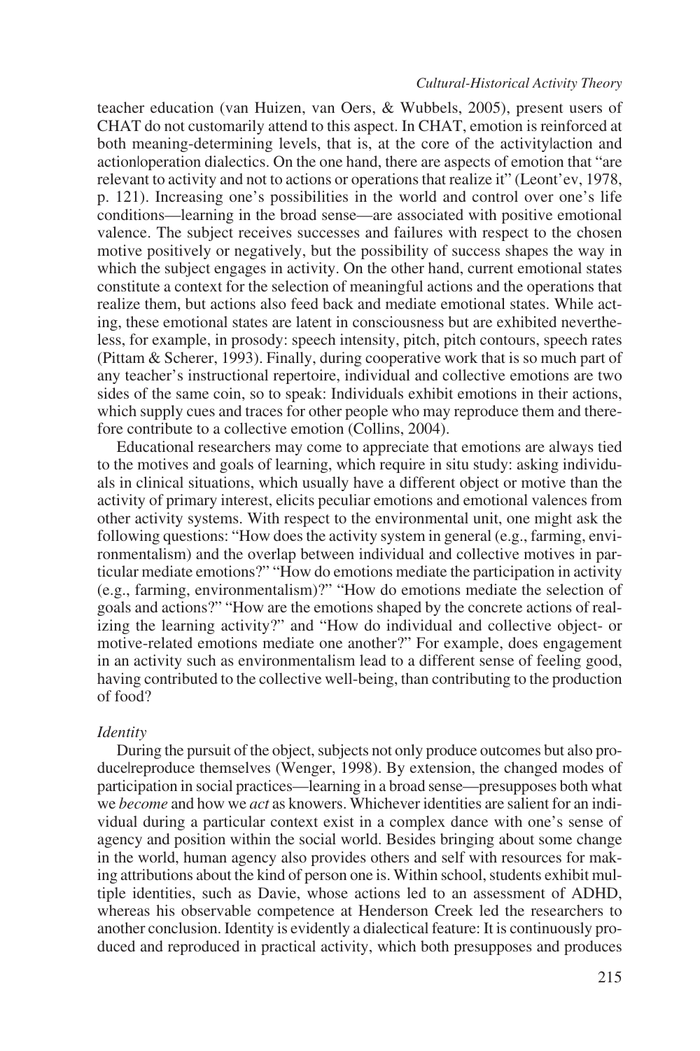teacher education (van Huizen, van Oers, & Wubbels, 2005), present users of CHAT do not customarily attend to this aspect. In CHAT, emotion is reinforced at both meaning-determining levels, that is, at the core of the activity|action and action|operation dialectics. On the one hand, there are aspects of emotion that "are relevant to activity and not to actions or operations that realize it" (Leont'ev, 1978, p. 121). Increasing one's possibilities in the world and control over one's life conditions—learning in the broad sense—are associated with positive emotional valence. The subject receives successes and failures with respect to the chosen motive positively or negatively, but the possibility of success shapes the way in which the subject engages in activity. On the other hand, current emotional states constitute a context for the selection of meaningful actions and the operations that realize them, but actions also feed back and mediate emotional states. While acting, these emotional states are latent in consciousness but are exhibited nevertheless, for example, in prosody: speech intensity, pitch, pitch contours, speech rates (Pittam & Scherer, 1993). Finally, during cooperative work that is so much part of any teacher's instructional repertoire, individual and collective emotions are two sides of the same coin, so to speak: Individuals exhibit emotions in their actions, which supply cues and traces for other people who may reproduce them and therefore contribute to a collective emotion (Collins, 2004).

Educational researchers may come to appreciate that emotions are always tied to the motives and goals of learning, which require in situ study: asking individuals in clinical situations, which usually have a different object or motive than the activity of primary interest, elicits peculiar emotions and emotional valences from other activity systems. With respect to the environmental unit, one might ask the following questions: "How does the activity system in general (e.g., farming, environmentalism) and the overlap between individual and collective motives in particular mediate emotions?" "How do emotions mediate the participation in activity (e.g., farming, environmentalism)?" "How do emotions mediate the selection of goals and actions?" "How are the emotions shaped by the concrete actions of realizing the learning activity?" and "How do individual and collective object- or motive-related emotions mediate one another?" For example, does engagement in an activity such as environmentalism lead to a different sense of feeling good, having contributed to the collective well-being, than contributing to the production of food?

*Identity*

During the pursuit of the object, subjects not only produce outcomes but also produce|reproduce themselves (Wenger, 1998). By extension, the changed modes of participation in social practices—learning in a broad sense—presupposes both what we *become* and how we *act* as knowers. Whichever identities are salient for an individual during a particular context exist in a complex dance with one's sense of agency and position within the social world. Besides bringing about some change in the world, human agency also provides others and self with resources for making attributions about the kind of person one is. Within school, students exhibit multiple identities, such as Davie, whose actions led to an assessment of ADHD, whereas his observable competence at Henderson Creek led the researchers to another conclusion. Identity is evidently a dialectical feature: It is continuously produced and reproduced in practical activity, which both presupposes and produces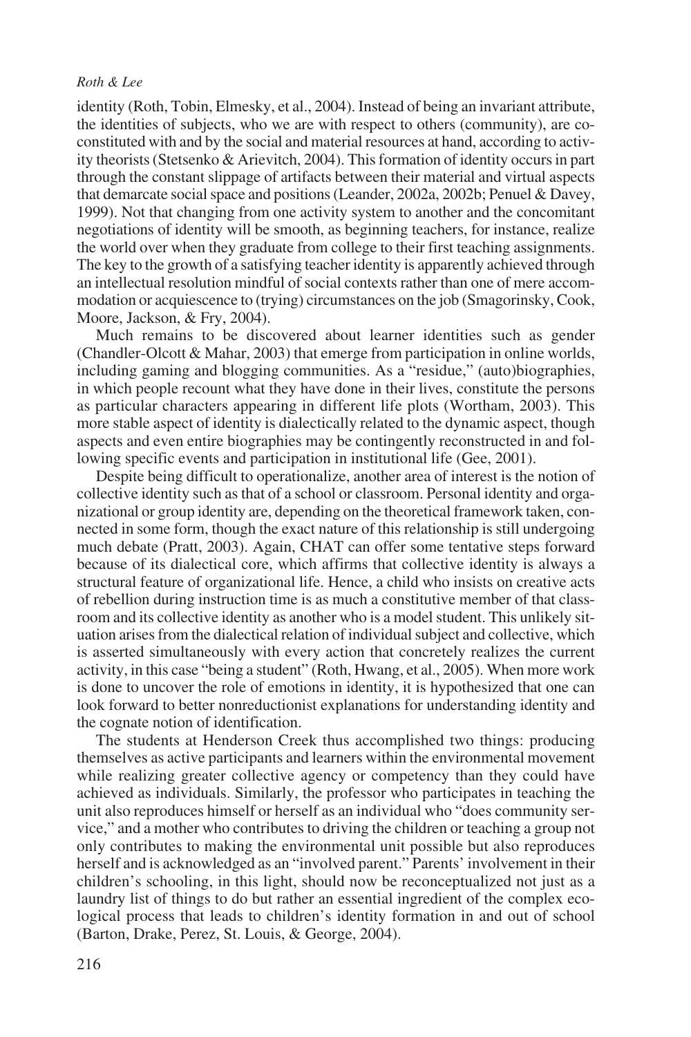identity (Roth, Tobin, Elmesky, et al., 2004). Instead of being an invariant attribute, the identities of subjects, who we are with respect to others (community), are co-constituted with and by the social and material resources at hand, according to activity theorists (Stetsenko & Arievitch, 2004). This formation of identity occurs in part through the constant slippage of artifacts between their material and virtual aspects that demarcate social space and positions (Leander, 2002a, 2002b; Penuel & Davey, 1999). Not that changing from one activity system to another and the concomitant negotiations of identity will be smooth, as beginning teachers, for instance, realize the world over when they graduate from college to their first teaching assignments. The key to the growth of a satisfying teacher identity is apparently achieved through an intellectual resolution mindful of social contexts rather than one of mere accommodation or acquiescence to (trying) circumstances on the job (Smagorinsky, Cook, Moore, Jackson, & Fry, 2004).

Much remains to be discovered about learner identities such as gender (Chandler-Olcott & Mahar, 2003) that emerge from participation in online worlds, including gaming and blogging communities. As a "residue," (auto)biographies, in which people recount what they have done in their lives, constitute the persons as particular characters appearing in different life plots (Wortham, 2003). This more stable aspect of identity is dialectically related to the dynamic aspect, though aspects and even entire biographies may be contingently reconstructed in and following specific events and participation in institutional life (Gee, 2001).

Despite being difficult to operationalize, another area of interest is the notion of collective identity such as that of a school or classroom. Personal identity and organizational or group identity are, depending on the theoretical framework taken, connected in some form, though the exact nature of this relationship is still undergoing much debate (Pratt, 2003). Again, CHAT can offer some tentative steps forward because of its dialectical core, which affirms that collective identity is always a structural feature of organizational life. Hence, a child who insists on creative acts of rebellion during instruction time is as much a constitutive member of that classroom and its collective identity as another who is a model student. This unlikely situation arises from the dialectical relation of individual subject and collective, which is asserted simultaneously with every action that concretely realizes the current activity, in this case "being a student" (Roth, Hwang, et al., 2005). When more work is done to uncover the role of emotions in identity, it is hypothesized that one can look forward to better nonreductionist explanations for understanding identity and the cognate notion of identification.

The students at Henderson Creek thus accomplished two things: producing themselves as active participants and learners within the environmental movement while realizing greater collective agency or competency than they could have achieved as individuals. Similarly, the professor who participates in teaching the unit also reproduces himself or herself as an individual who "does community service," and a mother who contributes to driving the children or teaching a group not only contributes to making the environmental unit possible but also reproduces herself and is acknowledged as an "involved parent." Parents' involvement in their children's schooling, in this light, should now be reconceptualized not just as a laundry list of things to do but rather an essential ingredient of the complex ecological process that leads to children's identity formation in and out of school (Barton, Drake, Perez, St. Louis, & George, 2004).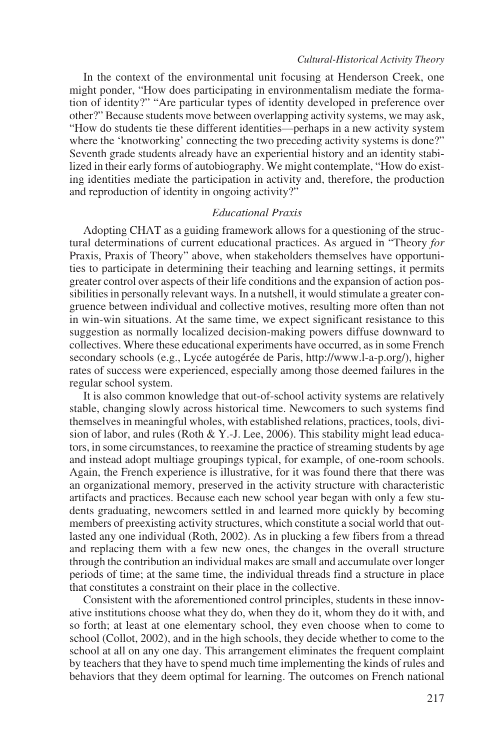In the context of the environmental unit focusing at Henderson Creek, one might ponder, "How does participating in environmentalism mediate the formation of identity?" "Are particular types of identity developed in preference over other?" Because students move between overlapping activity systems, we may ask, "How do students tie these different identities—perhaps in a new activity system where the 'knotworking' connecting the two preceding activity systems is done?" Seventh grade students already have an experiential history and an identity stabilized in their early forms of autobiography. We might contemplate, "How do existing identities mediate the participation in activity and, therefore, the production and reproduction of identity in ongoing activity?"

### *Educational Praxis*

Adopting CHAT as a guiding framework allows for a questioning of the structural determinations of current educational practices. As argued in "Theory *for* Praxis, Praxis of Theory" above, when stakeholders themselves have opportunities to participate in determining their teaching and learning settings, it permits greater control over aspects of their life conditions and the expansion of action possibilities in personally relevant ways. In a nutshell, it would stimulate a greater congruence between individual and collective motives, resulting more often than not in win-win situations. At the same time, we expect significant resistance to this suggestion as normally localized decision-making powers diffuse downward to collectives. Where these educational experiments have occurred, as in some French secondary schools (e.g., Lycée autogérée de Paris, http://www.l-a-p.org/), higher rates of success were experienced, especially among those deemed failures in the regular school system.

It is also common knowledge that out-of-school activity systems are relatively stable, changing slowly across historical time. Newcomers to such systems find themselves in meaningful wholes, with established relations, practices, tools, division of labor, and rules (Roth & Y.-J. Lee, 2006). This stability might lead educators, in some circumstances, to reexamine the practice of streaming students by age and instead adopt multiage groupings typical, for example, of one-room schools. Again, the French experience is illustrative, for it was found there that there was an organizational memory, preserved in the activity structure with characteristic artifacts and practices. Because each new school year began with only a few students graduating, newcomers settled in and learned more quickly by becoming members of preexisting activity structures, which constitute a social world that outlasted any one individual (Roth, 2002). As in plucking a few fibers from a thread and replacing them with a few new ones, the changes in the overall structure through the contribution an individual makes are small and accumulate over longer periods of time; at the same time, the individual threads find a structure in place that constitutes a constraint on their place in the collective.

Consistent with the aforementioned control principles, students in these innovative institutions choose what they do, when they do it, whom they do it with, and so forth; at least at one elementary school, they even choose when to come to school (Collot, 2002), and in the high schools, they decide whether to come to the school at all on any one day. This arrangement eliminates the frequent complaint by teachers that they have to spend much time implementing the kinds of rules and behaviors that they deem optimal for learning. The outcomes on French national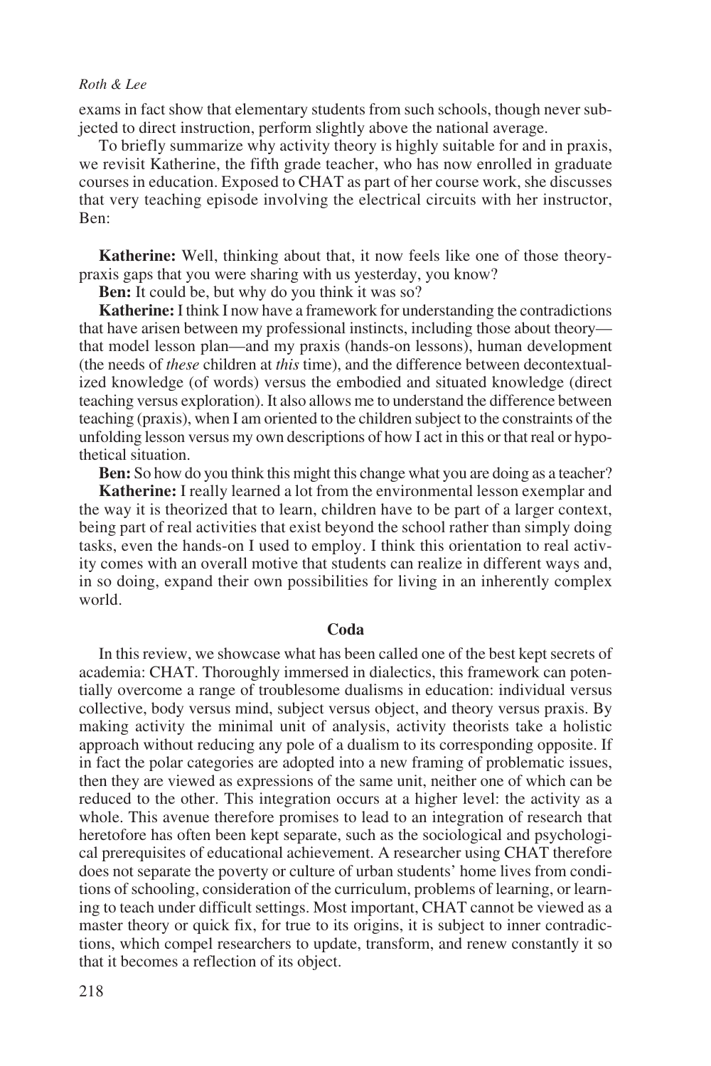exams in fact show that elementary students from such schools, though never subjected to direct instruction, perform slightly above the national average.

To briefly summarize why activity theory is highly suitable for and in praxis, we revisit Katherine, the fifth grade teacher, who has now enrolled in graduate courses in education. Exposed to CHAT as part of her course work, she discusses that very teaching episode involving the electrical circuits with her instructor, Ben:

**Katherine:** Well, thinking about that, it now feels like one of those theory-praxis gaps that you were sharing with us yesterday, you know?

**Ben:** It could be, but why do you think it was so?

**Katherine:** I think I now have a framework for understanding the contradictions that have arisen between my professional instincts, including those about theory—that model lesson plan—and my praxis (hands-on lessons), human development (the needs of *these* children at *this* time), and the difference between decontextualized knowledge (of words) versus the embodied and situated knowledge (direct teaching versus exploration). It also allows me to understand the difference between teaching (praxis), when I am oriented to the children subject to the constraints of the unfolding lesson versus my own descriptions of how I act in this or that real or hypothetical situation.

**Ben:** So how do you think this might this change what you are doing as a teacher?

**Katherine:** I really learned a lot from the environmental lesson exemplar and the way it is theorized that to learn, children have to be part of a larger context, being part of real activities that exist beyond the school rather than simply doing tasks, even the hands-on I used to employ. I think this orientation to real activity comes with an overall motive that students can realize in different ways and, in so doing, expand their own possibilities for living in an inherently complex world.

## Coda

In this review, we showcase what has been called one of the best kept secrets of academia: CHAT. Thoroughly immersed in dialectics, this framework can potentially overcome a range of troublesome dualisms in education: individual versus collective, body versus mind, subject versus object, and theory versus praxis. By making activity the minimal unit of analysis, activity theorists take a holistic approach without reducing any pole of a dualism to its corresponding opposite. If in fact the polar categories are adopted into a new framing of problematic issues, then they are viewed as expressions of the same unit, neither one of which can be reduced to the other. This integration occurs at a higher level: the activity as a whole. This avenue therefore promises to lead to an integration of research that heretofore has often been kept separate, such as the sociological and psychological prerequisites of educational achievement. A researcher using CHAT therefore does not separate the poverty or culture of urban students' home lives from conditions of schooling, consideration of the curriculum, problems of learning, or learning to teach under difficult settings. Most important, CHAT cannot be viewed as a master theory or quick fix, for true to its origins, it is subject to inner contradictions, which compel researchers to update, transform, and renew constantly it so that it becomes a reflection of its object.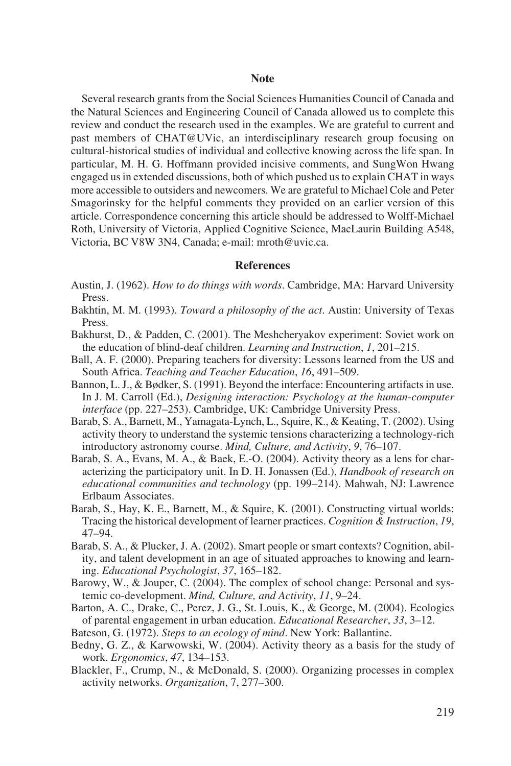## Note

Several research grants from the Social Sciences Humanities Council of Canada and the Natural Sciences and Engineering Council of Canada allowed us to complete this review and conduct the research used in the examples. We are grateful to current and past members of CHAT@UVic, an interdisciplinary research group focusing on cultural-historical studies of individual and collective knowing across the life span. In particular, M. H. G. Hoffmann provided incisive comments, and SungWon Hwang engaged us in extended discussions, both of which pushed us to explain CHAT in ways more accessible to outsiders and newcomers. We are grateful to Michael Cole and Peter Smagorinsky for the helpful comments they provided on an earlier version of this article. Correspondence concerning this article should be addressed to Wolff-Michael Roth, University of Victoria, Applied Cognitive Science, MacLaurin Building A548, Victoria, BC V8W 3N4, Canada; e-mail: mroth@uvic.ca.

## References

Austin, J. (1962). *How to do things with words*. Cambridge, MA: Harvard University Press.

Bakhtin, M. M. (1993). *Toward a philosophy of the act*. Austin: University of Texas Press.

Bakhurst, D., & Padden, C. (2001). The Meshcheryakov experiment: Soviet work on the education of blind-deaf children. *Learning and Instruction*, *1*, 201–215.

Ball, A. F. (2000). Preparing teachers for diversity: Lessons learned from the US and South Africa. *Teaching and Teacher Education*, *16*, 491–509.

Bannon, L. J., & Bødker, S. (1991). Beyond the interface: Encountering artifacts in use. In J. M. Carroll (Ed.), *Designing interaction: Psychology at the human-computer interface* (pp. 227–253). Cambridge, UK: Cambridge University Press.

Barab, S. A., Barnett, M., Yamagata-Lynch, L., Squire, K., & Keating, T. (2002). Using activity theory to understand the systemic tensions characterizing a technology-rich introductory astronomy course. *Mind, Culture, and Activity*, *9*, 76–107.

Barab, S. A., Evans, M. A., & Baek, E.-O. (2004). Activity theory as a lens for characterizing the participatory unit. In D. H. Jonassen (Ed.), *Handbook of research on educational communities and technology* (pp. 199–214). Mahwah, NJ: Lawrence Erlbaum Associates.

Barab, S., Hay, K. E., Barnett, M., & Squire, K. (2001). Constructing virtual worlds: Tracing the historical development of learner practices. *Cognition & Instruction*, *19*, 47–94.

Barab, S. A., & Plucker, J. A. (2002). Smart people or smart contexts? Cognition, ability, and talent development in an age of situated approaches to knowing and learning. *Educational Psychologist*, *37*, 165–182.

Barowy, W., & Jouper, C. (2004). The complex of school change: Personal and systemic co-development. *Mind, Culture, and Activity*, *11*, 9–24.

Barton, A. C., Drake, C., Perez, J. G., St. Louis, K., & George, M. (2004). Ecologies of parental engagement in urban education. *Educational Researcher*, *33*, 3–12.

Bateson, G. (1972). *Steps to an ecology of mind*. New York: Ballantine.

Bedny, G. Z., & Karwowski, W. (2004). Activity theory as a basis for the study of work. *Ergonomics*, *47*, 134–153.

Blackler, F., Crump, N., & McDonald, S. (2000). Organizing processes in complex activity networks. *Organization*, 7, 277–300.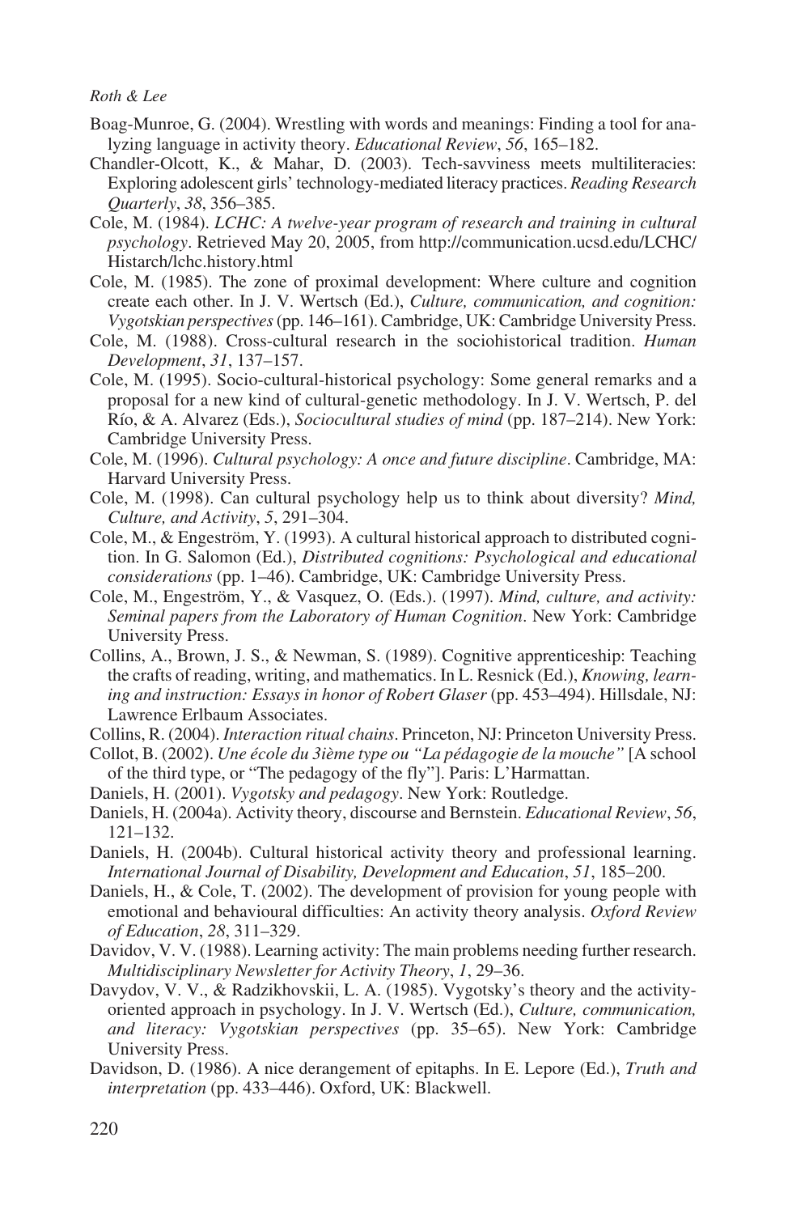Boag-Munroe, G. (2004). Wrestling with words and meanings: Finding a tool for analyzing language in activity theory. *Educational Review*, *56*, 165–182.

Chandler-Olcott, K., & Mahar, D. (2003). Tech-savviness meets multiliteracies: Exploring adolescent girls' technology-mediated literacy practices. *Reading Research Quarterly*, *38*, 356–385.

Cole, M. (1984). *LCHC: A twelve-year program of research and training in cultural psychology*. Retrieved May 20, 2005, from http://communication.ucsd.edu/LCHC/Histarch/lchc.history.html

Cole, M. (1985). The zone of proximal development: Where culture and cognition create each other. In J. V. Wertsch (Ed.), *Culture, communication, and cognition: Vygotskian perspectives* (pp. 146–161). Cambridge, UK: Cambridge University Press.

Cole, M. (1988). Cross-cultural research in the sociohistorical tradition. *Human Development*, *31*, 137–157.

Cole, M. (1995). Socio-cultural-historical psychology: Some general remarks and a proposal for a new kind of cultural-genetic methodology. In J. V. Wertsch, P. del Río, & A. Alvarez (Eds.), *Sociocultural studies of mind* (pp. 187–214). New York: Cambridge University Press.

Cole, M. (1996). *Cultural psychology: A once and future discipline*. Cambridge, MA: Harvard University Press.

Cole, M. (1998). Can cultural psychology help us to think about diversity? *Mind, Culture, and Activity*, *5*, 291–304.

Cole, M., & Engeström, Y. (1993). A cultural historical approach to distributed cognition. In G. Salomon (Ed.), *Distributed cognitions: Psychological and educational considerations* (pp. 1–46). Cambridge, UK: Cambridge University Press.

Cole, M., Engeström, Y., & Vasquez, O. (Eds.). (1997). *Mind, culture, and activity: Seminal papers from the Laboratory of Human Cognition*. New York: Cambridge University Press.

Collins, A., Brown, J. S., & Newman, S. (1989). Cognitive apprenticeship: Teaching the crafts of reading, writing, and mathematics. In L. Resnick (Ed.), *Knowing, learning and instruction: Essays in honor of Robert Glaser* (pp. 453–494). Hillsdale, NJ: Lawrence Erlbaum Associates.

Collins, R. (2004). *Interaction ritual chains*. Princeton, NJ: Princeton University Press.

Collot, B. (2002). *Une école du 3ième type ou "La pédagogie de la mouche"* [A school of the third type, or "The pedagogy of the fly"]. Paris: L'Harmattan.

Daniels, H. (2001). *Vygotsky and pedagogy*. New York: Routledge.

Daniels, H. (2004a). Activity theory, discourse and Bernstein. *Educational Review*, *56*, 121–132.

Daniels, H. (2004b). Cultural historical activity theory and professional learning. *International Journal of Disability, Development and Education*, *51*, 185–200.

Daniels, H., & Cole, T. (2002). The development of provision for young people with emotional and behavioural difficulties: An activity theory analysis. *Oxford Review of Education*, *28*, 311–329.

Davidov, V. V. (1988). Learning activity: The main problems needing further research. *Multidisciplinary Newsletter for Activity Theory*, *1*, 29–36.

Davydov, V. V., & Radzikhovskii, L. A. (1985). Vygotsky's theory and the activity-oriented approach in psychology. In J. V. Wertsch (Ed.), *Culture, communication, and literacy: Vygotskian perspectives* (pp. 35–65). New York: Cambridge University Press.

Davidson, D. (1986). A nice derangement of epitaphs. In E. Lepore (Ed.), *Truth and interpretation* (pp. 433–446). Oxford, UK: Blackwell.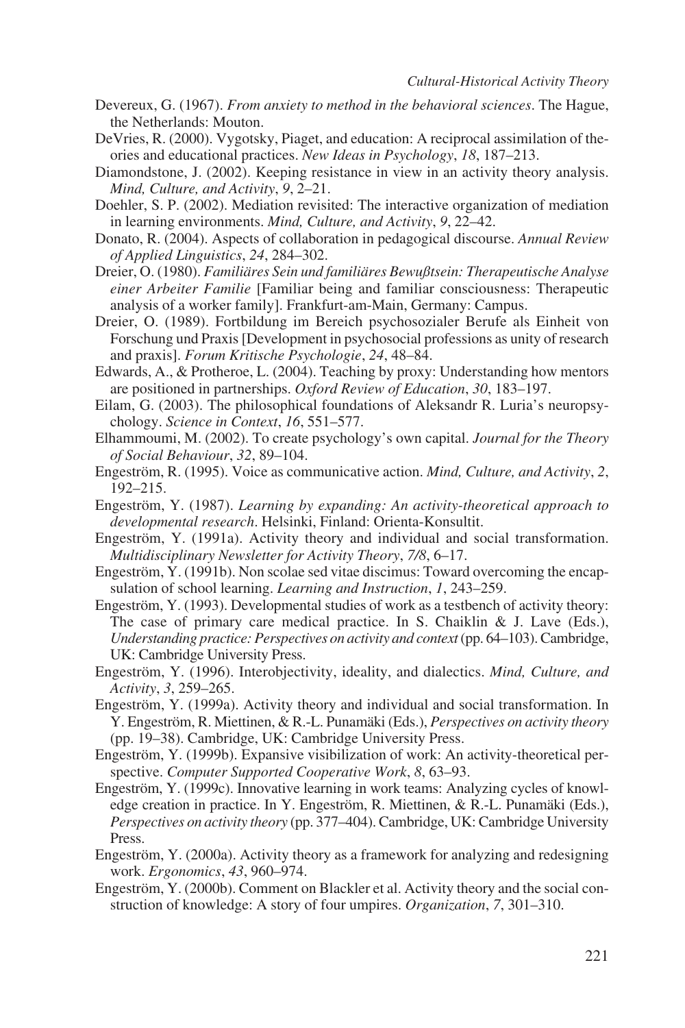Devereux, G. (1967). *From anxiety to method in the behavioral sciences*. The Hague, the Netherlands: Mouton.

DeVries, R. (2000). Vygotsky, Piaget, and education: A reciprocal assimilation of theories and educational practices. *New Ideas in Psychology*, *18*, 187–213.

Diamondstone, J. (2002). Keeping resistance in view in an activity theory analysis. *Mind, Culture, and Activity*, *9*, 2–21.

Doehler, S. P. (2002). Mediation revisited: The interactive organization of mediation in learning environments. *Mind, Culture, and Activity*, *9*, 22–42.

Donato, R. (2004). Aspects of collaboration in pedagogical discourse. *Annual Review of Applied Linguistics*, *24*, 284–302.

Dreier, O. (1980). *Familiäres Sein und familiäres Bewußtsein: Therapeutische Analyse einer Arbeiter Familie* [Familiar being and familiar consciousness: Therapeutic analysis of a worker family]. Frankfurt-am-Main, Germany: Campus.

Dreier, O. (1989). Fortbildung im Bereich psychosozialer Berufe als Einheit von Forschung und Praxis [Development in psychosocial professions as unity of research and praxis]. *Forum Kritische Psychologie*, *24*, 48–84.

Edwards, A., & Protheroe, L. (2004). Teaching by proxy: Understanding how mentors are positioned in partnerships. *Oxford Review of Education*, *30*, 183–197.

Eilam, G. (2003). The philosophical foundations of Aleksandr R. Luria's neuropsychology. *Science in Context*, *16*, 551–577.

Elhammoumi, M. (2002). To create psychology's own capital. *Journal for the Theory of Social Behaviour*, *32*, 89–104.

Engeström, R. (1995). Voice as communicative action. *Mind, Culture, and Activity*, *2*, 192–215.

Engeström, Y. (1987). *Learning by expanding: An activity-theoretical approach to developmental research*. Helsinki, Finland: Orienta-Konsultit.

Engeström, Y. (1991a). Activity theory and individual and social transformation. *Multidisciplinary Newsletter for Activity Theory*, *7/8*, 6–17.

Engeström, Y. (1991b). Non scolae sed vitae discimus: Toward overcoming the encapsulation of school learning. *Learning and Instruction*, *1*, 243–259.

Engeström, Y. (1993). Developmental studies of work as a testbench of activity theory: The case of primary care medical practice. In S. Chaiklin & J. Lave (Eds.), *Understanding practice: Perspectives on activity and context* (pp. 64–103). Cambridge, UK: Cambridge University Press.

Engeström, Y. (1996). Interobjectivity, ideality, and dialectics. *Mind, Culture, and Activity*, *3*, 259–265.

Engeström, Y. (1999a). Activity theory and individual and social transformation. In Y. Engeström, R. Miettinen, & R.-L. Punamäki (Eds.), *Perspectives on activity theory* (pp. 19–38). Cambridge, UK: Cambridge University Press.

Engeström, Y. (1999b). Expansive visibilization of work: An activity-theoretical perspective. *Computer Supported Cooperative Work*, *8*, 63–93.

Engeström, Y. (1999c). Innovative learning in work teams: Analyzing cycles of knowledge creation in practice. In Y. Engeström, R. Miettinen, & R.-L. Punamäki (Eds.), *Perspectives on activity theory* (pp. 377–404). Cambridge, UK: Cambridge University Press.

Engeström, Y. (2000a). Activity theory as a framework for analyzing and redesigning work. *Ergonomics*, *43*, 960–974.

Engeström, Y. (2000b). Comment on Blackler et al. Activity theory and the social construction of knowledge: A story of four umpires. *Organization*, *7*, 301–310.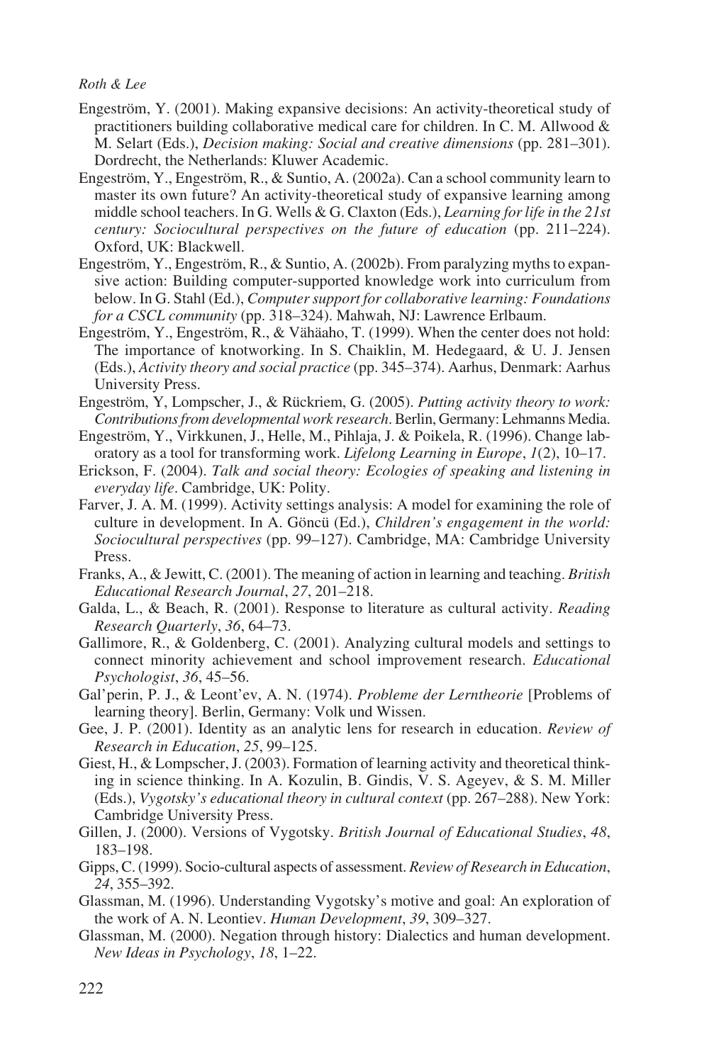Engeström, Y. (2001). Making expansive decisions: An activity-theoretical study of practitioners building collaborative medical care for children. In C. M. Allwood & M. Selart (Eds.), *Decision making: Social and creative dimensions* (pp. 281–301). Dordrecht, the Netherlands: Kluwer Academic.

Engeström, Y., Engeström, R., & Suntio, A. (2002a). Can a school community learn to master its own future? An activity-theoretical study of expansive learning among middle school teachers. In G. Wells & G. Claxton (Eds.), *Learning for life in the 21st century: Sociocultural perspectives on the future of education* (pp. 211–224). Oxford, UK: Blackwell.

Engeström, Y., Engeström, R., & Suntio, A. (2002b). From paralyzing myths to expansive action: Building computer-supported knowledge work into curriculum from below. In G. Stahl (Ed.), *Computer support for collaborative learning: Foundations for a CSCL community* (pp. 318–324). Mahwah, NJ: Lawrence Erlbaum.

Engeström, Y., Engeström, R., & Vähäaho, T. (1999). When the center does not hold: The importance of knotworking. In S. Chaiklin, M. Hedegaard, & U. J. Jensen (Eds.), *Activity theory and social practice* (pp. 345–374). Aarhus, Denmark: Aarhus University Press.

Engeström, Y, Lompscher, J., & Rückriem, G. (2005). *Putting activity theory to work: Contributions from developmental work research*. Berlin, Germany: Lehmanns Media.

Engeström, Y., Virkkunen, J., Helle, M., Pihlaja, J. & Poikela, R. (1996). Change laboratory as a tool for transforming work. *Lifelong Learning in Europe*, *1*(2), 10–17.

Erickson, F. (2004). *Talk and social theory: Ecologies of speaking and listening in everyday life*. Cambridge, UK: Polity.

Farver, J. A. M. (1999). Activity settings analysis: A model for examining the role of culture in development. In A. Göncü (Ed.), *Children's engagement in the world: Sociocultural perspectives* (pp. 99–127). Cambridge, MA: Cambridge University Press.

Franks, A., & Jewitt, C. (2001). The meaning of action in learning and teaching. *British Educational Research Journal*, *27*, 201–218.

Galda, L., & Beach, R. (2001). Response to literature as cultural activity. *Reading Research Quarterly*, *36*, 64–73.

Gallimore, R., & Goldenberg, C. (2001). Analyzing cultural models and settings to connect minority achievement and school improvement research. *Educational Psychologist*, *36*, 45–56.

Gal'perin, P. J., & Leont'ev, A. N. (1974). *Probleme der Lerntheorie* [Problems of learning theory]. Berlin, Germany: Volk und Wissen.

Gee, J. P. (2001). Identity as an analytic lens for research in education. *Review of Research in Education*, *25*, 99–125.

Giest, H., & Lompscher, J. (2003). Formation of learning activity and theoretical thinking in science thinking. In A. Kozulin, B. Gindis, V. S. Ageyev, & S. M. Miller (Eds.), *Vygotsky's educational theory in cultural context* (pp. 267–288). New York: Cambridge University Press.

Gillen, J. (2000). Versions of Vygotsky. *British Journal of Educational Studies*, *48*, 183–198.

Gipps, C. (1999). Socio-cultural aspects of assessment. *Review of Research in Education*, *24*, 355–392.

Glassman, M. (1996). Understanding Vygotsky's motive and goal: An exploration of the work of A. N. Leontiev. *Human Development*, *39*, 309–327.

Glassman, M. (2000). Negation through history: Dialectics and human development. *New Ideas in Psychology*, *18*, 1–22.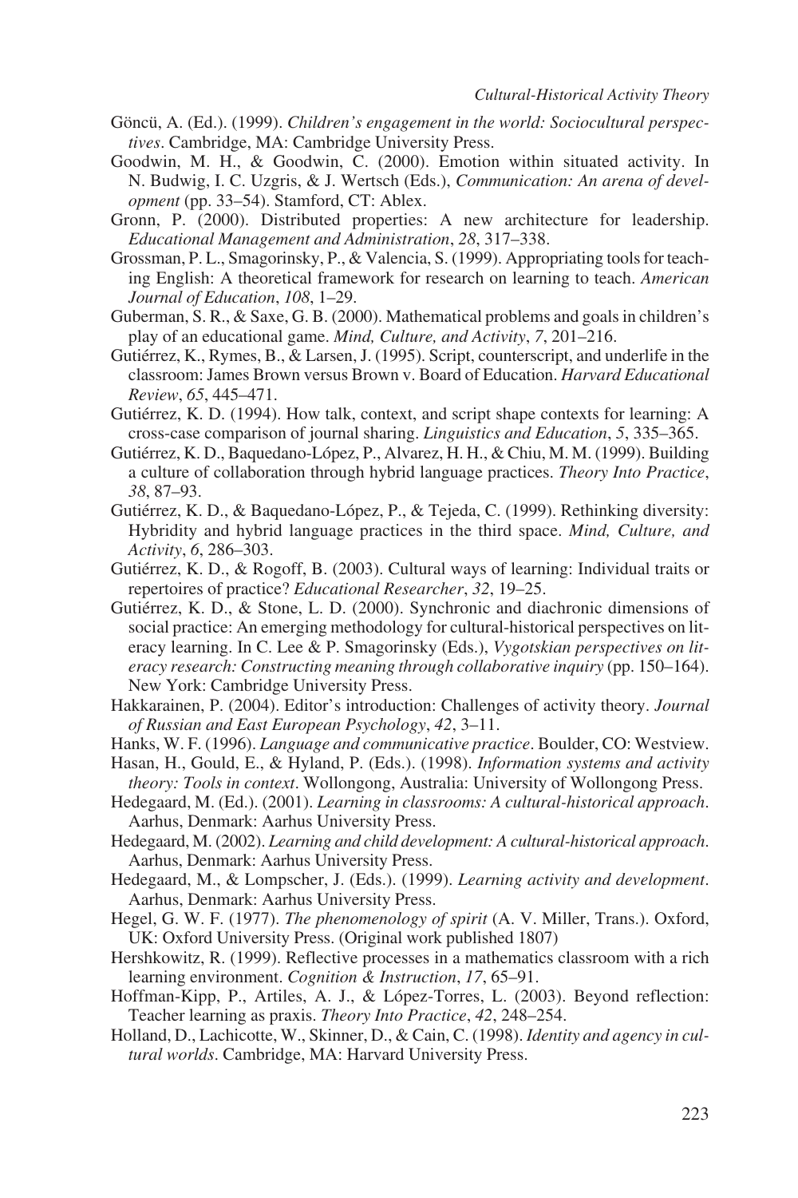Göncü, A. (Ed.). (1999). *Children's engagement in the world: Sociocultural perspectives*. Cambridge, MA: Cambridge University Press.

Goodwin, M. H., & Goodwin, C. (2000). Emotion within situated activity. In N. Budwig, I. C. Uzgris, & J. Wertsch (Eds.), *Communication: An arena of development* (pp. 33–54). Stamford, CT: Ablex.

Gronn, P. (2000). Distributed properties: A new architecture for leadership. *Educational Management and Administration*, *28*, 317–338.

Grossman, P. L., Smagorinsky, P., & Valencia, S. (1999). Appropriating tools for teaching English: A theoretical framework for research on learning to teach. *American Journal of Education*, *108*, 1–29.

Guberman, S. R., & Saxe, G. B. (2000). Mathematical problems and goals in children's play of an educational game. *Mind, Culture, and Activity*, *7*, 201–216.

Gutiérrez, K., Rymes, B., & Larsen, J. (1995). Script, counterscript, and underlife in the classroom: James Brown versus Brown v. Board of Education. *Harvard Educational Review*, *65*, 445–471.

Gutiérrez, K. D. (1994). How talk, context, and script shape contexts for learning: A cross-case comparison of journal sharing. *Linguistics and Education*, *5*, 335–365.

Gutiérrez, K. D., Baquedano-López, P., Alvarez, H. H., & Chiu, M. M. (1999). Building a culture of collaboration through hybrid language practices. *Theory Into Practice*, *38*, 87–93.

Gutiérrez, K. D., & Baquedano-López, P., & Tejeda, C. (1999). Rethinking diversity: Hybridity and hybrid language practices in the third space. *Mind, Culture, and Activity*, *6*, 286–303.

Gutiérrez, K. D., & Rogoff, B. (2003). Cultural ways of learning: Individual traits or repertoires of practice? *Educational Researcher*, *32*, 19–25.

Gutiérrez, K. D., & Stone, L. D. (2000). Synchronic and diachronic dimensions of social practice: An emerging methodology for cultural-historical perspectives on literacy learning. In C. Lee & P. Smagorinsky (Eds.), *Vygotskian perspectives on literacy research: Constructing meaning through collaborative inquiry* (pp. 150–164). New York: Cambridge University Press.

Hakkarainen, P. (2004). Editor's introduction: Challenges of activity theory. *Journal of Russian and East European Psychology*, *42*, 3–11.

Hanks, W. F. (1996). *Language and communicative practice*. Boulder, CO: Westview.

Hasan, H., Gould, E., & Hyland, P. (Eds.). (1998). *Information systems and activity theory: Tools in context*. Wollongong, Australia: University of Wollongong Press.

Hedegaard, M. (Ed.). (2001). *Learning in classrooms: A cultural-historical approach*. Aarhus, Denmark: Aarhus University Press.

Hedegaard, M. (2002). *Learning and child development: A cultural-historical approach*. Aarhus, Denmark: Aarhus University Press.

Hedegaard, M., & Lompscher, J. (Eds.). (1999). *Learning activity and development*. Aarhus, Denmark: Aarhus University Press.

Hegel, G. W. F. (1977). *The phenomenology of spirit* (A. V. Miller, Trans.). Oxford, UK: Oxford University Press. (Original work published 1807)

Hershkowitz, R. (1999). Reflective processes in a mathematics classroom with a rich learning environment. *Cognition & Instruction*, *17*, 65–91.

Hoffman-Kipp, P., Artiles, A. J., & López-Torres, L. (2003). Beyond reflection: Teacher learning as praxis. *Theory Into Practice*, *42*, 248–254.

Holland, D., Lachicotte, W., Skinner, D., & Cain, C. (1998). *Identity and agency in cultural worlds*. Cambridge, MA: Harvard University Press.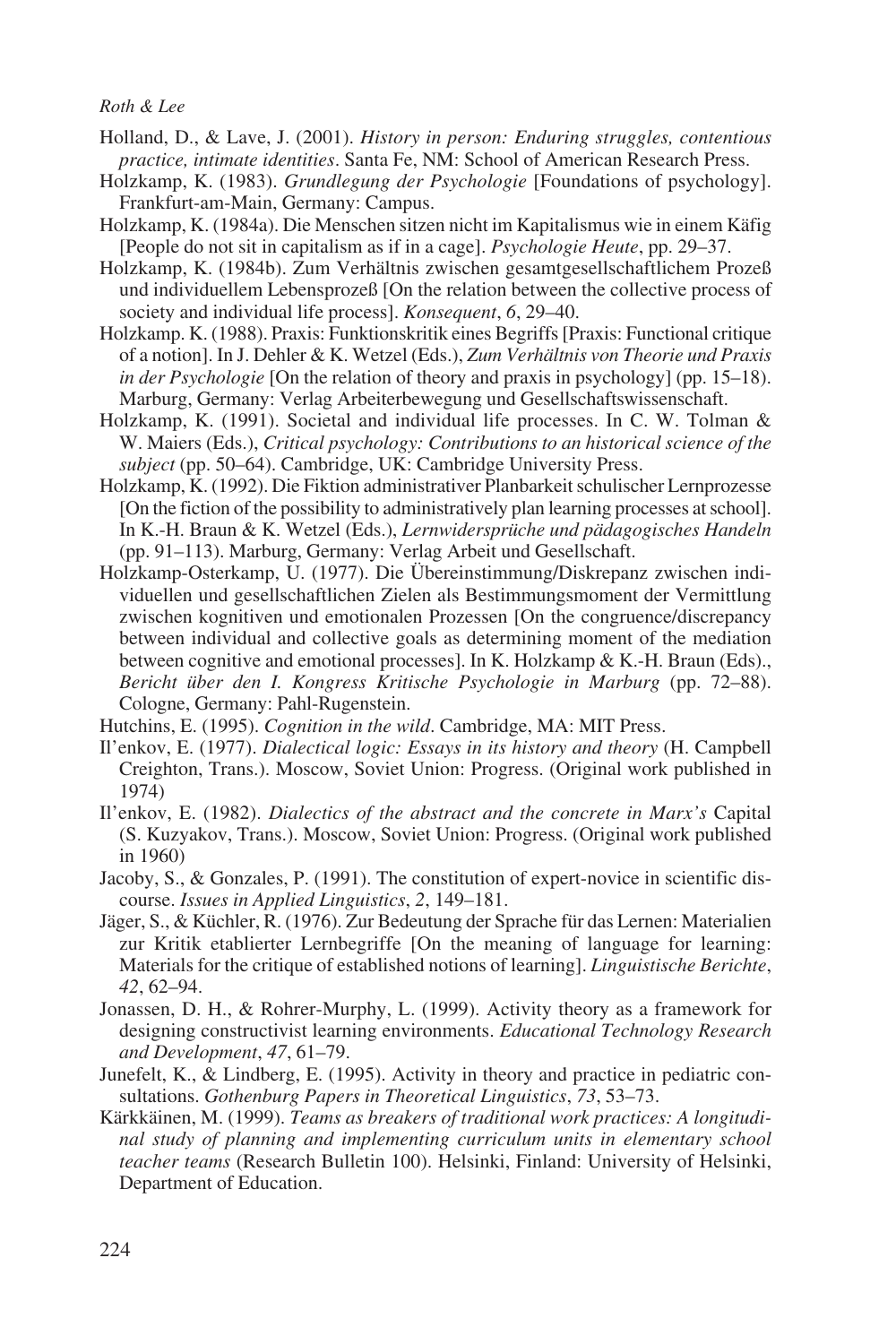Holland, D., & Lave, J. (2001). *History in person: Enduring struggles, contentious practice, intimate identities*. Santa Fe, NM: School of American Research Press.

Holzkamp, K. (1983). *Grundlegung der Psychologie* [Foundations of psychology]. Frankfurt-am-Main, Germany: Campus.

Holzkamp, K. (1984a). Die Menschen sitzen nicht im Kapitalismus wie in einem Käfig [People do not sit in capitalism as if in a cage]. *Psychologie Heute*, pp. 29–37.

Holzkamp, K. (1984b). Zum Verhältnis zwischen gesamtgesellschaftlichem Prozeß und individuellem Lebensprozeß [On the relation between the collective process of society and individual life process]. *Konsequent*, *6*, 29–40.

Holzkamp. K. (1988). Praxis: Funktionskritik eines Begriffs [Praxis: Functional critique of a notion]. In J. Dehler & K. Wetzel (Eds.), *Zum Verhältnis von Theorie und Praxis in der Psychologie* [On the relation of theory and praxis in psychology] (pp. 15–18). Marburg, Germany: Verlag Arbeiterbewegung und Gesellschaftswissenschaft.

Holzkamp, K. (1991). Societal and individual life processes. In C. W. Tolman & W. Maiers (Eds.), *Critical psychology: Contributions to an historical science of the subject* (pp. 50–64). Cambridge, UK: Cambridge University Press.

Holzkamp, K. (1992). Die Fiktion administrativer Planbarkeit schulischer Lernprozesse [On the fiction of the possibility to administratively plan learning processes at school]. In K.-H. Braun & K. Wetzel (Eds.), *Lernwidersprüche und pädagogisches Handeln* (pp. 91–113). Marburg, Germany: Verlag Arbeit und Gesellschaft.

Holzkamp-Osterkamp, U. (1977). Die Übereinstimmung/Diskrepanz zwischen individuellen und gesellschaftlichen Zielen als Bestimmungsmoment der Vermittlung zwischen kognitiven und emotionalen Prozessen [On the congruence/discrepancy between individual and collective goals as determining moment of the mediation between cognitive and emotional processes]. In K. Holzkamp & K.-H. Braun (Eds)., *Bericht über den I. Kongress Kritische Psychologie in Marburg* (pp. 72–88). Cologne, Germany: Pahl-Rugenstein.

Hutchins, E. (1995). *Cognition in the wild*. Cambridge, MA: MIT Press.

Il'enkov, E. (1977). *Dialectical logic: Essays in its history and theory* (H. Campbell Creighton, Trans.). Moscow, Soviet Union: Progress. (Original work published in 1974)

Il'enkov, E. (1982). *Dialectics of the abstract and the concrete in Marx's* Capital (S. Kuzyakov, Trans.). Moscow, Soviet Union: Progress. (Original work published in 1960)

Jacoby, S., & Gonzales, P. (1991). The constitution of expert-novice in scientific discourse. *Issues in Applied Linguistics*, *2*, 149–181.

Jäger, S., & Küchler, R. (1976). Zur Bedeutung der Sprache für das Lernen: Materialien zur Kritik etablierter Lernbegriffe [On the meaning of language for learning: Materials for the critique of established notions of learning]. *Linguistische Berichte*, *42*, 62–94.

Jonassen, D. H., & Rohrer-Murphy, L. (1999). Activity theory as a framework for designing constructivist learning environments. *Educational Technology Research and Development*, *47*, 61–79.

Junefelt, K., & Lindberg, E. (1995). Activity in theory and practice in pediatric consultations. *Gothenburg Papers in Theoretical Linguistics*, *73*, 53–73.

Kärkkäinen, M. (1999). *Teams as breakers of traditional work practices: A longitudinal study of planning and implementing curriculum units in elementary school teacher teams* (Research Bulletin 100). Helsinki, Finland: University of Helsinki, Department of Education.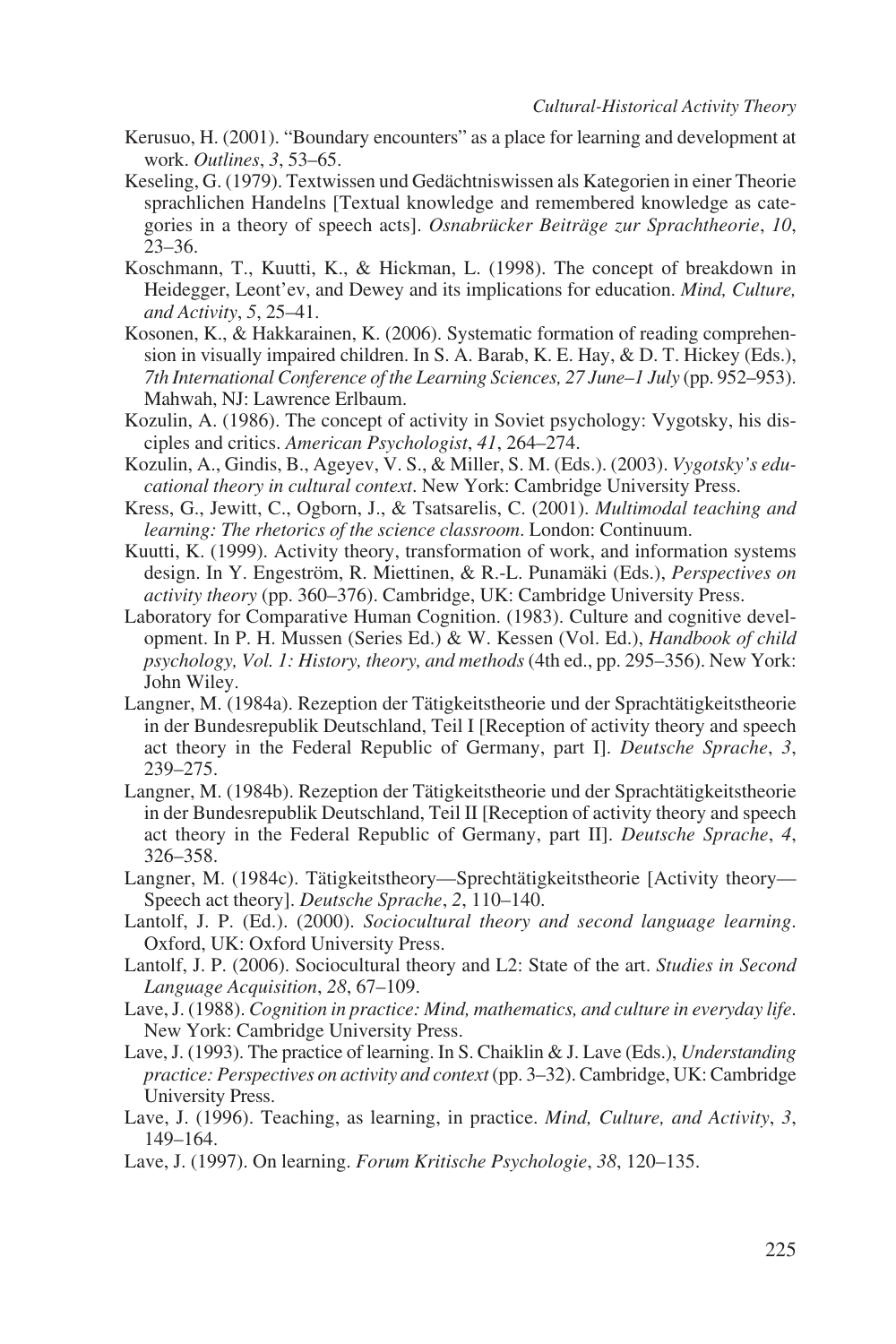Kerusuo, H. (2001). "Boundary encounters" as a place for learning and development at work. *Outlines*, *3*, 53–65.

Keseling, G. (1979). Textwissen und Gedächtniswissen als Kategorien in einer Theorie sprachlichen Handelns [Textual knowledge and remembered knowledge as categories in a theory of speech acts]. *Osnabrücker Beiträge zur Sprachtheorie*, *10*, 23–36.

Koschmann, T., Kuutti, K., & Hickman, L. (1998). The concept of breakdown in Heidegger, Leont'ev, and Dewey and its implications for education. *Mind, Culture, and Activity*, *5*, 25–41.

Kosonen, K., & Hakkarainen, K. (2006). Systematic formation of reading comprehension in visually impaired children. In S. A. Barab, K. E. Hay, & D. T. Hickey (Eds.), *7th International Conference of the Learning Sciences, 27 June–1 July* (pp. 952–953). Mahwah, NJ: Lawrence Erlbaum.

Kozulin, A. (1986). The concept of activity in Soviet psychology: Vygotsky, his disciples and critics. *American Psychologist*, *41*, 264–274.

Kozulin, A., Gindis, B., Ageyev, V. S., & Miller, S. M. (Eds.). (2003). *Vygotsky's educational theory in cultural context*. New York: Cambridge University Press.

Kress, G., Jewitt, C., Ogborn, J., & Tsatsarelis, C. (2001). *Multimodal teaching and learning: The rhetorics of the science classroom*. London: Continuum.

Kuutti, K. (1999). Activity theory, transformation of work, and information systems design. In Y. Engeström, R. Miettinen, & R.-L. Punamäki (Eds.), *Perspectives on activity theory* (pp. 360–376). Cambridge, UK: Cambridge University Press.

Laboratory for Comparative Human Cognition. (1983). Culture and cognitive development. In P. H. Mussen (Series Ed.) & W. Kessen (Vol. Ed.), *Handbook of child psychology, Vol. 1: History, theory, and methods* (4th ed., pp. 295–356). New York: John Wiley.

Langner, M. (1984a). Rezeption der Tätigkeitstheorie und der Sprachtätigkeitstheorie in der Bundesrepublik Deutschland, Teil I [Reception of activity theory and speech act theory in the Federal Republic of Germany, part I]. *Deutsche Sprache*, *3*, 239–275.

Langner, M. (1984b). Rezeption der Tätigkeitstheorie und der Sprachtätigkeitstheorie in der Bundesrepublik Deutschland, Teil II [Reception of activity theory and speech act theory in the Federal Republic of Germany, part II]. *Deutsche Sprache*, *4*, 326–358.

Langner, M. (1984c). Tätigkeitstheory—Sprechtätigkeitstheorie [Activity theory—Speech act theory]. *Deutsche Sprache*, *2*, 110–140.

Lantolf, J. P. (Ed.). (2000). *Sociocultural theory and second language learning*. Oxford, UK: Oxford University Press.

Lantolf, J. P. (2006). Sociocultural theory and L2: State of the art. *Studies in Second Language Acquisition*, *28*, 67–109.

Lave, J. (1988). *Cognition in practice: Mind, mathematics, and culture in everyday life*. New York: Cambridge University Press.

Lave, J. (1993). The practice of learning. In S. Chaiklin & J. Lave (Eds.), *Understanding practice: Perspectives on activity and context* (pp. 3–32). Cambridge, UK: Cambridge University Press.

Lave, J. (1996). Teaching, as learning, in practice. *Mind, Culture, and Activity*, *3*, 149–164.

Lave, J. (1997). On learning. *Forum Kritische Psychologie*, *38*, 120–135.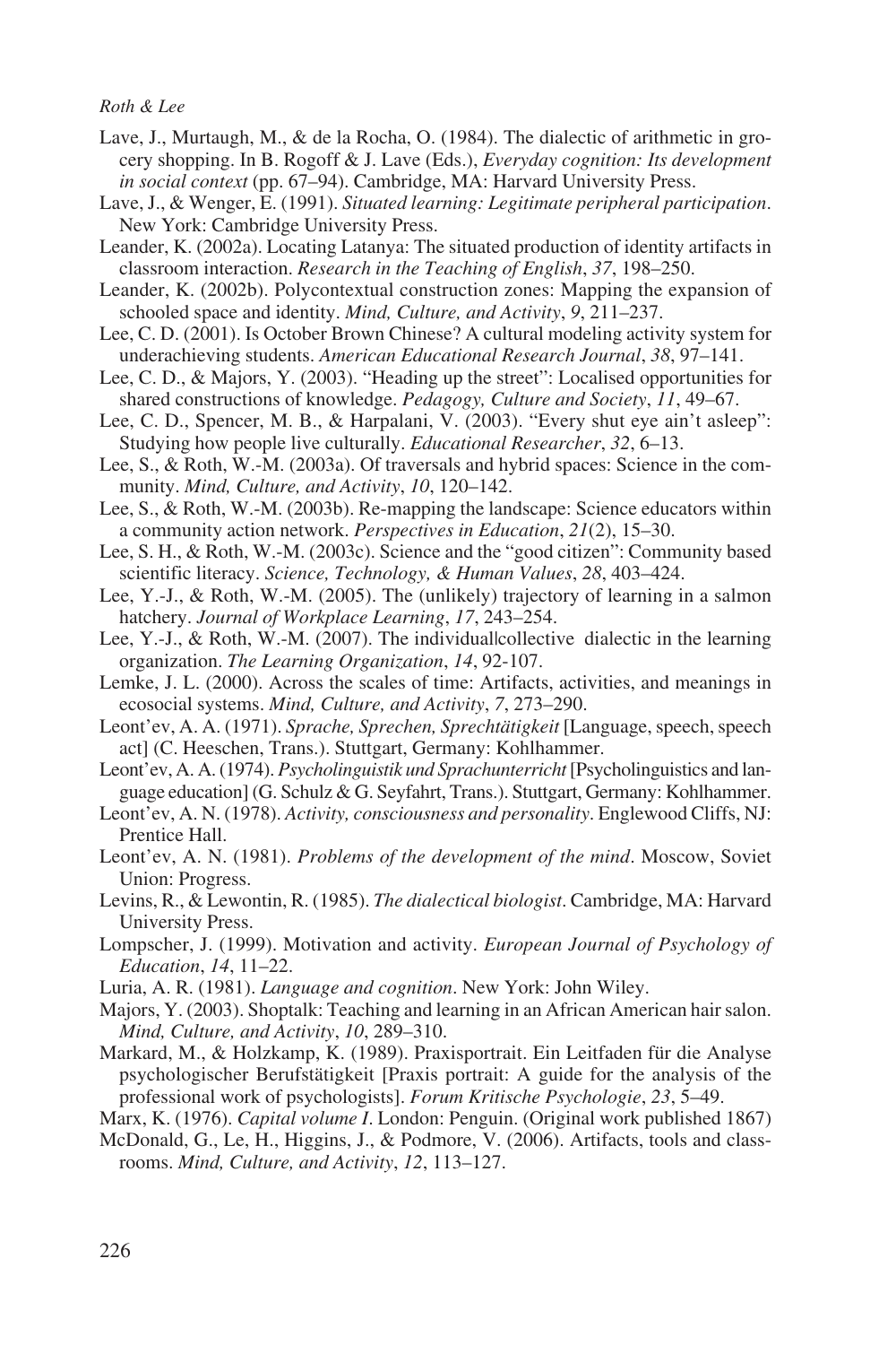Lave, J., Murtaugh, M., & de la Rocha, O. (1984). The dialectic of arithmetic in grocery shopping. In B. Rogoff & J. Lave (Eds.), *Everyday cognition: Its development in social context* (pp. 67–94). Cambridge, MA: Harvard University Press.

Lave, J., & Wenger, E. (1991). *Situated learning: Legitimate peripheral participation*. New York: Cambridge University Press.

Leander, K. (2002a). Locating Latanya: The situated production of identity artifacts in classroom interaction. *Research in the Teaching of English*, *37*, 198–250.

Leander, K. (2002b). Polycontextual construction zones: Mapping the expansion of schooled space and identity. *Mind, Culture, and Activity*, *9*, 211–237.

Lee, C. D. (2001). Is October Brown Chinese? A cultural modeling activity system for underachieving students. *American Educational Research Journal*, *38*, 97–141.

Lee, C. D., & Majors, Y. (2003). "Heading up the street": Localised opportunities for shared constructions of knowledge. *Pedagogy, Culture and Society*, *11*, 49–67.

Lee, C. D., Spencer, M. B., & Harpalani, V. (2003). "Every shut eye ain't asleep": Studying how people live culturally. *Educational Researcher*, *32*, 6–13.

Lee, S., & Roth, W.-M. (2003a). Of traversals and hybrid spaces: Science in the community. *Mind, Culture, and Activity*, *10*, 120–142.

Lee, S., & Roth, W.-M. (2003b). Re-mapping the landscape: Science educators within a community action network. *Perspectives in Education*, *21*(2), 15–30.

Lee, S. H., & Roth, W.-M. (2003c). Science and the "good citizen": Community based scientific literacy. *Science, Technology, & Human Values*, *28*, 403–424.

Lee, Y.-J., & Roth, W.-M. (2005). The (unlikely) trajectory of learning in a salmon hatchery. *Journal of Workplace Learning*, *17*, 243–254.

Lee, Y.-J., & Roth, W.-M. (2007). The individual|collective dialectic in the learning organization. *The Learning Organization*, *14*, 92-107.

Lemke, J. L. (2000). Across the scales of time: Artifacts, activities, and meanings in ecosocial systems. *Mind, Culture, and Activity*, *7*, 273–290.

Leont'ev, A. A. (1971). *Sprache, Sprechen, Sprechtätigkeit* [Language, speech, speech act] (C. Heeschen, Trans.). Stuttgart, Germany: Kohlhammer.

Leont'ev, A. A. (1974). *Psycholinguistik und Sprachunterricht* [Psycholinguistics and language education] (G. Schulz & G. Seyfahrt, Trans.). Stuttgart, Germany: Kohlhammer.

Leont'ev, A. N. (1978). *Activity, consciousness and personality*. Englewood Cliffs, NJ: Prentice Hall.

Leont'ev, A. N. (1981). *Problems of the development of the mind*. Moscow, Soviet Union: Progress.

Levins, R., & Lewontin, R. (1985). *The dialectical biologist*. Cambridge, MA: Harvard University Press.

Lompscher, J. (1999). Motivation and activity. *European Journal of Psychology of Education*, *14*, 11–22.

Luria, A. R. (1981). *Language and cognition*. New York: John Wiley.

Majors, Y. (2003). Shoptalk: Teaching and learning in an African American hair salon. *Mind, Culture, and Activity*, *10*, 289–310.

Markard, M., & Holzkamp, K. (1989). Praxisportrait. Ein Leitfaden für die Analyse psychologischer Berufstätigkeit [Praxis portrait: A guide for the analysis of the professional work of psychologists]. *Forum Kritische Psychologie*, *23*, 5–49.

Marx, K. (1976). *Capital volume I*. London: Penguin. (Original work published 1867)

McDonald, G., Le, H., Higgins, J., & Podmore, V. (2006). Artifacts, tools and classrooms. *Mind, Culture, and Activity*, *12*, 113–127.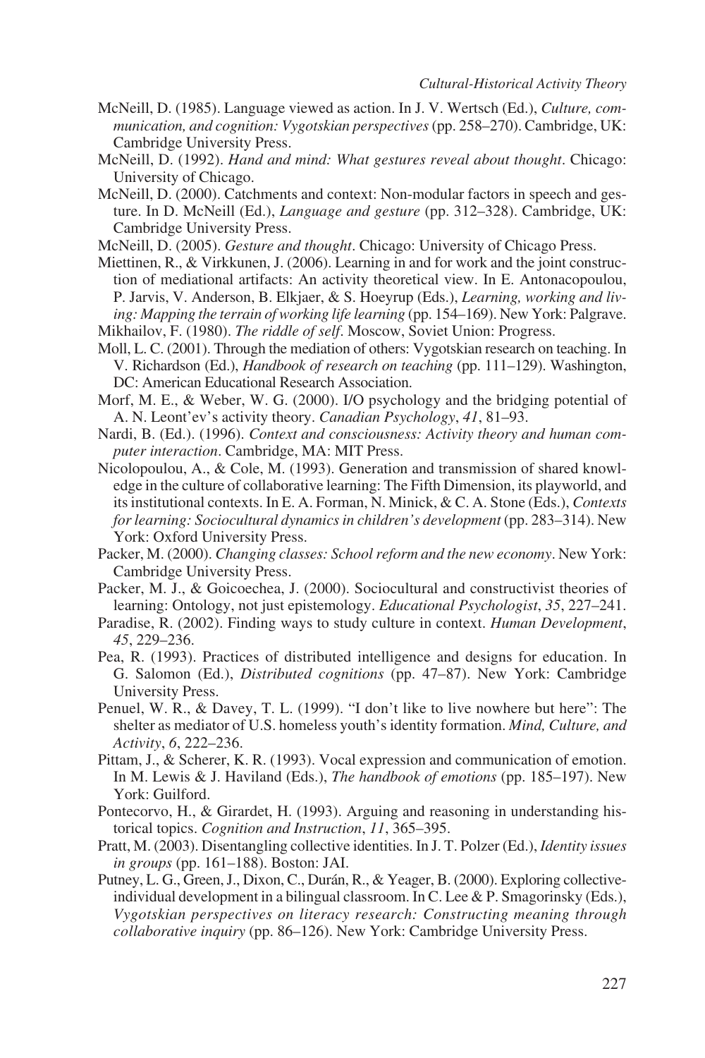McNeill, D. (1985). Language viewed as action. In J. V. Wertsch (Ed.), *Culture, communication, and cognition: Vygotskian perspectives* (pp. 258–270). Cambridge, UK: Cambridge University Press.

McNeill, D. (1992). *Hand and mind: What gestures reveal about thought*. Chicago: University of Chicago.

McNeill, D. (2000). Catchments and context: Non-modular factors in speech and gesture. In D. McNeill (Ed.), *Language and gesture* (pp. 312–328). Cambridge, UK: Cambridge University Press.

McNeill, D. (2005). *Gesture and thought*. Chicago: University of Chicago Press.

Miettinen, R., & Virkkunen, J. (2006). Learning in and for work and the joint construction of mediational artifacts: An activity theoretical view. In E. Antonacopoulou, P. Jarvis, V. Anderson, B. Elkjaer, & S. Hoeyrup (Eds.), *Learning, working and living: Mapping the terrain of working life learning* (pp. 154–169). New York: Palgrave.

Mikhailov, F. (1980). *The riddle of self*. Moscow, Soviet Union: Progress.

Moll, L. C. (2001). Through the mediation of others: Vygotskian research on teaching. In V. Richardson (Ed.), *Handbook of research on teaching* (pp. 111–129). Washington, DC: American Educational Research Association.

Morf, M. E., & Weber, W. G. (2000). I/O psychology and the bridging potential of A. N. Leont'ev's activity theory. *Canadian Psychology*, *41*, 81–93.

Nardi, B. (Ed.). (1996). *Context and consciousness: Activity theory and human computer interaction*. Cambridge, MA: MIT Press.

Nicolopoulou, A., & Cole, M. (1993). Generation and transmission of shared knowledge in the culture of collaborative learning: The Fifth Dimension, its playworld, and its institutional contexts. In E. A. Forman, N. Minick, & C. A. Stone (Eds.), *Contexts for learning: Sociocultural dynamics in children's development* (pp. 283–314). New York: Oxford University Press.

Packer, M. (2000). *Changing classes: School reform and the new economy*. New York: Cambridge University Press.

Packer, M. J., & Goicoechea, J. (2000). Sociocultural and constructivist theories of learning: Ontology, not just epistemology. *Educational Psychologist*, *35*, 227–241.

Paradise, R. (2002). Finding ways to study culture in context. *Human Development*, *45*, 229–236.

Pea, R. (1993). Practices of distributed intelligence and designs for education. In G. Salomon (Ed.), *Distributed cognitions* (pp. 47–87). New York: Cambridge University Press.

Penuel, W. R., & Davey, T. L. (1999). "I don't like to live nowhere but here": The shelter as mediator of U.S. homeless youth's identity formation. *Mind, Culture, and Activity*, *6*, 222–236.

Pittam, J., & Scherer, K. R. (1993). Vocal expression and communication of emotion. In M. Lewis & J. Haviland (Eds.), *The handbook of emotions* (pp. 185–197). New York: Guilford.

Pontecorvo, H., & Girardet, H. (1993). Arguing and reasoning in understanding historical topics. *Cognition and Instruction*, *11*, 365–395.

Pratt, M. (2003). Disentangling collective identities. In J. T. Polzer (Ed.), *Identity issues in groups* (pp. 161–188). Boston: JAI.

Putney, L. G., Green, J., Dixon, C., Durán, R., & Yeager, B. (2000). Exploring collective-individual development in a bilingual classroom. In C. Lee & P. Smagorinsky (Eds.), *Vygotskian perspectives on literacy research: Constructing meaning through collaborative inquiry* (pp. 86–126). New York: Cambridge University Press.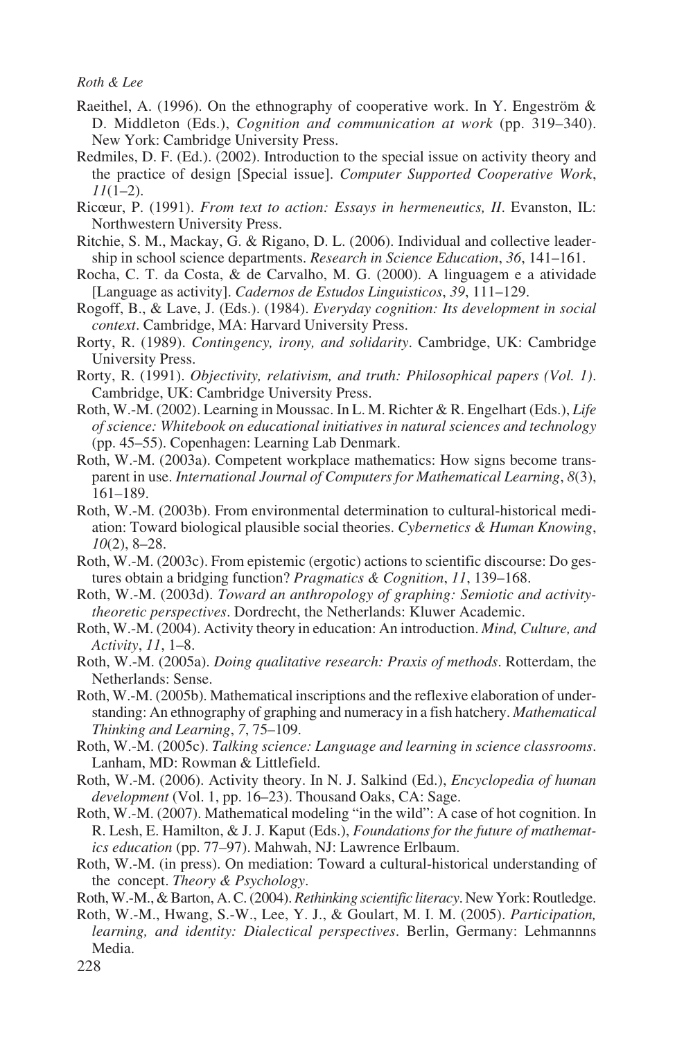Raeithel, A. (1996). On the ethnography of cooperative work. In Y. Engeström & D. Middleton (Eds.), *Cognition and communication at work* (pp. 319–340). New York: Cambridge University Press.

Redmiles, D. F. (Ed.). (2002). Introduction to the special issue on activity theory and the practice of design [Special issue]. *Computer Supported Cooperative Work*, *11*(1–2).

Ricœur, P. (1991). *From text to action: Essays in hermeneutics, II*. Evanston, IL: Northwestern University Press.

Ritchie, S. M., Mackay, G. & Rigano, D. L. (2006). Individual and collective leadership in school science departments. *Research in Science Education*, *36*, 141–161.

Rocha, C. T. da Costa, & de Carvalho, M. G. (2000). A linguagem e a atividade [Language as activity]. *Cadernos de Estudos Linguisticos*, *39*, 111–129.

Rogoff, B., & Lave, J. (Eds.). (1984). *Everyday cognition: Its development in social context*. Cambridge, MA: Harvard University Press.

Rorty, R. (1989). *Contingency, irony, and solidarity*. Cambridge, UK: Cambridge University Press.

Rorty, R. (1991). *Objectivity, relativism, and truth: Philosophical papers (Vol. 1)*. Cambridge, UK: Cambridge University Press.

Roth, W.-M. (2002). Learning in Moussac. In L. M. Richter & R. Engelhart (Eds.), *Life of science: Whitebook on educational initiatives in natural sciences and technology* (pp. 45–55). Copenhagen: Learning Lab Denmark.

Roth, W.-M. (2003a). Competent workplace mathematics: How signs become transparent in use. *International Journal of Computers for Mathematical Learning*, *8*(3), 161–189.

Roth, W.-M. (2003b). From environmental determination to cultural-historical mediation: Toward biological plausible social theories. *Cybernetics & Human Knowing*, *10*(2), 8–28.

Roth, W.-M. (2003c). From epistemic (ergotic) actions to scientific discourse: Do gestures obtain a bridging function? *Pragmatics & Cognition*, *11*, 139–168.

Roth, W.-M. (2003d). *Toward an anthropology of graphing: Semiotic and activity-theoretic perspectives*. Dordrecht, the Netherlands: Kluwer Academic.

Roth, W.-M. (2004). Activity theory in education: An introduction. *Mind, Culture, and Activity*, *11*, 1–8.

Roth, W.-M. (2005a). *Doing qualitative research: Praxis of methods*. Rotterdam, the Netherlands: Sense.

Roth, W.-M. (2005b). Mathematical inscriptions and the reflexive elaboration of understanding: An ethnography of graphing and numeracy in a fish hatchery. *Mathematical Thinking and Learning*, *7*, 75–109.

Roth, W.-M. (2005c). *Talking science: Language and learning in science classrooms*. Lanham, MD: Rowman & Littlefield.

Roth, W.-M. (2006). Activity theory. In N. J. Salkind (Ed.), *Encyclopedia of human development* (Vol. 1, pp. 16–23). Thousand Oaks, CA: Sage.

Roth, W.-M. (2007). Mathematical modeling "in the wild": A case of hot cognition. In R. Lesh, E. Hamilton, & J. J. Kaput (Eds.), *Foundations for the future of mathematics education* (pp. 77–97). Mahwah, NJ: Lawrence Erlbaum.

Roth, W.-M. (in press). On mediation: Toward a cultural-historical understanding of the concept. *Theory & Psychology*.

Roth, W.-M., & Barton, A. C. (2004). *Rethinking scientific literacy*. New York: Routledge.

Roth, W.-M., Hwang, S.-W., Lee, Y. J., & Goulart, M. I. M. (2005). *Participation, learning, and identity: Dialectical perspectives*. Berlin, Germany: Lehmannns Media.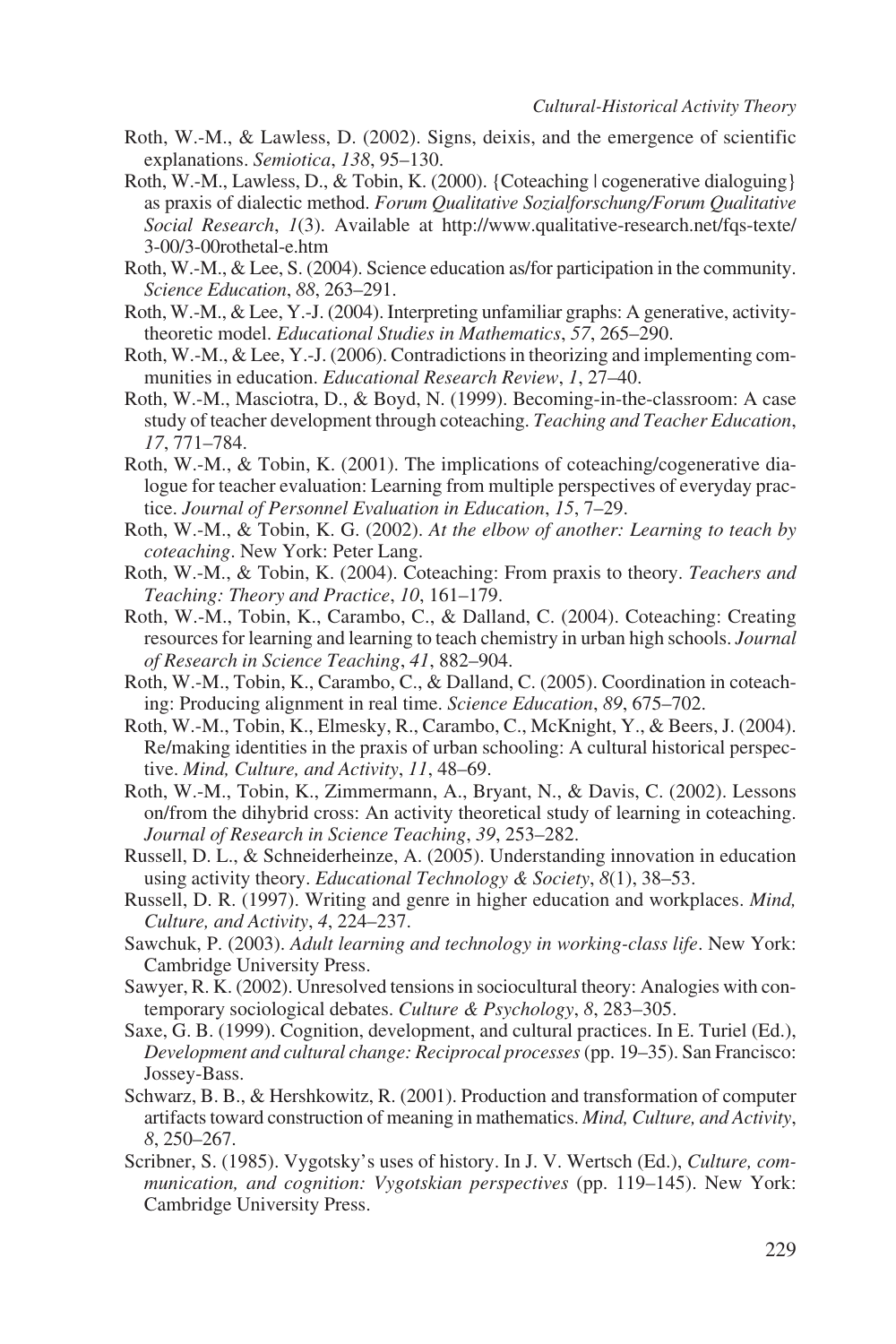Roth, W.-M., & Lawless, D. (2002). Signs, deixis, and the emergence of scientific explanations. *Semiotica*, *138*, 95–130.

Roth, W.-M., Lawless, D., & Tobin, K. (2000). {Coteaching | cogenerative dialoguing} as praxis of dialectic method. *Forum Qualitative Sozialforschung/Forum Qualitative Social Research*, *1*(3). Available at http://www.qualitative-research.net/fqs-texte/3-00/3-00rothetal-e.htm

Roth, W.-M., & Lee, S. (2004). Science education as/for participation in the community. *Science Education*, *88*, 263–291.

Roth, W.-M., & Lee, Y.-J. (2004). Interpreting unfamiliar graphs: A generative, activity-theoretic model. *Educational Studies in Mathematics*, *57*, 265–290.

Roth, W.-M., & Lee, Y.-J. (2006). Contradictions in theorizing and implementing communities in education. *Educational Research Review*, *1*, 27–40.

Roth, W.-M., Masciotra, D., & Boyd, N. (1999). Becoming-in-the-classroom: A case study of teacher development through coteaching. *Teaching and Teacher Education*, *17*, 771–784.

Roth, W.-M., & Tobin, K. (2001). The implications of coteaching/cogenerative dialogue for teacher evaluation: Learning from multiple perspectives of everyday practice. *Journal of Personnel Evaluation in Education*, *15*, 7–29.

Roth, W.-M., & Tobin, K. G. (2002). *At the elbow of another: Learning to teach by coteaching*. New York: Peter Lang.

Roth, W.-M., & Tobin, K. (2004). Coteaching: From praxis to theory. *Teachers and Teaching: Theory and Practice*, *10*, 161–179.

Roth, W.-M., Tobin, K., Carambo, C., & Dalland, C. (2004). Coteaching: Creating resources for learning and learning to teach chemistry in urban high schools. *Journal of Research in Science Teaching*, *41*, 882–904.

Roth, W.-M., Tobin, K., Carambo, C., & Dalland, C. (2005). Coordination in coteaching: Producing alignment in real time. *Science Education*, *89*, 675–702.

Roth, W.-M., Tobin, K., Elmesky, R., Carambo, C., McKnight, Y., & Beers, J. (2004). Re/making identities in the praxis of urban schooling: A cultural historical perspective. *Mind, Culture, and Activity*, *11*, 48–69.

Roth, W.-M., Tobin, K., Zimmermann, A., Bryant, N., & Davis, C. (2002). Lessons on/from the dihybrid cross: An activity theoretical study of learning in coteaching. *Journal of Research in Science Teaching*, *39*, 253–282.

Russell, D. L., & Schneiderheinze, A. (2005). Understanding innovation in education using activity theory. *Educational Technology & Society*, *8*(1), 38–53.

Russell, D. R. (1997). Writing and genre in higher education and workplaces. *Mind, Culture, and Activity*, *4*, 224–237.

Sawchuk, P. (2003). *Adult learning and technology in working-class life*. New York: Cambridge University Press.

Sawyer, R. K. (2002). Unresolved tensions in sociocultural theory: Analogies with contemporary sociological debates. *Culture & Psychology*, *8*, 283–305.

Saxe, G. B. (1999). Cognition, development, and cultural practices. In E. Turiel (Ed.), *Development and cultural change: Reciprocal processes* (pp. 19–35). San Francisco: Jossey-Bass.

Schwarz, B. B., & Hershkowitz, R. (2001). Production and transformation of computer artifacts toward construction of meaning in mathematics. *Mind, Culture, and Activity*, *8*, 250–267.

Scribner, S. (1985). Vygotsky's uses of history. In J. V. Wertsch (Ed.), *Culture, communication, and cognition: Vygotskian perspectives* (pp. 119–145). New York: Cambridge University Press.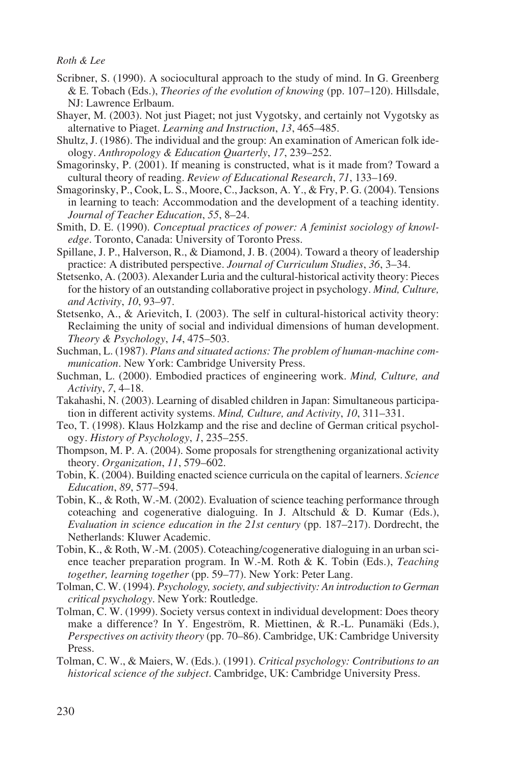Scribner, S. (1990). A sociocultural approach to the study of mind. In G. Greenberg & E. Tobach (Eds.), *Theories of the evolution of knowing* (pp. 107–120). Hillsdale, NJ: Lawrence Erlbaum.

Shayer, M. (2003). Not just Piaget; not just Vygotsky, and certainly not Vygotsky as alternative to Piaget. *Learning and Instruction*, *13*, 465–485.

Shultz, J. (1986). The individual and the group: An examination of American folk ideology. *Anthropology & Education Quarterly*, *17*, 239–252.

Smagorinsky, P. (2001). If meaning is constructed, what is it made from? Toward a cultural theory of reading. *Review of Educational Research*, *71*, 133–169.

Smagorinsky, P., Cook, L. S., Moore, C., Jackson, A. Y., & Fry, P. G. (2004). Tensions in learning to teach: Accommodation and the development of a teaching identity. *Journal of Teacher Education*, *55*, 8–24.

Smith, D. E. (1990). *Conceptual practices of power: A feminist sociology of knowledge*. Toronto, Canada: University of Toronto Press.

Spillane, J. P., Halverson, R., & Diamond, J. B. (2004). Toward a theory of leadership practice: A distributed perspective. *Journal of Curriculum Studies*, *36*, 3–34.

Stetsenko, A. (2003). Alexander Luria and the cultural-historical activity theory: Pieces for the history of an outstanding collaborative project in psychology. *Mind, Culture, and Activity*, *10*, 93–97.

Stetsenko, A., & Arievitch, I. (2003). The self in cultural-historical activity theory: Reclaiming the unity of social and individual dimensions of human development. *Theory & Psychology*, *14*, 475–503.

Suchman, L. (1987). *Plans and situated actions: The problem of human-machine communication*. New York: Cambridge University Press.

Suchman, L. (2000). Embodied practices of engineering work. *Mind, Culture, and Activity*, *7*, 4–18.

Takahashi, N. (2003). Learning of disabled children in Japan: Simultaneous participation in different activity systems. *Mind, Culture, and Activity*, *10*, 311–331.

Teo, T. (1998). Klaus Holzkamp and the rise and decline of German critical psychology. *History of Psychology*, *1*, 235–255.

Thompson, M. P. A. (2004). Some proposals for strengthening organizational activity theory. *Organization*, *11*, 579–602.

Tobin, K. (2004). Building enacted science curricula on the capital of learners. *Science Education*, *89*, 577–594.

Tobin, K., & Roth, W.-M. (2002). Evaluation of science teaching performance through coteaching and cogenerative dialoguing. In J. Altschuld & D. Kumar (Eds.), *Evaluation in science education in the 21st century* (pp. 187–217). Dordrecht, the Netherlands: Kluwer Academic.

Tobin, K., & Roth, W.-M. (2005). Coteaching/cogenerative dialoguing in an urban science teacher preparation program. In W.-M. Roth & K. Tobin (Eds.), *Teaching together, learning together* (pp. 59–77). New York: Peter Lang.

Tolman, C. W. (1994). *Psychology, society, and subjectivity: An introduction to German critical psychology*. New York: Routledge.

Tolman, C. W. (1999). Society versus context in individual development: Does theory make a difference? In Y. Engeström, R. Miettinen, & R.-L. Punamäki (Eds.), *Perspectives on activity theory* (pp. 70–86). Cambridge, UK: Cambridge University Press.

Tolman, C. W., & Maiers, W. (Eds.). (1991). *Critical psychology: Contributions to an historical science of the subject*. Cambridge, UK: Cambridge University Press.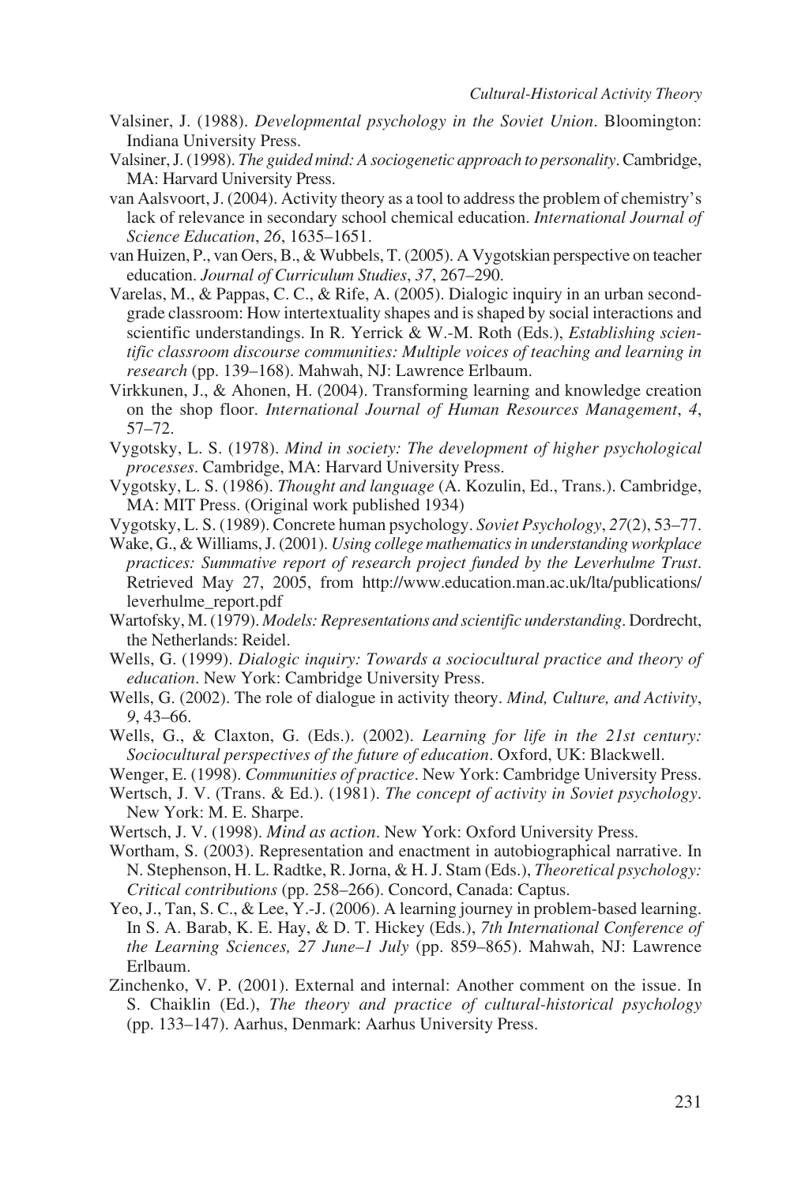Valsiner, J. (1988). *Developmental psychology in the Soviet Union*. Bloomington: Indiana University Press.

Valsiner, J. (1998). *The guided mind: A sociogenetic approach to personality*. Cambridge, MA: Harvard University Press.

van Aalsvoort, J. (2004). Activity theory as a tool to address the problem of chemistry's lack of relevance in secondary school chemical education. *International Journal of Science Education*, *26*, 1635–1651.

van Huizen, P., van Oers, B., & Wubbels, T. (2005). A Vygotskian perspective on teacher education. *Journal of Curriculum Studies*, *37*, 267–290.

Varelas, M., & Pappas, C. C., & Rife, A. (2005). Dialogic inquiry in an urban second-grade classroom: How intertextuality shapes and is shaped by social interactions and scientific understandings. In R. Yerrick & W.-M. Roth (Eds.), *Establishing scientific classroom discourse communities: Multiple voices of teaching and learning in research* (pp. 139–168). Mahwah, NJ: Lawrence Erlbaum.

Virkkunen, J., & Ahonen, H. (2004). Transforming learning and knowledge creation on the shop floor. *International Journal of Human Resources Management*, *4*, 57–72.

Vygotsky, L. S. (1978). *Mind in society: The development of higher psychological processes*. Cambridge, MA: Harvard University Press.

Vygotsky, L. S. (1986). *Thought and language* (A. Kozulin, Ed., Trans.). Cambridge, MA: MIT Press. (Original work published 1934)

Vygotsky, L. S. (1989). Concrete human psychology. *Soviet Psychology*, *27*(2), 53–77.

Wake, G., & Williams, J. (2001). *Using college mathematics in understanding workplace practices: Summative report of research project funded by the Leverhulme Trust*. Retrieved May 27, 2005, from http://www.education.man.ac.uk/lta/publications/leverhulme_report.pdf

Wartofsky, M. (1979). *Models: Representations and scientific understanding*. Dordrecht, the Netherlands: Reidel.

Wells, G. (1999). *Dialogic inquiry: Towards a sociocultural practice and theory of education*. New York: Cambridge University Press.

Wells, G. (2002). The role of dialogue in activity theory. *Mind, Culture, and Activity*, *9*, 43–66.

Wells, G., & Claxton, G. (Eds.). (2002). *Learning for life in the 21st century: Sociocultural perspectives of the future of education*. Oxford, UK: Blackwell.

Wenger, E. (1998). *Communities of practice*. New York: Cambridge University Press.

Wertsch, J. V. (Trans. & Ed.). (1981). *The concept of activity in Soviet psychology*. New York: M. E. Sharpe.

Wertsch, J. V. (1998). *Mind as action*. New York: Oxford University Press.

Wortham, S. (2003). Representation and enactment in autobiographical narrative. In N. Stephenson, H. L. Radtke, R. Jorna, & H. J. Stam (Eds.), *Theoretical psychology: Critical contributions* (pp. 258–266). Concord, Canada: Captus.

Yeo, J., Tan, S. C., & Lee, Y.-J. (2006). A learning journey in problem-based learning. In S. A. Barab, K. E. Hay, & D. T. Hickey (Eds.), *7th International Conference of the Learning Sciences, 27 June–1 July* (pp. 859–865). Mahwah, NJ: Lawrence Erlbaum.

Zinchenko, V. P. (2001). External and internal: Another comment on the issue. In S. Chaiklin (Ed.), *The theory and practice of cultural-historical psychology* (pp. 133–147). Aarhus, Denmark: Aarhus University Press.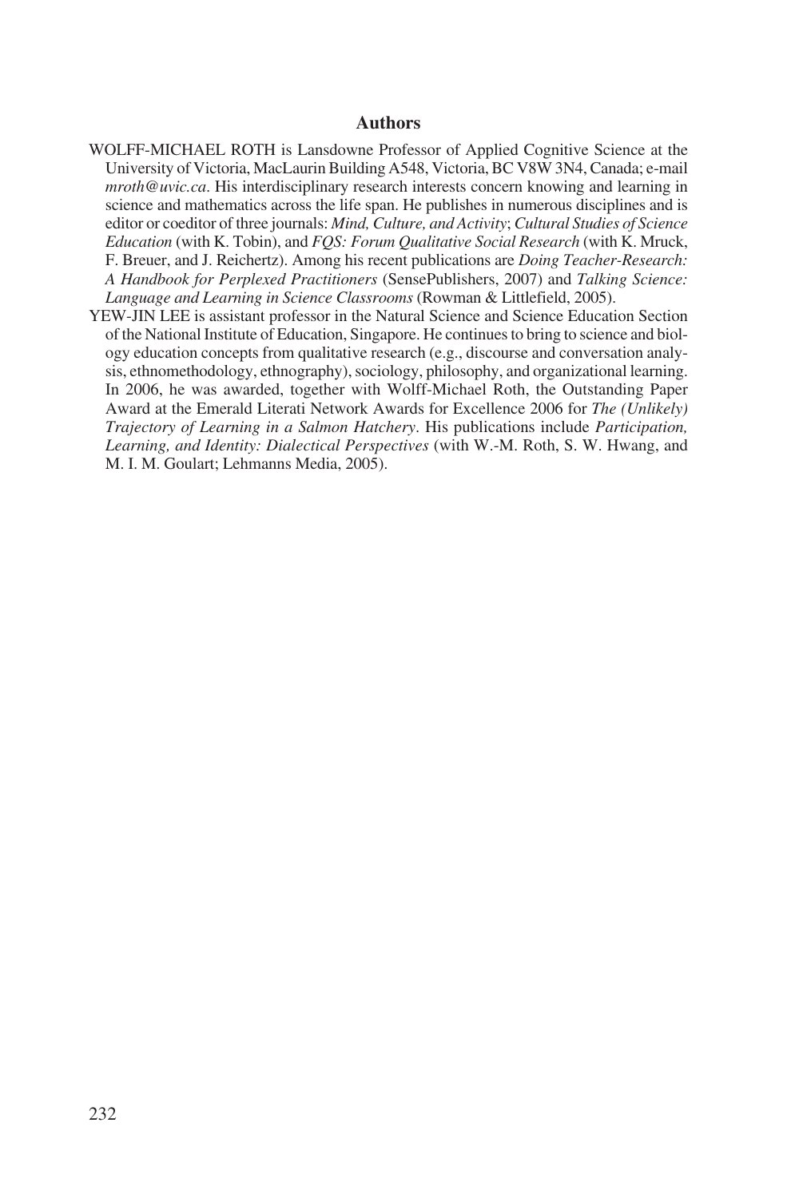## Authors

WOLFF-MICHAEL ROTH is Lansdowne Professor of Applied Cognitive Science at the University of Victoria, MacLaurin Building A548, Victoria, BC V8W 3N4, Canada; e-mail *mroth@uvic.ca*. His interdisciplinary research interests concern knowing and learning in science and mathematics across the life span. He publishes in numerous disciplines and is editor or coeditor of three journals: *Mind, Culture, and Activity*; *Cultural Studies of Science Education* (with K. Tobin), and *FQS: Forum Qualitative Social Research* (with K. Mruck, F. Breuer, and J. Reichertz). Among his recent publications are *Doing Teacher-Research: A Handbook for Perplexed Practitioners* (SensePublishers, 2007) and *Talking Science: Language and Learning in Science Classrooms* (Rowman & Littlefield, 2005).

YEW-JIN LEE is assistant professor in the Natural Science and Science Education Section of the National Institute of Education, Singapore. He continues to bring to science and biology education concepts from qualitative research (e.g., discourse and conversation analysis, ethnomethodology, ethnography), sociology, philosophy, and organizational learning. In 2006, he was awarded, together with Wolff-Michael Roth, the Outstanding Paper Award at the Emerald Literati Network Awards for Excellence 2006 for *The (Unlikely) Trajectory of Learning in a Salmon Hatchery*. His publications include *Participation, Learning, and Identity: Dialectical Perspectives* (with W.-M. Roth, S. W. Hwang, and M. I. M. Goulart; Lehmanns Media, 2005).